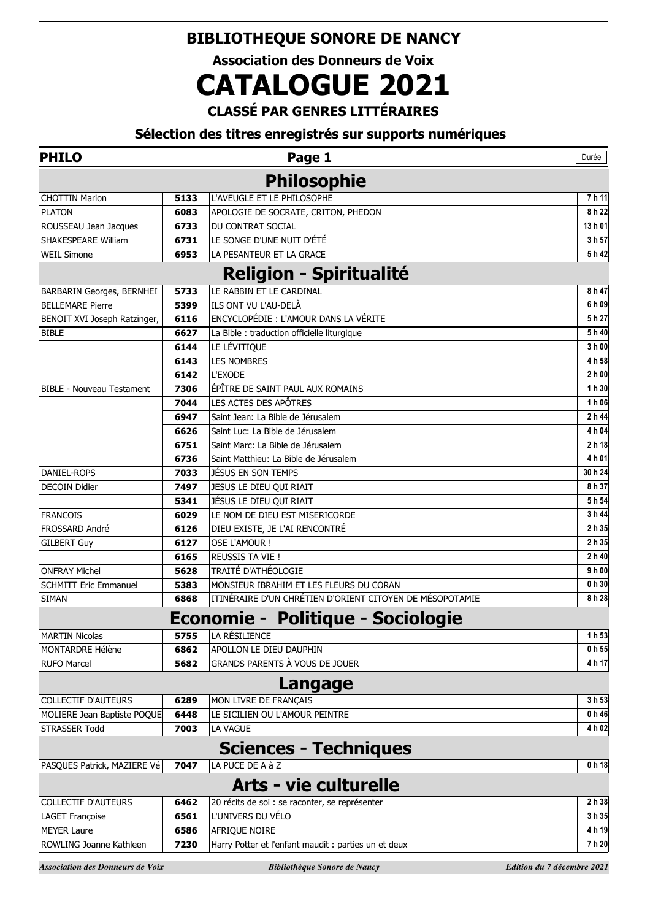# BIBLIOTHEQUE SONORE DE NANCY

**Association des Donneurs de Voix**

# CATALOGUE 2021

**CLASSÉ PAR GENRES LITTÉRAIRES**

**Sélection des titres enregistrés sur supports numériques**

**PHILO** — Durée

## Philosophie

| | | | |
|---|---|---|---|
| CHOTTIN Marion | 5133 | L'AVEUGLE ET LE PHILOSOPHE | 7 h 11 |
| PLATON | 6083 | APOLOGIE DE SOCRATE, CRITON, PHEDON | 8 h 22 |
| ROUSSEAU Jean Jacques | 6733 | DU CONTRAT SOCIAL | 13 h 01 |
| SHAKESPEARE William | 6731 | LE SONGE D'UNE NUIT D'ÉTÉ | 3 h 57 |
| WEIL Simone | 6953 | LA PESANTEUR ET LA GRACE | 5 h 42 |

## Religion - Spiritualité

| | | | |
|---|---|---|---|
| BARBARIN Georges, BERNHEI | 5733 | LE RABBIN ET LE CARDINAL | 8 h 47 |
| BELLEMARE Pierre | 5399 | ILS ONT VU L'AU-DELÀ | 6 h 09 |
| BENOIT XVI Joseph Ratzinger, | 6116 | ENCYCLOPÉDIE : L'AMOUR DANS LA VÉRITE | 5 h 27 |
| BIBLE | 6627 | La Bible : traduction officielle liturgique | 5 h 40 |
| | 6144 | LE LÉVITIQUE | 3 h 00 |
| | 6143 | LES NOMBRES | 4 h 58 |
| | 6142 | L'EXODE | 2 h 00 |
| BIBLE - Nouveau Testament | 7306 | ÉPÎTRE DE SAINT PAUL AUX ROMAINS | 1 h 30 |
| | 7044 | LES ACTES DES APÔTRES | 1 h 06 |
| | 6947 | Saint Jean: La Bible de Jérusalem | 2 h 44 |
| | 6626 | Saint Luc: La Bible de Jérusalem | 4 h 04 |
| | 6751 | Saint Marc: La Bible de Jérusalem | 2 h 18 |
| | 6736 | Saint Matthieu: La Bible de Jérusalem | 4 h 01 |
| DANIEL-ROPS | 7033 | JÉSUS EN SON TEMPS | 30 h 24 |
| DECOIN Didier | 7497 | JESUS LE DIEU QUI RIAIT | 8 h 37 |
| | 5341 | JÉSUS LE DIEU QUI RIAIT | 5 h 54 |
| FRANCOIS | 6029 | LE NOM DE DIEU EST MISERICORDE | 3 h 44 |
| FROSSARD André | 6126 | DIEU EXISTE, JE L'AI RENCONTRÉ | 2 h 35 |
| GILBERT Guy | 6127 | OSE L'AMOUR ! | 2 h 35 |
| | 6165 | REUSSIS TA VIE ! | 2 h 40 |
| ONFRAY Michel | 5628 | TRAITÉ D'ATHÉOLOGIE | 9 h 00 |
| SCHMITT Eric Emmanuel | 5383 | MONSIEUR IBRAHIM ET LES FLEURS DU CORAN | 0 h 30 |
| SIMAN | 6868 | ITINÉRAIRE D'UN CHRÉTIEN D'ORIENT CITOYEN DE MÉSOPOTAMIE | 8 h 28 |

## Economie - Politique - Sociologie

| | | | |
|---|---|---|---|
| MARTIN Nicolas | 5755 | LA RÉSILIENCE | 1 h 53 |
| MONTARDRE Hélène | 6862 | APOLLON LE DIEU DAUPHIN | 0 h 55 |
| RUFO Marcel | 5682 | GRANDS PARENTS À VOUS DE JOUER | 4 h 17 |

## Langage

| | | | |
|---|---|---|---|
| COLLECTIF D'AUTEURS | 6289 | MON LIVRE DE FRANÇAIS | 3 h 53 |
| MOLIERE Jean Baptiste POQUE | 6448 | LE SICILIEN OU L'AMOUR PEINTRE | 0 h 46 |
| STRASSER Todd | 7003 | LA VAGUE | 4 h 02 |

## Sciences - Techniques

| | | | |
|---|---|---|---|
| PASQUES Patrick, MAZIERE Vé | 7047 | LA PUCE DE A à Z | 0 h 18 |

## Arts - vie culturelle

| | | | |
|---|---|---|---|
| COLLECTIF D'AUTEURS | 6462 | 20 récits de soi : se raconter, se représenter | 2 h 38 |
| LAGET Françoise | 6561 | L'UNIVERS DU VÉLO | 3 h 35 |
| MEYER Laure | 6586 | AFRIQUE NOIRE | 4 h 19 |
| ROWLING Joanne Kathleen | 7230 | Harry Potter et l'enfant maudit : parties un et deux | 7 h 20 |

*Edition du 7 décembre 2021*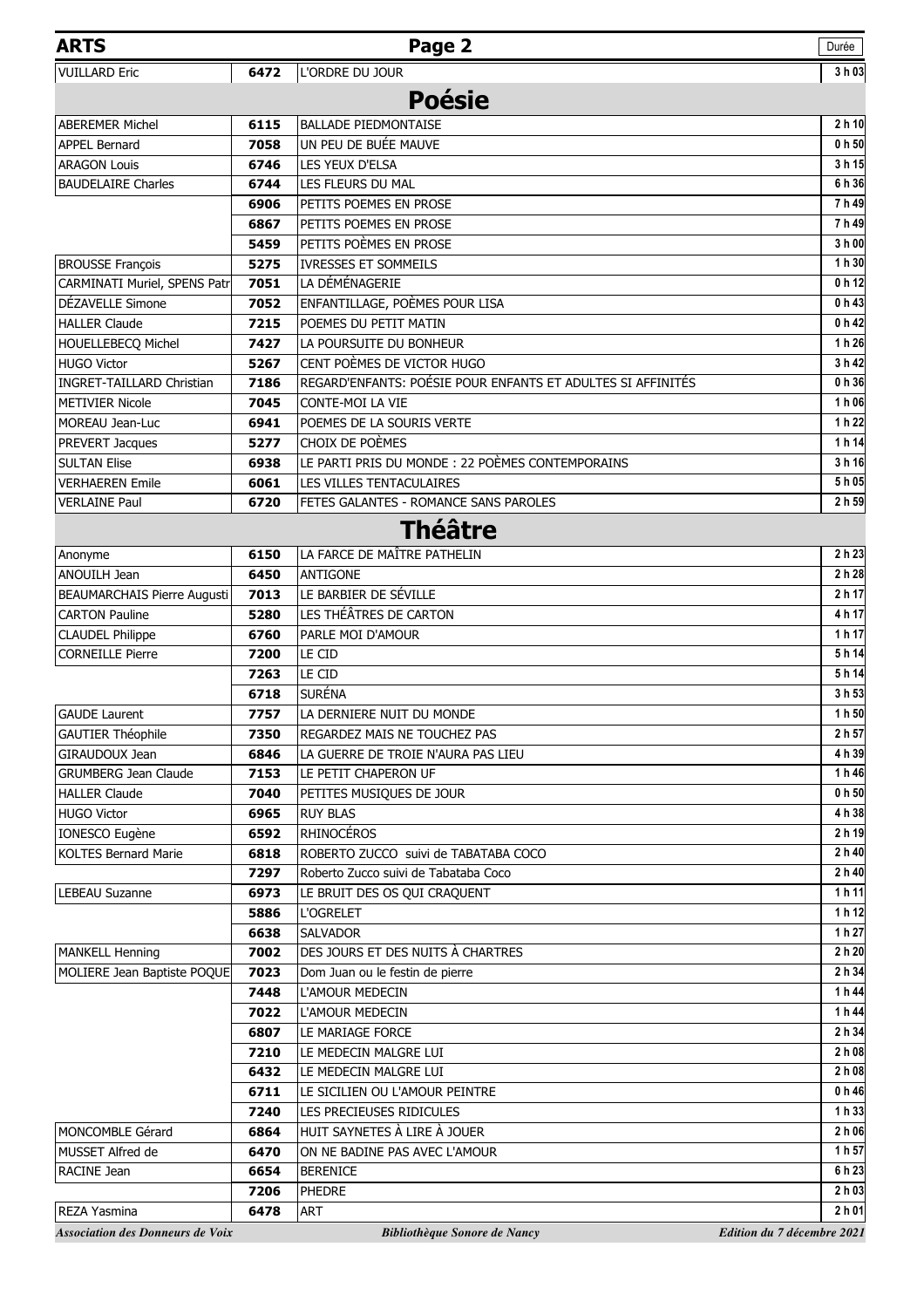# ARTS

| | | | Durée |
|---|---|---|---|
| VUILLARD Eric | 6472 | L'ORDRE DU JOUR | 3 h 03 |

## Poésie

| | | | |
|---|---|---|---|
| ABEREMER Michel | 6115 | BALLADE PIEDMONTAISE | 2 h 10 |
| APPEL Bernard | 7058 | UN PEU DE BUÉE MAUVE | 0 h 50 |
| ARAGON Louis | 6746 | LES YEUX D'ELSA | 3 h 15 |
| BAUDELAIRE Charles | 6744 | LES FLEURS DU MAL | 6 h 36 |
| | 6906 | PETITS POEMES EN PROSE | 7 h 49 |
| | 6867 | PETITS POEMES EN PROSE | 7 h 49 |
| | 5459 | PETITS POÈMES EN PROSE | 3 h 00 |
| BROUSSE François | 5275 | IVRESSES ET SOMMEILS | 1 h 30 |
| CARMINATI Muriel, SPENS Patr | 7051 | LA DÉMÉNAGERIE | 0 h 12 |
| DÉZAVELLE Simone | 7052 | ENFANTILLAGE, POÈMES POUR LISA | 0 h 43 |
| HALLER Claude | 7215 | POEMES DU PETIT MATIN | 0 h 42 |
| HOUELLEBECQ Michel | 7427 | LA POURSUITE DU BONHEUR | 1 h 26 |
| HUGO Victor | 5267 | CENT POÈMES DE VICTOR HUGO | 3 h 42 |
| INGRET-TAILLARD Christian | 7186 | REGARD'ENFANTS: POÉSIE POUR ENFANTS ET ADULTES SI AFFINITÉS | 0 h 36 |
| METIVIER Nicole | 7045 | CONTE-MOI LA VIE | 1 h 06 |
| MOREAU Jean-Luc | 6941 | POEMES DE LA SOURIS VERTE | 1 h 22 |
| PREVERT Jacques | 5277 | CHOIX DE POÈMES | 1 h 14 |
| SULTAN Elise | 6938 | LE PARTI PRIS DU MONDE : 22 POÈMES CONTEMPORAINS | 3 h 16 |
| VERHAEREN Emile | 6061 | LES VILLES TENTACULAIRES | 5 h 05 |
| VERLAINE Paul | 6720 | FETES GALANTES - ROMANCE SANS PAROLES | 2 h 59 |

## Théâtre

| | | | |
|---|---|---|---|
| Anonyme | 6150 | LA FARCE DE MAÎTRE PATHELIN | 2 h 23 |
| ANOUILH Jean | 6450 | ANTIGONE | 2 h 28 |
| BEAUMARCHAIS Pierre Augusti | 7013 | LE BARBIER DE SÉVILLE | 2 h 17 |
| CARTON Pauline | 5280 | LES THÉÂTRES DE CARTON | 4 h 17 |
| CLAUDEL Philippe | 6760 | PARLE MOI D'AMOUR | 1 h 17 |
| CORNEILLE Pierre | 7200 | LE CID | 5 h 14 |
| | 7263 | LE CID | 5 h 14 |
| | 6718 | SURÉNA | 3 h 53 |
| GAUDE Laurent | 7757 | LA DERNIERE NUIT DU MONDE | 1 h 50 |
| GAUTIER Théophile | 7350 | REGARDEZ MAIS NE TOUCHEZ PAS | 2 h 57 |
| GIRAUDOUX Jean | 6846 | LA GUERRE DE TROIE N'AURA PAS LIEU | 4 h 39 |
| GRUMBERG Jean Claude | 7153 | LE PETIT CHAPERON UF | 1 h 46 |
| HALLER Claude | 7040 | PETITES MUSIQUES DE JOUR | 0 h 50 |
| HUGO Victor | 6965 | RUY BLAS | 4 h 38 |
| IONESCO Eugène | 6592 | RHINOCÉROS | 2 h 19 |
| KOLTES Bernard Marie | 6818 | ROBERTO ZUCCO suivi de TABATABA COCO | 2 h 40 |
| | 7297 | Roberto Zucco suivi de Tababata Coco | 2 h 40 |
| LEBEAU Suzanne | 6973 | LE BRUIT DES OS QUI CRAQUENT | 1 h 11 |
| | 5886 | L'OGRELET | 1 h 12 |
| | 6638 | SALVADOR | 1 h 27 |
| MANKELL Henning | 7002 | DES JOURS ET DES NUITS À CHARTRES | 2 h 20 |
| MOLIERE Jean Baptiste POQUE | 7023 | Dom Juan ou le festin de pierre | 2 h 34 |
| | 7448 | L'AMOUR MEDECIN | 1 h 44 |
| | 7022 | L'AMOUR MEDECIN | 1 h 44 |
| | 6807 | LE MARIAGE FORCE | 2 h 34 |
| | 7210 | LE MEDECIN MALGRE LUI | 2 h 08 |
| | 6432 | LE MEDECIN MALGRE LUI | 2 h 08 |
| | 6711 | LE SICILIEN OU L'AMOUR PEINTRE | 0 h 46 |
| | 7240 | LES PRECIEUSES RIDICULES | 1 h 33 |
| MONCOMBLE Gérard | 6864 | HUIT SAYNETES À LIRE À JOUER | 2 h 06 |
| MUSSET Alfred de | 6470 | ON NE BADINE PAS AVEC L'AMOUR | 1 h 57 |
| RACINE Jean | 6654 | BERENICE | 6 h 23 |
| | 7206 | PHEDRE | 2 h 03 |
| REZA Yasmina | 6478 | ART | 2 h 01 |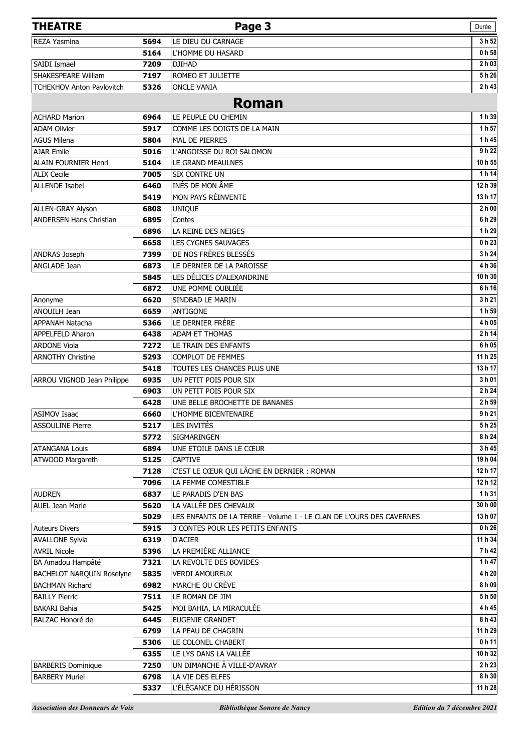| THEATRE | | Page 3 | Durée |
|---|---|---|---|
| REZA Yasmina | 5694 | LE DIEU DU CARNAGE | 3 h 52 |
| | 5164 | L'HOMME DU HASARD | 0 h 58 |
| SAIDI Ismael | 7209 | DJIHAD | 2 h 03 |
| SHAKESPEARE William | 7197 | ROMEO ET JULIETTE | 5 h 26 |
| TCHEKHOV Anton Pavlovitch | 5326 | ONCLE VANIA | 2 h 43 |

## Roman

| | | | |
|---|---|---|---|
| ACHARD Marion | 6964 | LE PEUPLE DU CHEMIN | 1 h 39 |
| ADAM Olivier | 5917 | COMME LES DOIGTS DE LA MAIN | 1 h 57 |
| AGUS Milena | 5804 | MAL DE PIERRES | 1 h 45 |
| AJAR Emile | 5016 | L'ANGOISSE DU ROI SALOMON | 9 h 22 |
| ALAIN FOURNIER Henri | 5104 | LE GRAND MEAULNES | 10 h 55 |
| ALIX Cecile | 7005 | SIX CONTRE UN | 1 h 14 |
| ALLENDE Isabel | 6460 | INÉS DE MON ÂME | 12 h 39 |
| | 5419 | MON PAYS RÉINVENTE | 13 h 17 |
| ALLEN-GRAY Alyson | 6808 | UNIQUE | 2 h 00 |
| ANDERSEN Hans Christian | 6895 | Contes | 6 h 29 |
| | 6896 | LA REINE DES NEIGES | 1 h 29 |
| | 6658 | LES CYGNES SAUVAGES | 0 h 23 |
| ANDRAS Joseph | 7399 | DE NOS FRÈRES BLESSÉS | 3 h 24 |
| ANGLADE Jean | 6873 | LE DERNIER DE LA PAROISSE | 4 h 36 |
| | 5845 | LES DÉLICES D'ALEXANDRINE | 10 h 30 |
| | 6872 | UNE POMME OUBLIÉE | 6 h 16 |
| Anonyme | 6620 | SINDBAD LE MARIN | 3 h 21 |
| ANOUILH Jean | 6659 | ANTIGONE | 1 h 59 |
| APPANAH Natacha | 5366 | LE DERNIER FRÈRE | 4 h 05 |
| APPELFELD Aharon | 6438 | ADAM ET THOMAS | 2 h 14 |
| ARDONE Viola | 7272 | LE TRAIN DES ENFANTS | 6 h 05 |
| ARNOTHY Christine | 5293 | COMPLOT DE FEMMES | 11 h 25 |
| | 5418 | TOUTES LES CHANCES PLUS UNE | 13 h 17 |
| ARROU VIGNOD Jean Philippe | 6935 | UN PETIT POIS POUR SIX | 3 h 01 |
| | 6903 | UN PETIT POIS POUR SIX | 2 h 24 |
| | 6428 | UNE BELLE BROCHETTE DE BANANES | 2 h 59 |
| ASIMOV Isaac | 6660 | L'HOMME BICENTENAIRE | 9 h 21 |
| ASSOULINE Pierre | 5217 | LES INVITÉS | 5 h 25 |
| | 5772 | SIGMARINGEN | 8 h 24 |
| ATANGANA Louis | 6894 | UNE ETOILE DANS LE CŒUR | 3 h 45 |
| ATWOOD Margareth | 5125 | CAPTIVE | 19 h 04 |
| | 7128 | C'EST LE CŒUR QUI LÂCHE EN DERNIER : ROMAN | 12 h 17 |
| | 7096 | LA FEMME COMESTIBLE | 12 h 12 |
| AUDREN | 6837 | LE PARADIS D'EN BAS | 1 h 31 |
| AUEL Jean Marie | 5620 | LA VALLÉE DES CHEVAUX | 30 h 00 |
| | 5029 | LES ENFANTS DE LA TERRE - Volume 1 - LE CLAN DE L'OURS DES CAVERNES | 13 h 07 |
| Auteurs Divers | 5915 | 3 CONTES POUR LES PETITS ENFANTS | 0 h 26 |
| AVALLONE Sylvia | 6319 | D'ACIER | 11 h 34 |
| AVRIL Nicole | 5396 | LA PREMIÈRE ALLIANCE | 7 h 42 |
| BA Amadou Hampâté | 7321 | LA REVOLTE DES BOVIDES | 1 h 47 |
| BACHELOT NARQUIN Roselyne | 5835 | VERDI AMOUREUX | 4 h 20 |
| BACHMAN Richard | 6982 | MARCHE OU CRÈVE | 8 h 09 |
| BAILLY Pierric | 7511 | LE ROMAN DE JIM | 5 h 50 |
| BAKARI Bahia | 5425 | MOI BAHIA, LA MIRACULÉE | 4 h 45 |
| BALZAC Honoré de | 6445 | EUGENIE GRANDET | 8 h 43 |
| | 6799 | LA PEAU DE CHAGRIN | 11 h 29 |
| | 5306 | LE COLONEL CHABERT | 0 h 11 |
| | 6355 | LE LYS DANS LA VALLÉE | 10 h 32 |
| BARBERIS Dominique | 7250 | UN DIMANCHE À VILLE-D'AVRAY | 2 h 23 |
| BARBERY Muriel | 6798 | LA VIE DES ELFES | 8 h 30 |
| | 5337 | L'ÉLÉGANCE DU HÉRISSON | 11 h 28 |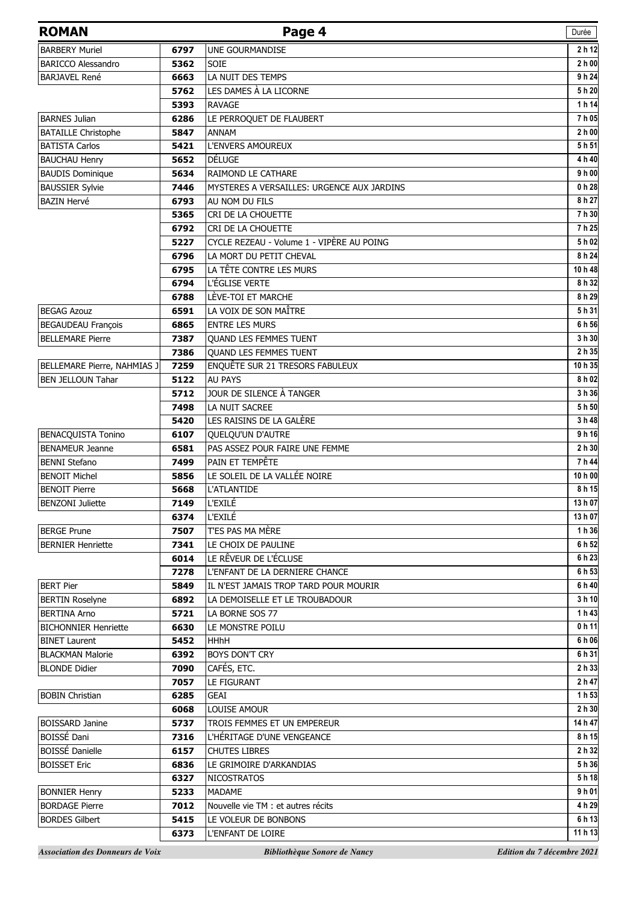| ROMAN | | Page 4 | Durée |
|---|---|---|---|
| BARBERY Muriel | 6797 | UNE GOURMANDISE | 2 h 12 |
| BARICCO Alessandro | 5362 | SOIE | 2 h 00 |
| BARJAVEL René | 6663 | LA NUIT DES TEMPS | 9 h 24 |
| | 5762 | LES DAMES À LA LICORNE | 5 h 20 |
| | 5393 | RAVAGE | 1 h 14 |
| BARNES Julian | 6286 | LE PERROQUET DE FLAUBERT | 7 h 05 |
| BATAILLE Christophe | 5847 | ANNAM | 2 h 00 |
| BATISTA Carlos | 5421 | L'ENVERS AMOUREUX | 5 h 51 |
| BAUCHAU Henry | 5652 | DÉLUGE | 4 h 40 |
| BAUDIS Dominique | 5634 | RAIMOND LE CATHARE | 9 h 00 |
| BAUSSIER Sylvie | 7446 | MYSTERES A VERSAILLES: URGENCE AUX JARDINS | 0 h 28 |
| BAZIN Hervé | 6793 | AU NOM DU FILS | 8 h 27 |
| | 5365 | CRI DE LA CHOUETTE | 7 h 30 |
| | 6792 | CRI DE LA CHOUETTE | 7 h 25 |
| | 5227 | CYCLE REZEAU - Volume 1 - VIPÈRE AU POING | 5 h 02 |
| | 6796 | LA MORT DU PETIT CHEVAL | 8 h 24 |
| | 6795 | LA TÊTE CONTRE LES MURS | 10 h 48 |
| | 6794 | L'ÉGLISE VERTE | 8 h 32 |
| | 6788 | LÈVE-TOI ET MARCHE | 8 h 29 |
| BEGAG Azouz | 6591 | LA VOIX DE SON MAÎTRE | 5 h 31 |
| BEGAUDEAU François | 6865 | ENTRE LES MURS | 6 h 56 |
| BELLEMARE Pierre | 7387 | QUAND LES FEMMES TUENT | 3 h 30 |
| | 7386 | QUAND LES FEMMES TUENT | 2 h 35 |
| BELLEMARE Pierre, NAHMIAS J | 7259 | ENQUÊTE SUR 21 TRESORS FABULEUX | 10 h 35 |
| BEN JELLOUN Tahar | 5122 | AU PAYS | 8 h 02 |
| | 5712 | JOUR DE SILENCE À TANGER | 3 h 36 |
| | 7498 | LA NUIT SACREE | 5 h 50 |
| | 5420 | LES RAISINS DE LA GALÈRE | 3 h 48 |
| BENACQUISTA Tonino | 6107 | QUELQU'UN D'AUTRE | 9 h 16 |
| BENAMEUR Jeanne | 6581 | PAS ASSEZ POUR FAIRE UNE FEMME | 2 h 30 |
| BENNI Stefano | 7499 | PAIN ET TEMPÊTE | 7 h 44 |
| BENOIT Michel | 5856 | LE SOLEIL DE LA VALLÉE NOIRE | 10 h 00 |
| BENOIT Pierre | 5668 | L'ATLANTIDE | 8 h 15 |
| BENZONI Juliette | 7149 | L'EXILÉ | 13 h 07 |
| | 6374 | L'EXILÉ | 13 h 07 |
| BERGE Prune | 7507 | T'ES PAS MA MÈRE | 1 h 36 |
| BERNIER Henriette | 7341 | LE CHOIX DE PAULINE | 6 h 52 |
| | 6014 | LE RÊVEUR DE L'ÉCLUSE | 6 h 23 |
| | 7278 | L'ENFANT DE LA DERNIERE CHANCE | 6 h 53 |
| BERT Pier | 5849 | IL N'EST JAMAIS TROP TARD POUR MOURIR | 6 h 40 |
| BERTIN Roselyne | 6892 | LA DEMOISELLE ET LE TROUBADOUR | 3 h 10 |
| BERTINA Arno | 5721 | LA BORNE SOS 77 | 1 h 43 |
| BICHONNIER Henriette | 6630 | LE MONSTRE POILU | 0 h 11 |
| BINET Laurent | 5452 | HHhH | 6 h 06 |
| BLACKMAN Malorie | 6392 | BOYS DON'T CRY | 6 h 31 |
| BLONDE Didier | 7090 | CAFÉS, ETC. | 2 h 33 |
| | 7057 | LE FIGURANT | 2 h 47 |
| BOBIN Christian | 6285 | GEAI | 1 h 53 |
| | 6068 | LOUISE AMOUR | 2 h 30 |
| BOISSARD Janine | 5737 | TROIS FEMMES ET UN EMPEREUR | 14 h 47 |
| BOISSÉ Dani | 7316 | L'HÉRITAGE D'UNE VENGEANCE | 8 h 15 |
| BOISSÉ Danielle | 6157 | CHUTES LIBRES | 2 h 32 |
| BOISSET Eric | 6836 | LE GRIMOIRE D'ARKANDIAS | 5 h 36 |
| | 6327 | NICOSTRATOS | 5 h 18 |
| BONNIER Henry | 5233 | MADAME | 9 h 01 |
| BORDAGE Pierre | 7012 | Nouvelle vie TM : et autres récits | 4 h 29 |
| BORDES Gilbert | 5415 | LE VOLEUR DE BONBONS | 6 h 13 |
| | 6373 | L'ENFANT DE LOIRE | 11 h 13 |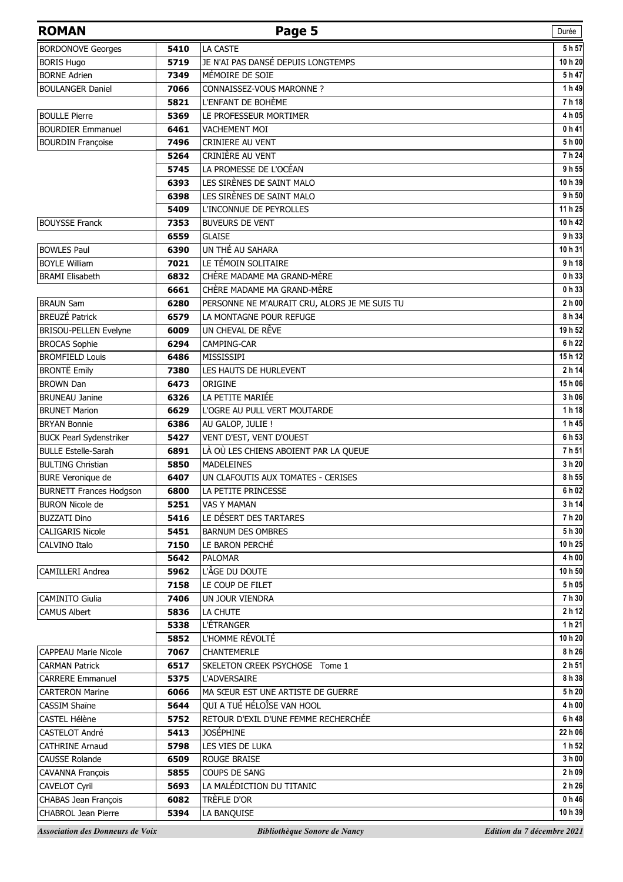## ROMAN

| | | | Durée |
|---|---|---|---|
| BORDONOVE Georges | 5410 | LA CASTE | 5 h 57 |
| BORIS Hugo | 5719 | JE N'AI PAS DANSÉ DEPUIS LONGTEMPS | 10 h 20 |
| BORNE Adrien | 7349 | MÉMOIRE DE SOIE | 5 h 47 |
| BOULANGER Daniel | 7066 | CONNAISSEZ-VOUS MARONNE ? | 1 h 49 |
| | 5821 | L'ENFANT DE BOHÈME | 7 h 18 |
| BOULLE Pierre | 5369 | LE PROFESSEUR MORTIMER | 4 h 05 |
| BOURDIER Emmanuel | 6461 | VACHEMENT MOI | 0 h 41 |
| BOURDIN Françoise | 7496 | CRINIERE AU VENT | 5 h 00 |
| | 5264 | CRINIÈRE AU VENT | 7 h 24 |
| | 5745 | LA PROMESSE DE L'OCÉAN | 9 h 55 |
| | 6393 | LES SIRÈNES DE SAINT MALO | 10 h 39 |
| | 6398 | LES SIRÈNES DE SAINT MALO | 9 h 50 |
| | 5409 | L'INCONNUE DE PEYROLLES | 11 h 25 |
| BOUYSSE Franck | 7353 | BUVEURS DE VENT | 10 h 42 |
| | 6559 | GLAISE | 9 h 33 |
| BOWLES Paul | 6390 | UN THÉ AU SAHARA | 10 h 31 |
| BOYLE William | 7021 | LE TÉMOIN SOLITAIRE | 9 h 18 |
| BRAMI Elisabeth | 6832 | CHÈRE MADAME MA GRAND-MÈRE | 0 h 33 |
| | 6661 | CHÈRE MADAME MA GRAND-MÈRE | 0 h 33 |
| BRAUN Sam | 6280 | PERSONNE NE M'AURAIT CRU, ALORS JE ME SUIS TU | 2 h 00 |
| BREUZÉ Patrick | 6579 | LA MONTAGNE POUR REFUGE | 8 h 34 |
| BRISOU-PELLEN Evelyne | 6009 | UN CHEVAL DE RÊVE | 19 h 52 |
| BROCAS Sophie | 6294 | CAMPING-CAR | 6 h 22 |
| BROMFIELD Louis | 6486 | MISSISSIPI | 15 h 12 |
| BRONTË Emily | 7380 | LES HAUTS DE HURLEVENT | 2 h 14 |
| BROWN Dan | 6473 | ORIGINE | 15 h 06 |
| BRUNEAU Janine | 6326 | LA PETITE MARIÉE | 3 h 06 |
| BRUNET Marion | 6629 | L'OGRE AU PULL VERT MOUTARDE | 1 h 18 |
| BRYAN Bonnie | 6386 | AU GALOP, JULIE ! | 1 h 45 |
| BUCK Pearl Sydenstriker | 5427 | VENT D'EST, VENT D'OUEST | 6 h 53 |
| BULLE Estelle-Sarah | 6891 | LÀ OÙ LES CHIENS ABOIENT PAR LA QUEUE | 7 h 51 |
| BULTING Christian | 5850 | MADELEINES | 3 h 20 |
| BURE Veronique de | 6407 | UN CLAFOUTIS AUX TOMATES - CERISES | 8 h 55 |
| BURNETT Frances Hodgson | 6800 | LA PETITE PRINCESSE | 6 h 02 |
| BURON Nicole de | 5251 | VAS Y MAMAN | 3 h 14 |
| BUZZATI Dino | 5416 | LE DÉSERT DES TARTARES | 7 h 20 |
| CALIGARIS Nicole | 5451 | BARNUM DES OMBRES | 5 h 30 |
| CALVINO Italo | 7150 | LE BARON PERCHÉ | 10 h 25 |
| | 5642 | PALOMAR | 4 h 00 |
| CAMILLERI Andrea | 5962 | L'ÂGE DU DOUTE | 10 h 50 |
| | 7158 | LE COUP DE FILET | 5 h 05 |
| CAMINITO Giulia | 7406 | UN JOUR VIENDRA | 7 h 30 |
| CAMUS Albert | 5836 | LA CHUTE | 2 h 12 |
| | 5338 | L'ÉTRANGER | 1 h 21 |
| | 5852 | L'HOMME RÉVOLTÉ | 10 h 20 |
| CAPPEAU Marie Nicole | 7067 | CHANTEMERLE | 8 h 26 |
| CARMAN Patrick | 6517 | SKELETON CREEK PSYCHOSE Tome 1 | 2 h 51 |
| CARRERE Emmanuel | 5375 | L'ADVERSAIRE | 8 h 38 |
| CARTERON Marine | 6066 | MA SŒUR EST UNE ARTISTE DE GUERRE | 5 h 20 |
| CASSIM Shaïne | 5644 | QUI A TUÉ HÉLOÎSE VAN HOOL | 4 h 00 |
| CASTEL Hélène | 5752 | RETOUR D'EXIL D'UNE FEMME RECHERCHÉE | 6 h 48 |
| CASTELOT André | 5413 | JOSÉPHINE | 22 h 06 |
| CATHRINE Arnaud | 5798 | LES VIES DE LUKA | 1 h 52 |
| CAUSSE Rolande | 6509 | ROUGE BRAISE | 3 h 00 |
| CAVANNA François | 5855 | COUPS DE SANG | 2 h 09 |
| CAVELOT Cyril | 5693 | LA MALÉDICTION DU TITANIC | 2 h 26 |
| CHABAS Jean François | 6082 | TRÈFLE D'OR | 0 h 46 |
| CHABROL Jean Pierre | 5394 | LA BANQUISE | 10 h 39 |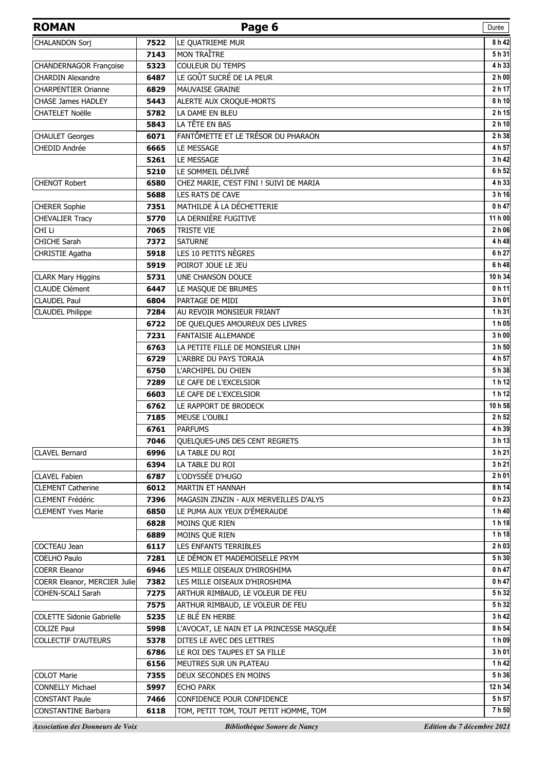# ROMAN

| | | | Durée |
|---|---|---|---|
| CHALANDON Sorj | 7522 | LE QUATRIEME MUR | 8 h 42 |
| | 7143 | MON TRAÎTRE | 5 h 31 |
| CHANDERNAGOR Françoise | 5323 | COULEUR DU TEMPS | 4 h 33 |
| CHARDIN Alexandre | 6487 | LE GOÛT SUCRÉ DE LA PEUR | 2 h 00 |
| CHARPENTIER Orianne | 6829 | MAUVAISE GRAINE | 2 h 17 |
| CHASE James HADLEY | 5443 | ALERTE AUX CROQUE-MORTS | 8 h 10 |
| CHATELET Noëlle | 5782 | LA DAME EN BLEU | 2 h 15 |
| | 5843 | LA TÊTE EN BAS | 2 h 10 |
| CHAULET Georges | 6071 | FANTÔMETTE ET LE TRÉSOR DU PHARAON | 2 h 38 |
| CHEDID Andrée | 6665 | LE MESSAGE | 4 h 57 |
| | 5261 | LE MESSAGE | 3 h 42 |
| | 5210 | LE SOMMEIL DÉLIVRÉ | 6 h 52 |
| CHENOT Robert | 6580 | CHEZ MARIE, C'EST FINI ! SUIVI DE MARIA | 4 h 33 |
| | 5688 | LES RATS DE CAVE | 3 h 16 |
| CHERER Sophie | 7351 | MATHILDE À LA DÉCHETTERIE | 0 h 47 |
| CHEVALIER Tracy | 5770 | LA DERNIÈRE FUGITIVE | 11 h 00 |
| CHI Li | 7065 | TRISTE VIE | 2 h 06 |
| CHICHE Sarah | 7372 | SATURNE | 4 h 48 |
| CHRISTIE Agatha | 5918 | LES 10 PETITS NÈGRES | 6 h 27 |
| | 5919 | POIROT JOUE LE JEU | 6 h 48 |
| CLARK Mary Higgins | 5731 | UNE CHANSON DOUCE | 10 h 34 |
| CLAUDE Clément | 6447 | LE MASQUE DE BRUMES | 0 h 11 |
| CLAUDEL Paul | 6804 | PARTAGE DE MIDI | 3 h 01 |
| CLAUDEL Philippe | 7284 | AU REVOIR MONSIEUR FRIANT | 1 h 31 |
| | 6722 | DE QUELQUES AMOUREUX DES LIVRES | 1 h 05 |
| | 7231 | FANTAISIE ALLEMANDE | 3 h 00 |
| | 6763 | LA PETITE FILLE DE MONSIEUR LINH | 3 h 50 |
| | 6729 | L'ARBRE DU PAYS TORAJA | 4 h 57 |
| | 6750 | L'ARCHIPEL DU CHIEN | 5 h 38 |
| | 7289 | LE CAFE DE L'EXCELSIOR | 1 h 12 |
| | 6603 | LE CAFE DE L'EXCELSIOR | 1 h 12 |
| | 6762 | LE RAPPORT DE BRODECK | 10 h 58 |
| | 7185 | MEUSE L'OUBLI | 2 h 52 |
| | 6761 | PARFUMS | 4 h 39 |
| | 7046 | QUELQUES-UNS DES CENT REGRETS | 3 h 13 |
| CLAVEL Bernard | 6996 | LA TABLE DU ROI | 3 h 21 |
| | 6394 | LA TABLE DU ROI | 3 h 21 |
| CLAVEL Fabien | 6787 | L'ODYSSÉE D'HUGO | 2 h 01 |
| CLEMENT Catherine | 6012 | MARTIN ET HANNAH | 8 h 14 |
| CLEMENT Frédéric | 7396 | MAGASIN ZINZIN - AUX MERVEILLES D'ALYS | 0 h 23 |
| CLEMENT Yves Marie | 6850 | LE PUMA AUX YEUX D'ÉMERAUDE | 1 h 40 |
| | 6828 | MOINS QUE RIEN | 1 h 18 |
| | 6889 | MOINS QUE RIEN | 1 h 18 |
| COCTEAU Jean | 6117 | LES ENFANTS TERRIBLES | 2 h 03 |
| COELHO Paulo | 7281 | LE DÉMON ET MADEMOISELLE PRYM | 5 h 30 |
| COERR Eleanor | 6946 | LES MILLE OISEAUX D'HIROSHIMA | 0 h 47 |
| COERR Eleanor, MERCIER Julie | 7382 | LES MILLE OISEAUX D'HIROSHIMA | 0 h 47 |
| COHEN-SCALI Sarah | 7275 | ARTHUR RIMBAUD, LE VOLEUR DE FEU | 5 h 32 |
| | 7575 | ARTHUR RIMBAUD, LE VOLEUR DE FEU | 5 h 32 |
| COLETTE Sidonie Gabrielle | 5235 | LE BLÉ EN HERBE | 3 h 42 |
| COLIZE Paul | 5998 | L'AVOCAT, LE NAIN ET LA PRINCESSE MASQUÉE | 8 h 54 |
| COLLECTIF D'AUTEURS | 5378 | DITES LE AVEC DES LETTRES | 1 h 09 |
| | 6786 | LE ROI DES TAUPES ET SA FILLE | 3 h 01 |
| | 6156 | MEUTRES SUR UN PLATEAU | 1 h 42 |
| COLOT Marie | 7355 | DEUX SECONDES EN MOINS | 5 h 36 |
| CONNELLY Michael | 5997 | ECHO PARK | 12 h 34 |
| CONSTANT Paule | 7466 | CONFIDENCE POUR CONFIDENCE | 5 h 57 |
| CONSTANTINE Barbara | 6118 | TOM, PETIT TOM, TOUT PETIT HOMME, TOM | 7 h 50 |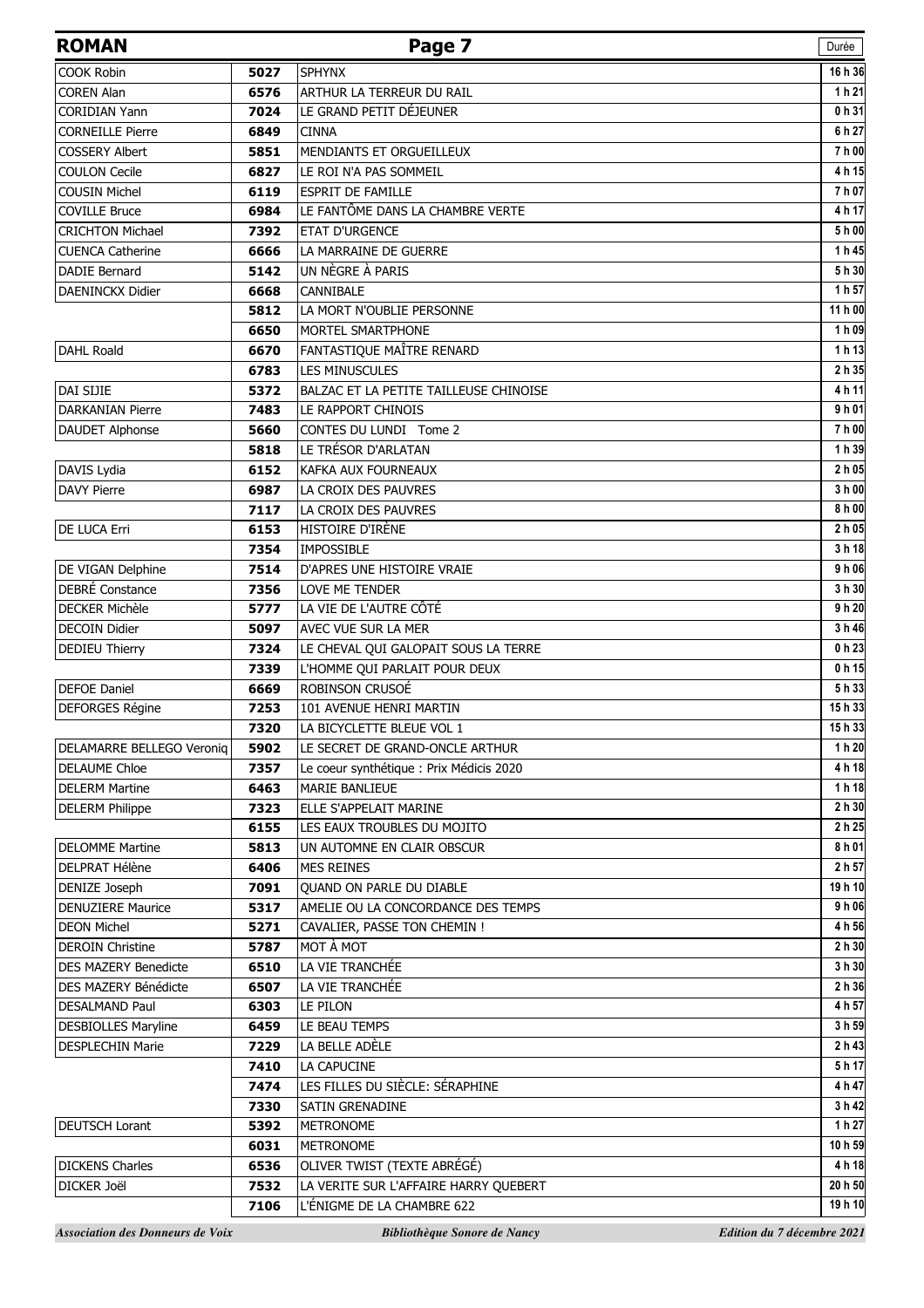| ROMAN | | Page 7 | Durée |
|---|---|---|---|
| COOK Robin | 5027 | SPHYNX | 16 h 36 |
| COREN Alan | 6576 | ARTHUR LA TERREUR DU RAIL | 1 h 21 |
| CORIDIAN Yann | 7024 | LE GRAND PETIT DÉJEUNER | 0 h 31 |
| CORNEILLE Pierre | 6849 | CINNA | 6 h 27 |
| COSSERY Albert | 5851 | MENDIANTS ET ORGUEILLEUX | 7 h 00 |
| COULON Cecile | 6827 | LE ROI N'A PAS SOMMEIL | 4 h 15 |
| COUSIN Michel | 6119 | ESPRIT DE FAMILLE | 7 h 07 |
| COVILLE Bruce | 6984 | LE FANTÔME DANS LA CHAMBRE VERTE | 4 h 17 |
| CRICHTON Michael | 7392 | ETAT D'URGENCE | 5 h 00 |
| CUENCA Catherine | 6666 | LA MARRAINE DE GUERRE | 1 h 45 |
| DADIE Bernard | 5142 | UN NÈGRE À PARIS | 5 h 30 |
| DAENINCKX Didier | 6668 | CANNIBALE | 1 h 57 |
| | 5812 | LA MORT N'OUBLIE PERSONNE | 11 h 00 |
| | 6650 | MORTEL SMARTPHONE | 1 h 09 |
| DAHL Roald | 6670 | FANTASTIQUE MAÎTRE RENARD | 1 h 13 |
| | 6783 | LES MINUSCULES | 2 h 35 |
| DAI SIJIE | 5372 | BALZAC ET LA PETITE TAILLEUSE CHINOISE | 4 h 11 |
| DARKANIAN Pierre | 7483 | LE RAPPORT CHINOIS | 9 h 01 |
| DAUDET Alphonse | 5660 | CONTES DU LUNDI Tome 2 | 7 h 00 |
| | 5818 | LE TRÉSOR D'ARLATAN | 1 h 39 |
| DAVIS Lydia | 6152 | KAFKA AUX FOURNEAUX | 2 h 05 |
| DAVY Pierre | 6987 | LA CROIX DES PAUVRES | 3 h 00 |
| | 7117 | LA CROIX DES PAUVRES | 8 h 00 |
| DE LUCA Erri | 6153 | HISTOIRE D'IRÈNE | 2 h 05 |
| | 7354 | IMPOSSIBLE | 3 h 18 |
| DE VIGAN Delphine | 7514 | D'APRES UNE HISTOIRE VRAIE | 9 h 06 |
| DEBRÉ Constance | 7356 | LOVE ME TENDER | 3 h 30 |
| DECKER Michèle | 5777 | LA VIE DE L'AUTRE CÔTÉ | 9 h 20 |
| DECOIN Didier | 5097 | AVEC VUE SUR LA MER | 3 h 46 |
| DEDIEU Thierry | 7324 | LE CHEVAL QUI GALOPAIT SOUS LA TERRE | 0 h 23 |
| | 7339 | L'HOMME QUI PARLAIT POUR DEUX | 0 h 15 |
| DEFOE Daniel | 6669 | ROBINSON CRUSOÉ | 5 h 33 |
| DEFORGES Régine | 7253 | 101 AVENUE HENRI MARTIN | 15 h 33 |
| | 7320 | LA BICYCLETTE BLEUE VOL 1 | 15 h 33 |
| DELAMARRE BELLEGO Veroniq | 5902 | LE SECRET DE GRAND-ONCLE ARTHUR | 1 h 20 |
| DELAUME Chloe | 7357 | Le coeur synthétique : Prix Médicis 2020 | 4 h 18 |
| DELERM Martine | 6463 | MARIE BANLIEUE | 1 h 18 |
| DELERM Philippe | 7323 | ELLE S'APPELAIT MARINE | 2 h 30 |
| | 6155 | LES EAUX TROUBLES DU MOJITO | 2 h 25 |
| DELOMME Martine | 5813 | UN AUTOMNE EN CLAIR OBSCUR | 8 h 01 |
| DELPRAT Hélène | 6406 | MES REINES | 2 h 57 |
| DENIZE Joseph | 7091 | QUAND ON PARLE DU DIABLE | 19 h 10 |
| DENUZIERE Maurice | 5317 | AMELIE OU LA CONCORDANCE DES TEMPS | 9 h 06 |
| DEON Michel | 5271 | CAVALIER, PASSE TON CHEMIN ! | 4 h 56 |
| DEROIN Christine | 5787 | MOT À MOT | 2 h 30 |
| DES MAZERY Benedicte | 6510 | LA VIE TRANCHÉE | 3 h 30 |
| DES MAZERY Bénédicte | 6507 | LA VIE TRANCHÉE | 2 h 36 |
| DESALMAND Paul | 6303 | LE PILON | 4 h 57 |
| DESBIOLLES Maryline | 6459 | LE BEAU TEMPS | 3 h 59 |
| DESPLECHIN Marie | 7229 | LA BELLE ADÈLE | 2 h 43 |
| | 7410 | LA CAPUCINE | 5 h 17 |
| | 7474 | LES FILLES DU SIÈCLE: SÉRAPHINE | 4 h 47 |
| | 7330 | SATIN GRENADINE | 3 h 42 |
| DEUTSCH Lorant | 5392 | METRONOME | 1 h 27 |
| | 6031 | METRONOME | 10 h 59 |
| DICKENS Charles | 6536 | OLIVER TWIST (TEXTE ABRÉGÉ) | 4 h 18 |
| DICKER Joël | 7532 | LA VERITE SUR L'AFFAIRE HARRY QUEBERT | 20 h 50 |
| | 7106 | L'ÉNIGME DE LA CHAMBRE 622 | 19 h 10 |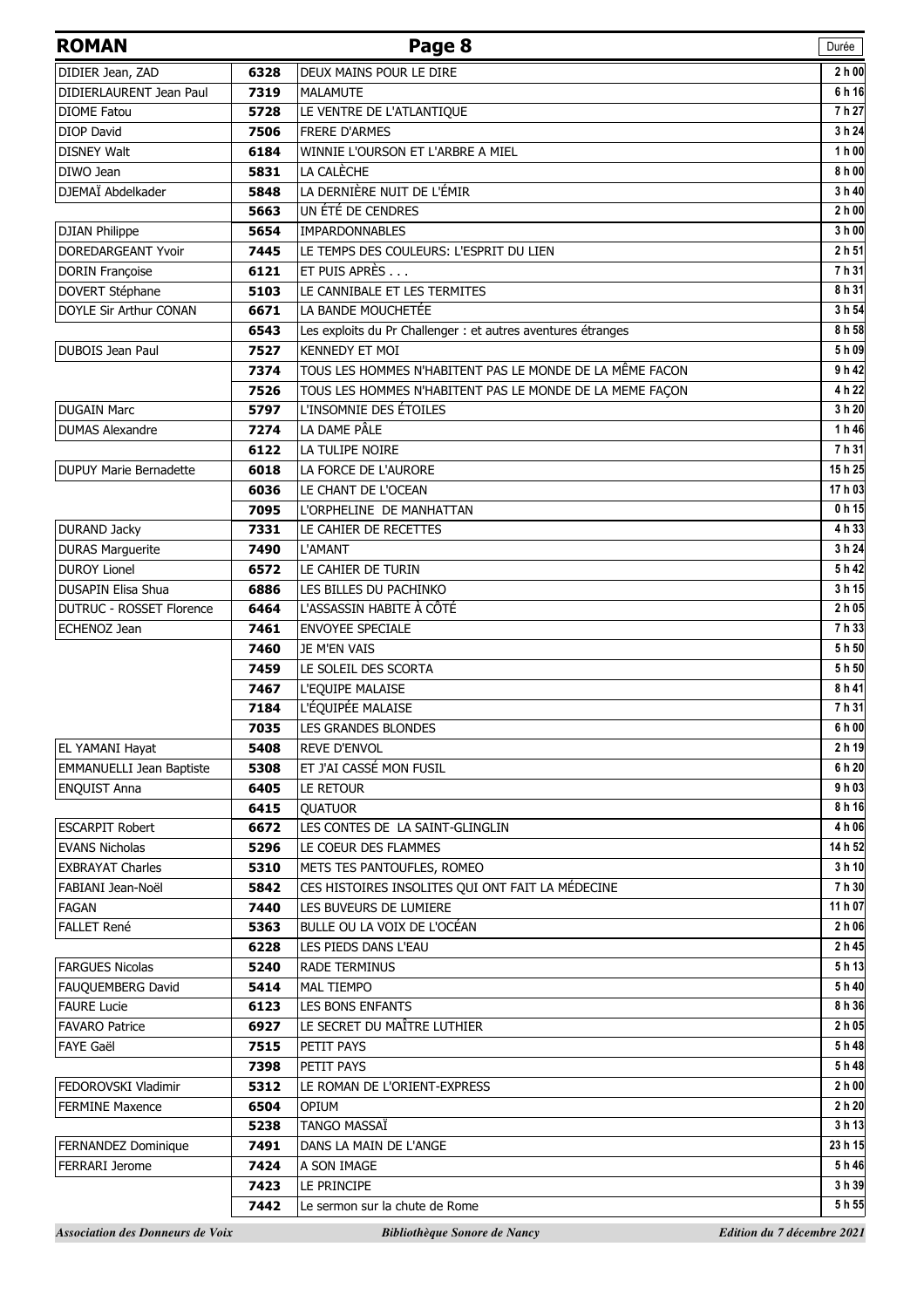| ROMAN | | Page 8 | Durée |
|---|---|---|---|
| DIDIER Jean, ZAD | 6328 | DEUX MAINS POUR LE DIRE | 2 h 00 |
| DIDIERLAURENT Jean Paul | 7319 | MALAMUTE | 6 h 16 |
| DIOME Fatou | 5728 | LE VENTRE DE L'ATLANTIQUE | 7 h 27 |
| DIOP David | 7506 | FRERE D'ARMES | 3 h 24 |
| DISNEY Walt | 6184 | WINNIE L'OURSON ET L'ARBRE A MIEL | 1 h 00 |
| DIWO Jean | 5831 | LA CALÈCHE | 8 h 00 |
| DJEMAÏ Abdelkader | 5848 | LA DERNIÈRE NUIT DE L'ÉMIR | 3 h 40 |
| | 5663 | UN ÉTÉ DE CENDRES | 2 h 00 |
| DJIAN Philippe | 5654 | IMPARDONNABLES | 3 h 00 |
| DOREDARGEANT Yvoir | 7445 | LE TEMPS DES COULEURS: L'ESPRIT DU LIEN | 2 h 51 |
| DORIN Françoise | 6121 | ET PUIS APRÈS . . . | 7 h 31 |
| DOVERT Stéphane | 5103 | LE CANNIBALE ET LES TERMITES | 8 h 31 |
| DOYLE Sir Arthur CONAN | 6671 | LA BANDE MOUCHETÉE | 3 h 54 |
| | 6543 | Les exploits du Pr Challenger : et autres aventures étranges | 8 h 58 |
| DUBOIS Jean Paul | 7527 | KENNEDY ET MOI | 5 h 09 |
| | 7374 | TOUS LES HOMMES N'HABITENT PAS LE MONDE DE LA MÊME FACON | 9 h 42 |
| | 7526 | TOUS LES HOMMES N'HABITENT PAS LE MONDE DE LA MEME FAÇON | 4 h 22 |
| DUGAIN Marc | 5797 | L'INSOMNIE DES ÉTOILES | 3 h 20 |
| DUMAS Alexandre | 7274 | LA DAME PÂLE | 1 h 46 |
| | 6122 | LA TULIPE NOIRE | 7 h 31 |
| DUPUY Marie Bernadette | 6018 | LA FORCE DE L'AURORE | 15 h 25 |
| | 6036 | LE CHANT DE L'OCEAN | 17 h 03 |
| | 7095 | L'ORPHELINE DE MANHATTAN | 0 h 15 |
| DURAND Jacky | 7331 | LE CAHIER DE RECETTES | 4 h 33 |
| DURAS Marguerite | 7490 | L'AMANT | 3 h 24 |
| DUROY Lionel | 6572 | LE CAHIER DE TURIN | 5 h 42 |
| DUSAPIN Elisa Shua | 6886 | LES BILLES DU PACHINKO | 3 h 15 |
| DUTRUC - ROSSET Florence | 6464 | L'ASSASSIN HABITE À CÔTÉ | 2 h 05 |
| ECHENOZ Jean | 7461 | ENVOYEE SPECIALE | 7 h 33 |
| | 7460 | JE M'EN VAIS | 5 h 50 |
| | 7459 | LE SOLEIL DES SCORTA | 5 h 50 |
| | 7467 | L'EQUIPE MALAISE | 8 h 41 |
| | 7184 | L'ÉQUIPÉE MALAISE | 7 h 31 |
| | 7035 | LES GRANDES BLONDES | 6 h 00 |
| EL YAMANI Hayat | 5408 | REVE D'ENVOL | 2 h 19 |
| EMMANUELLI Jean Baptiste | 5308 | ET J'AI CASSÉ MON FUSIL | 6 h 20 |
| ENQUIST Anna | 6405 | LE RETOUR | 9 h 03 |
| | 6415 | QUATUOR | 8 h 16 |
| ESCARPIT Robert | 6672 | LES CONTES DE LA SAINT-GLINGLIN | 4 h 06 |
| EVANS Nicholas | 5296 | LE COEUR DES FLAMMES | 14 h 52 |
| EXBRAYAT Charles | 5310 | METS TES PANTOUFLES, ROMEO | 3 h 10 |
| FABIANI Jean-Noël | 5842 | CES HISTOIRES INSOLITES QUI ONT FAIT LA MÉDECINE | 7 h 30 |
| FAGAN | 7440 | LES BUVEURS DE LUMIERE | 11 h 07 |
| FALLET René | 5363 | BULLE OU LA VOIX DE L'OCÉAN | 2 h 06 |
| | 6228 | LES PIEDS DANS L'EAU | 2 h 45 |
| FARGUES Nicolas | 5240 | RADE TERMINUS | 5 h 13 |
| FAUQUEMBERG David | 5414 | MAL TIEMPO | 5 h 40 |
| FAURE Lucie | 6123 | LES BONS ENFANTS | 8 h 36 |
| FAVARO Patrice | 6927 | LE SECRET DU MAÎTRE LUTHIER | 2 h 05 |
| FAYE Gaël | 7515 | PETIT PAYS | 5 h 48 |
| | 7398 | PETIT PAYS | 5 h 48 |
| FEDOROVSKI Vladimir | 5312 | LE ROMAN DE L'ORIENT-EXPRESS | 2 h 00 |
| FERMINE Maxence | 6504 | OPIUM | 2 h 20 |
| | 5238 | TANGO MASSAÏ | 3 h 13 |
| FERNANDEZ Dominique | 7491 | DANS LA MAIN DE L'ANGE | 23 h 15 |
| FERRARI Jerome | 7424 | A SON IMAGE | 5 h 46 |
| | 7423 | LE PRINCIPE | 3 h 39 |
| | 7442 | Le sermon sur la chute de Rome | 5 h 55 |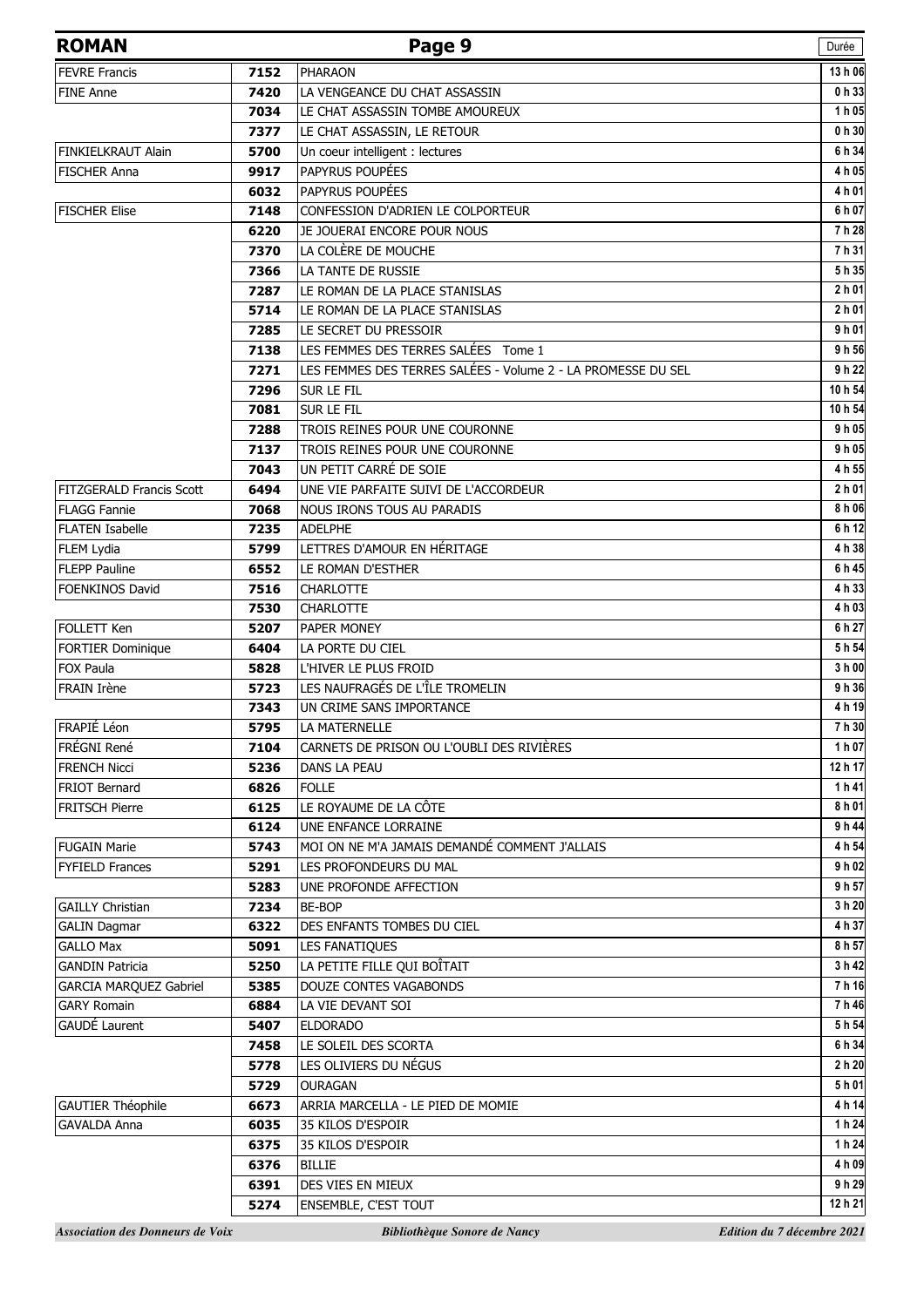## ROMAN

| | | | Durée |
|---|---|---|---|
| FEVRE Francis | 7152 | PHARAON | 13 h 06 |
| FINE Anne | 7420 | LA VENGEANCE DU CHAT ASSASSIN | 0 h 33 |
| | 7034 | LE CHAT ASSASSIN TOMBE AMOUREUX | 1 h 05 |
| | 7377 | LE CHAT ASSASSIN, LE RETOUR | 0 h 30 |
| FINKIELKRAUT Alain | 5700 | Un coeur intelligent : lectures | 6 h 34 |
| FISCHER Anna | 9917 | PAPYRUS POUPÉES | 4 h 05 |
| | 6032 | PAPYRUS POUPÉES | 4 h 01 |
| FISCHER Elise | 7148 | CONFESSION D'ADRIEN LE COLPORTEUR | 6 h 07 |
| | 6220 | JE JOUERAI ENCORE POUR NOUS | 7 h 28 |
| | 7370 | LA COLÈRE DE MOUCHE | 7 h 31 |
| | 7366 | LA TANTE DE RUSSIE | 5 h 35 |
| | 7287 | LE ROMAN DE LA PLACE STANISLAS | 2 h 01 |
| | 5714 | LE ROMAN DE LA PLACE STANISLAS | 2 h 01 |
| | 7285 | LE SECRET DU PRESSOIR | 9 h 01 |
| | 7138 | LES FEMMES DES TERRES SALÉES Tome 1 | 9 h 56 |
| | 7271 | LES FEMMES DES TERRES SALÉES - Volume 2 - LA PROMESSE DU SEL | 9 h 22 |
| | 7296 | SUR LE FIL | 10 h 54 |
| | 7081 | SUR LE FIL | 10 h 54 |
| | 7288 | TROIS REINES POUR UNE COURONNE | 9 h 05 |
| | 7137 | TROIS REINES POUR UNE COURONNE | 9 h 05 |
| | 7043 | UN PETIT CARRÉ DE SOIE | 4 h 55 |
| FITZGERALD Francis Scott | 6494 | UNE VIE PARFAITE SUIVI DE L'ACCORDEUR | 2 h 01 |
| FLAGG Fannie | 7068 | NOUS IRONS TOUS AU PARADIS | 8 h 06 |
| FLATEN Isabelle | 7235 | ADELPHE | 6 h 12 |
| FLEM Lydia | 5799 | LETTRES D'AMOUR EN HÉRITAGE | 4 h 38 |
| FLEPP Pauline | 6552 | LE ROMAN D'ESTHER | 6 h 45 |
| FOENKINOS David | 7516 | CHARLOTTE | 4 h 33 |
| | 7530 | CHARLOTTE | 4 h 03 |
| FOLLETT Ken | 5207 | PAPER MONEY | 6 h 27 |
| FORTIER Dominique | 6404 | LA PORTE DU CIEL | 5 h 54 |
| FOX Paula | 5828 | L'HIVER LE PLUS FROID | 3 h 00 |
| FRAIN Irène | 5723 | LES NAUFRAGÉS DE L'ÎLE TROMELIN | 9 h 36 |
| | 7343 | UN CRIME SANS IMPORTANCE | 4 h 19 |
| FRAPIÉ Léon | 5795 | LA MATERNELLE | 7 h 30 |
| FRÉGNI René | 7104 | CARNETS DE PRISON OU L'OUBLI DES RIVIÈRES | 1 h 07 |
| FRENCH Nicci | 5236 | DANS LA PEAU | 12 h 17 |
| FRIOT Bernard | 6826 | FOLLE | 1 h 41 |
| FRITSCH Pierre | 6125 | LE ROYAUME DE LA CÔTE | 8 h 01 |
| | 6124 | UNE ENFANCE LORRAINE | 9 h 44 |
| FUGAIN Marie | 5743 | MOI ON NE M'A JAMAIS DEMANDÉ COMMENT J'ALLAIS | 4 h 54 |
| FYFIELD Frances | 5291 | LES PROFONDEURS DU MAL | 9 h 02 |
| | 5283 | UNE PROFONDE AFFECTION | 9 h 57 |
| GAILLY Christian | 7234 | BE-BOP | 3 h 20 |
| GALIN Dagmar | 6322 | DES ENFANTS TOMBES DU CIEL | 4 h 37 |
| GALLO Max | 5091 | LES FANATIQUES | 8 h 57 |
| GANDIN Patricia | 5250 | LA PETITE FILLE QUI BOÎTAIT | 3 h 42 |
| GARCIA MARQUEZ Gabriel | 5385 | DOUZE CONTES VAGABONDS | 7 h 16 |
| GARY Romain | 6884 | LA VIE DEVANT SOI | 7 h 46 |
| GAUDÉ Laurent | 5407 | ELDORADO | 5 h 54 |
| | 7458 | LE SOLEIL DES SCORTA | 6 h 34 |
| | 5778 | LES OLIVIERS DU NÉGUS | 2 h 20 |
| | 5729 | OURAGAN | 5 h 01 |
| GAUTIER Théophile | 6673 | ARRIA MARCELLA - LE PIED DE MOMIE | 4 h 14 |
| GAVALDA Anna | 6035 | 35 KILOS D'ESPOIR | 1 h 24 |
| | 6375 | 35 KILOS D'ESPOIR | 1 h 24 |
| | 6376 | BILLIE | 4 h 09 |
| | 6391 | DES VIES EN MIEUX | 9 h 29 |
| | 5274 | ENSEMBLE, C'EST TOUT | 12 h 21 |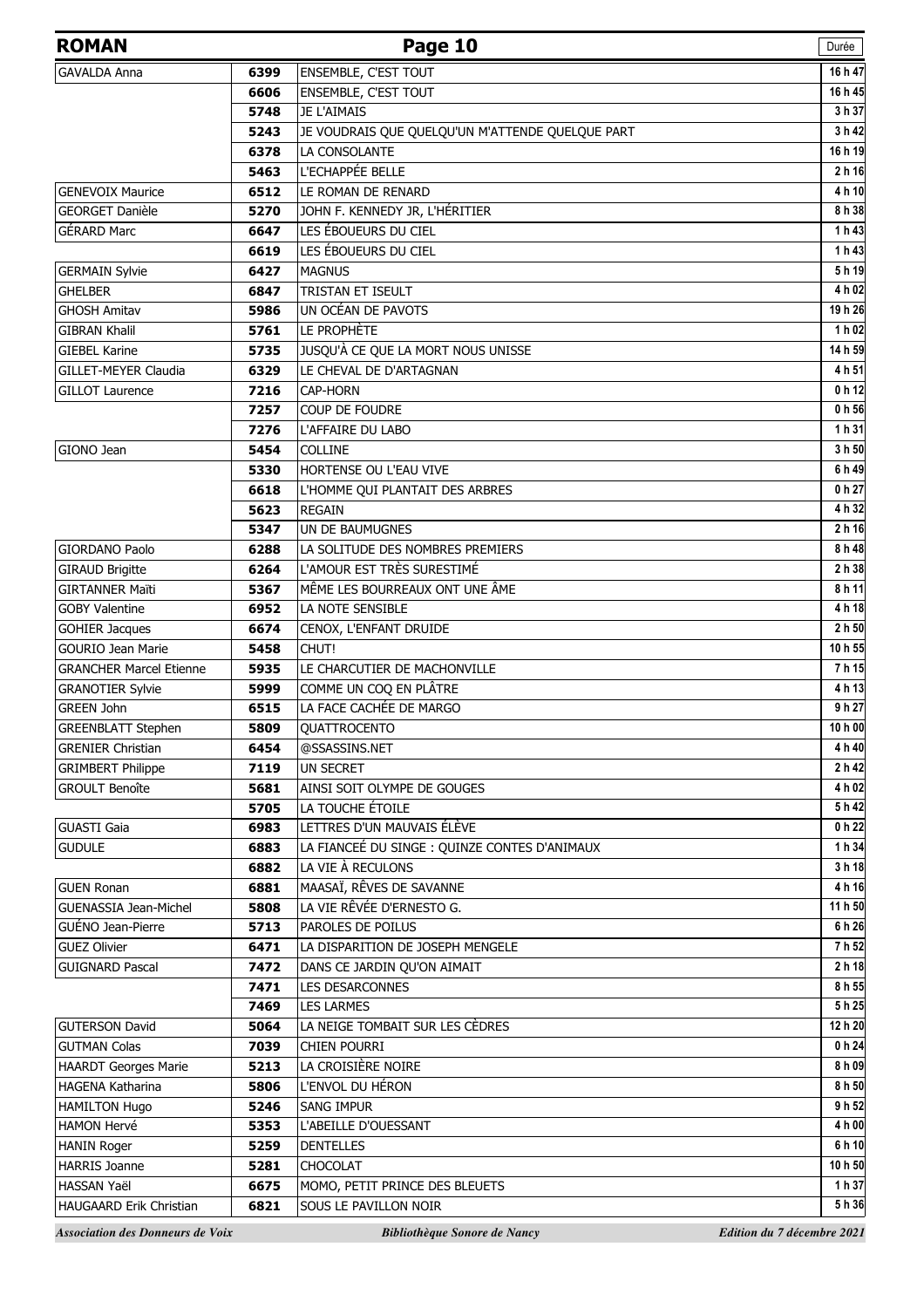| ROMAN | | Page 10 | Durée |
|---|---|---|---|
| GAVALDA Anna | 6399 | ENSEMBLE, C'EST TOUT | 16 h 47 |
| | 6606 | ENSEMBLE, C'EST TOUT | 16 h 45 |
| | 5748 | JE L'AIMAIS | 3 h 37 |
| | 5243 | JE VOUDRAIS QUE QUELQU'UN M'ATTENDE QUELQUE PART | 3 h 42 |
| | 6378 | LA CONSOLANTE | 16 h 19 |
| | 5463 | L'ECHAPPÉE BELLE | 2 h 16 |
| GENEVOIX Maurice | 6512 | LE ROMAN DE RENARD | 4 h 10 |
| GEORGET Danièle | 5270 | JOHN F. KENNEDY JR, L'HÉRITIER | 8 h 38 |
| GÉRARD Marc | 6647 | LES ÉBOUEURS DU CIEL | 1 h 43 |
| | 6619 | LES ÉBOUEURS DU CIEL | 1 h 43 |
| GERMAIN Sylvie | 6427 | MAGNUS | 5 h 19 |
| GHELBER | 6847 | TRISTAN ET ISEULT | 4 h 02 |
| GHOSH Amitav | 5986 | UN OCÉAN DE PAVOTS | 19 h 26 |
| GIBRAN Khalil | 5761 | LE PROPHÈTE | 1 h 02 |
| GIEBEL Karine | 5735 | JUSQU'À CE QUE LA MORT NOUS UNISSE | 14 h 59 |
| GILLET-MEYER Claudia | 6329 | LE CHEVAL DE D'ARTAGNAN | 4 h 51 |
| GILLOT Laurence | 7216 | CAP-HORN | 0 h 12 |
| | 7257 | COUP DE FOUDRE | 0 h 56 |
| | 7276 | L'AFFAIRE DU LABO | 1 h 31 |
| GIONO Jean | 5454 | COLLINE | 3 h 50 |
| | 5330 | HORTENSE OU L'EAU VIVE | 6 h 49 |
| | 6618 | L'HOMME QUI PLANTAIT DES ARBRES | 0 h 27 |
| | 5623 | REGAIN | 4 h 32 |
| | 5347 | UN DE BAUMUGNES | 2 h 16 |
| GIORDANO Paolo | 6288 | LA SOLITUDE DES NOMBRES PREMIERS | 8 h 48 |
| GIRAUD Brigitte | 6264 | L'AMOUR EST TRÈS SURESTIMÉ | 2 h 38 |
| GIRTANNER Maïti | 5367 | MÊME LES BOURREAUX ONT UNE ÂME | 8 h 11 |
| GOBY Valentine | 6952 | LA NOTE SENSIBLE | 4 h 18 |
| GOHIER Jacques | 6674 | CENOX, L'ENFANT DRUIDE | 2 h 50 |
| GOURIO Jean Marie | 5458 | CHUT! | 10 h 55 |
| GRANCHER Marcel Etienne | 5935 | LE CHARCUTIER DE MACHONVILLE | 7 h 15 |
| GRANOTIER Sylvie | 5999 | COMME UN COQ EN PLÂTRE | 4 h 13 |
| GREEN John | 6515 | LA FACE CACHÉE DE MARGO | 9 h 27 |
| GREENBLATT Stephen | 5809 | QUATTROCENTO | 10 h 00 |
| GRENIER Christian | 6454 | @SSASSINS.NET | 4 h 40 |
| GRIMBERT Philippe | 7119 | UN SECRET | 2 h 42 |
| GROULT Benoîte | 5681 | AINSI SOIT OLYMPE DE GOUGES | 4 h 02 |
| | 5705 | LA TOUCHE ÉTOILE | 5 h 42 |
| GUASTI Gaia | 6983 | LETTRES D'UN MAUVAIS ÉLÈVE | 0 h 22 |
| GUDULE | 6883 | LA FIANCEÉ DU SINGE : QUINZE CONTES D'ANIMAUX | 1 h 34 |
| | 6882 | LA VIE À RECULONS | 3 h 18 |
| GUEN Ronan | 6881 | MAASAÏ, RÊVES DE SAVANNE | 4 h 16 |
| GUENASSIA Jean-Michel | 5808 | LA VIE RÊVÉE D'ERNESTO G. | 11 h 50 |
| GUÉNO Jean-Pierre | 5713 | PAROLES DE POILUS | 6 h 26 |
| GUEZ Olivier | 6471 | LA DISPARITION DE JOSEPH MENGELE | 7 h 52 |
| GUIGNARD Pascal | 7472 | DANS CE JARDIN QU'ON AIMAIT | 2 h 18 |
| | 7471 | LES DESARCONNES | 8 h 55 |
| | 7469 | LES LARMES | 5 h 25 |
| GUTERSON David | 5064 | LA NEIGE TOMBAIT SUR LES CÈDRES | 12 h 20 |
| GUTMAN Colas | 7039 | CHIEN POURRI | 0 h 24 |
| HAARDT Georges Marie | 5213 | LA CROISIÈRE NOIRE | 8 h 09 |
| HAGENA Katharina | 5806 | L'ENVOL DU HÉRON | 8 h 50 |
| HAMILTON Hugo | 5246 | SANG IMPUR | 9 h 52 |
| HAMON Hervé | 5353 | L'ABEILLE D'OUESSANT | 4 h 00 |
| HANIN Roger | 5259 | DENTELLES | 6 h 10 |
| HARRIS Joanne | 5281 | CHOCOLAT | 10 h 50 |
| HASSAN Yaël | 6675 | MOMO, PETIT PRINCE DES BLEUETS | 1 h 37 |
| HAUGAARD Erik Christian | 6821 | SOUS LE PAVILLON NOIR | 5 h 36 |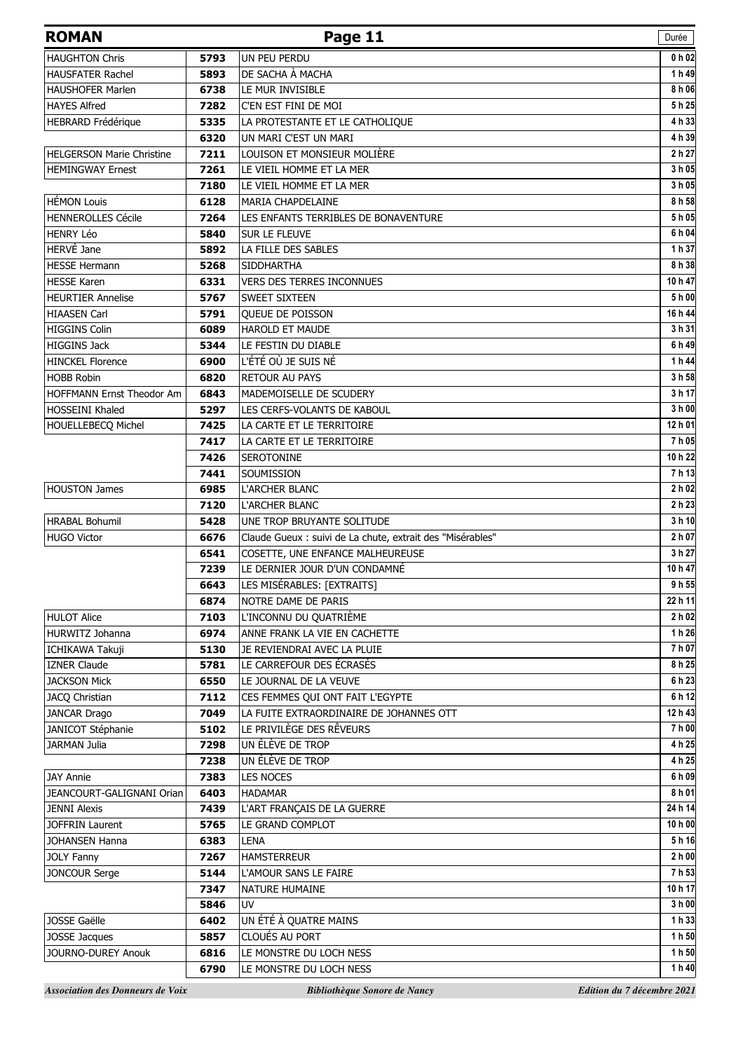| ROMAN | | Page 11 | Durée |
|---|---|---|---|
| HAUGHTON Chris | 5793 | UN PEU PERDU | 0 h 02 |
| HAUSFATER Rachel | 5893 | DE SACHA À MACHA | 1 h 49 |
| HAUSHOFER Marlen | 6738 | LE MUR INVISIBLE | 8 h 06 |
| HAYES Alfred | 7282 | C'EN EST FINI DE MOI | 5 h 25 |
| HEBRARD Frédérique | 5335 | LA PROTESTANTE ET LE CATHOLIQUE | 4 h 33 |
| | 6320 | UN MARI C'EST UN MARI | 4 h 39 |
| HELGERSON Marie Christine | 7211 | LOUISON ET MONSIEUR MOLIÈRE | 2 h 27 |
| HEMINGWAY Ernest | 7261 | LE VIEIL HOMME ET LA MER | 3 h 05 |
| | 7180 | LE VIEIL HOMME ET LA MER | 3 h 05 |
| HÉMON Louis | 6128 | MARIA CHAPDELAINE | 8 h 58 |
| HENNEROLLES Cécile | 7264 | LES ENFANTS TERRIBLES DE BONAVENTURE | 5 h 05 |
| HENRY Léo | 5840 | SUR LE FLEUVE | 6 h 04 |
| HERVÉ Jane | 5892 | LA FILLE DES SABLES | 1 h 37 |
| HESSE Hermann | 5268 | SIDDHARTHA | 8 h 38 |
| HESSE Karen | 6331 | VERS DES TERRES INCONNUES | 10 h 47 |
| HEURTIER Annelise | 5767 | SWEET SIXTEEN | 5 h 00 |
| HIAASEN Carl | 5791 | QUEUE DE POISSON | 16 h 44 |
| HIGGINS Colin | 6089 | HAROLD ET MAUDE | 3 h 31 |
| HIGGINS Jack | 5344 | LE FESTIN DU DIABLE | 6 h 49 |
| HINCKEL Florence | 6900 | L'ÉTÉ OÙ JE SUIS NÉ | 1 h 44 |
| HOBB Robin | 6820 | RETOUR AU PAYS | 3 h 58 |
| HOFFMANN Ernst Theodor Am | 6843 | MADEMOISELLE DE SCUDERY | 3 h 17 |
| HOSSEINI Khaled | 5297 | LES CERFS-VOLANTS DE KABOUL | 3 h 00 |
| HOUELLEBECQ Michel | 7425 | LA CARTE ET LE TERRITOIRE | 12 h 01 |
| | 7417 | LA CARTE ET LE TERRITOIRE | 7 h 05 |
| | 7426 | SEROTONINE | 10 h 22 |
| | 7441 | SOUMISSION | 7 h 13 |
| HOUSTON James | 6985 | L'ARCHER BLANC | 2 h 02 |
| | 7120 | L'ARCHER BLANC | 2 h 23 |
| HRABAL Bohumil | 5428 | UNE TROP BRUYANTE SOLITUDE | 3 h 10 |
| HUGO Victor | 6676 | Claude Gueux : suivi de La chute, extrait des "Misérables" | 2 h 07 |
| | 6541 | COSETTE, UNE ENFANCE MALHEUREUSE | 3 h 27 |
| | 7239 | LE DERNIER JOUR D'UN CONDAMNÉ | 10 h 47 |
| | 6643 | LES MISÉRABLES: [EXTRAITS] | 9 h 55 |
| | 6874 | NOTRE DAME DE PARIS | 22 h 11 |
| HULOT Alice | 7103 | L'INCONNU DU QUATRIÈME | 2 h 02 |
| HURWITZ Johanna | 6974 | ANNE FRANK LA VIE EN CACHETTE | 1 h 26 |
| ICHIKAWA Takuji | 5130 | JE REVIENDRAI AVEC LA PLUIE | 7 h 07 |
| IZNER Claude | 5781 | LE CARREFOUR DES ÉCRASÉS | 8 h 25 |
| JACKSON Mick | 6550 | LE JOURNAL DE LA VEUVE | 6 h 23 |
| JACQ Christian | 7112 | CES FEMMES QUI ONT FAIT L'EGYPTE | 6 h 12 |
| JANCAR Drago | 7049 | LA FUITE EXTRAORDINAIRE DE JOHANNES OTT | 12 h 43 |
| JANICOT Stéphanie | 5102 | LE PRIVILÈGE DES RÊVEURS | 7 h 00 |
| JARMAN Julia | 7298 | UN ÉLÈVE DE TROP | 4 h 25 |
| | 7238 | UN ÉLÈVE DE TROP | 4 h 25 |
| JAY Annie | 7383 | LES NOCES | 6 h 09 |
| JEANCOURT-GALIGNANI Orian | 6403 | HADAMAR | 8 h 01 |
| JENNI Alexis | 7439 | L'ART FRANÇAIS DE LA GUERRE | 24 h 14 |
| JOFFRIN Laurent | 5765 | LE GRAND COMPLOT | 10 h 00 |
| JOHANSEN Hanna | 6383 | LENA | 5 h 16 |
| JOLY Fanny | 7267 | HAMSTERREUR | 2 h 00 |
| JONCOUR Serge | 5144 | L'AMOUR SANS LE FAIRE | 7 h 53 |
| | 7347 | NATURE HUMAINE | 10 h 17 |
| | 5846 | UV | 3 h 00 |
| JOSSE Gaëlle | 6402 | UN ÉTÉ À QUATRE MAINS | 1 h 33 |
| JOSSE Jacques | 5857 | CLOUÉS AU PORT | 1 h 50 |
| JOURNO-DUREY Anouk | 6816 | LE MONSTRE DU LOCH NESS | 1 h 50 |
| | 6790 | LE MONSTRE DU LOCH NESS | 1 h 40 |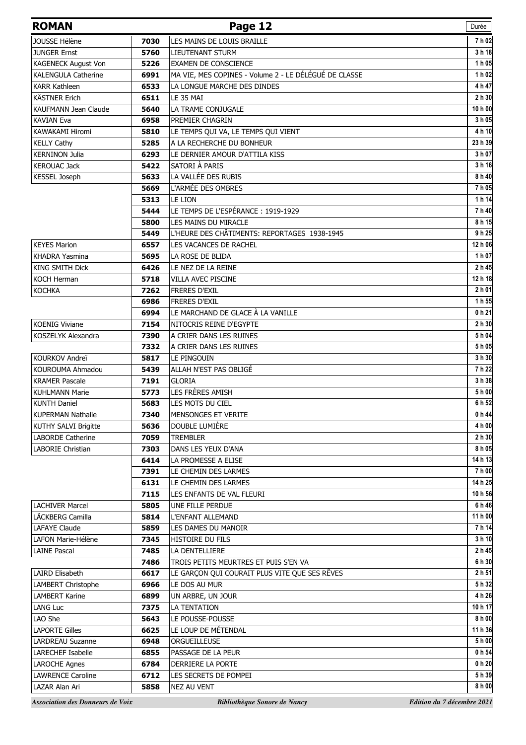| ROMAN | | Page 12 | Durée |
|---|---|---|---|
| JOUSSE Hélène | 7030 | LES MAINS DE LOUIS BRAILLE | 7 h 02 |
| JUNGER Ernst | 5760 | LIEUTENANT STURM | 3 h 18 |
| KAGENECK August Von | 5226 | EXAMEN DE CONSCIENCE | 1 h 05 |
| KALENGULA Catherine | 6991 | MA VIE, MES COPINES - Volume 2 - LE DÉLÉGUÉ DE CLASSE | 1 h 02 |
| KARR Kathleen | 6533 | LA LONGUE MARCHE DES DINDES | 4 h 47 |
| KÄSTNER Erich | 6511 | LE 35 MAI | 2 h 30 |
| KAUFMANN Jean Claude | 5640 | LA TRAME CONJUGALE | 10 h 00 |
| KAVIAN Eva | 6958 | PREMIER CHAGRIN | 3 h 05 |
| KAWAKAMI Hiromi | 5810 | LE TEMPS QUI VA, LE TEMPS QUI VIENT | 4 h 10 |
| KELLY Cathy | 5285 | A LA RECHERCHE DU BONHEUR | 23 h 39 |
| KERNINON Julia | 6293 | LE DERNIER AMOUR D'ATTILA KISS | 3 h 07 |
| KEROUAC Jack | 5422 | SATORI À PARIS | 3 h 16 |
| KESSEL Joseph | 5633 | LA VALLÉE DES RUBIS | 8 h 40 |
| | 5669 | L'ARMÉE DES OMBRES | 7 h 05 |
| | 5313 | LE LION | 1 h 14 |
| | 5444 | LE TEMPS DE L'ESPÉRANCE : 1919-1929 | 7 h 40 |
| | 5800 | LES MAINS DU MIRACLE | 8 h 15 |
| | 5449 | L'HEURE DES CHÂTIMENTS: REPORTAGES 1938-1945 | 9 h 25 |
| KEYES Marion | 6557 | LES VACANCES DE RACHEL | 12 h 06 |
| KHADRA Yasmina | 5695 | LA ROSE DE BLIDA | 1 h 07 |
| KING SMITH Dick | 6426 | LE NEZ DE LA REINE | 2 h 45 |
| KOCH Herman | 5718 | VILLA AVEC PISCINE | 12 h 18 |
| KOCHKA | 7262 | FRERES D'EXIL | 2 h 01 |
| | 6986 | FRERES D'EXIL | 1 h 55 |
| | 6994 | LE MARCHAND DE GLACE À LA VANILLE | 0 h 21 |
| KOENIG Viviane | 7154 | NITOCRIS REINE D'EGYPTE | 2 h 30 |
| KOSZELYK Alexandra | 7390 | A CRIER DANS LES RUINES | 5 h 04 |
| | 7332 | A CRIER DANS LES RUINES | 5 h 05 |
| KOURKOV Andreï | 5817 | LE PINGOUIN | 3 h 30 |
| KOUROUMA Ahmadou | 5439 | ALLAH N'EST PAS OBLIGÉ | 7 h 22 |
| KRAMER Pascale | 7191 | GLORIA | 3 h 38 |
| KUHLMANN Marie | 5773 | LES FRÈRES AMISH | 5 h 00 |
| KUNTH Daniel | 5683 | LES MOTS DU CIEL | 6 h 52 |
| KUPERMAN Nathalie | 7340 | MENSONGES ET VERITE | 0 h 44 |
| KUTHY SALVI Brigitte | 5636 | DOUBLE LUMIÈRE | 4 h 00 |
| LABORDE Catherine | 7059 | TREMBLER | 2 h 30 |
| LABORIE Christian | 7303 | DANS LES YEUX D'ANA | 8 h 05 |
| | 6414 | LA PROMESSE A ELISE | 14 h 13 |
| | 7391 | LE CHEMIN DES LARMES | 7 h 00 |
| | 6131 | LE CHEMIN DES LARMES | 14 h 25 |
| | 7115 | LES ENFANTS DE VAL FLEURI | 10 h 56 |
| LACHIVER Marcel | 5805 | UNE FILLE PERDUE | 6 h 46 |
| LÄCKBERG Camilla | 5814 | L'ENFANT ALLEMAND | 11 h 00 |
| LAFAYE Claude | 5859 | LES DAMES DU MANOIR | 7 h 14 |
| LAFON Marie-Hélène | 7345 | HISTOIRE DU FILS | 3 h 10 |
| LAINE Pascal | 7485 | LA DENTELLIERE | 2 h 45 |
| | 7486 | TROIS PETITS MEURTRES ET PUIS S'EN VA | 6 h 30 |
| LAIRD Elisabeth | 6617 | LE GARÇON QUI COURAIT PLUS VITE QUE SES RÊVES | 2 h 51 |
| LAMBERT Christophe | 6966 | LE DOS AU MUR | 5 h 32 |
| LAMBERT Karine | 6899 | UN ARBRE, UN JOUR | 4 h 26 |
| LANG Luc | 7375 | LA TENTATION | 10 h 17 |
| LAO She | 5643 | LE POUSSE-POUSSE | 8 h 00 |
| LAPORTE Gilles | 6625 | LE LOUP DE MÉTENDAL | 11 h 36 |
| LARDREAU Suzanne | 6948 | ORGUEILLEUSE | 5 h 00 |
| LARECHEF Isabelle | 6855 | PASSAGE DE LA PEUR | 0 h 54 |
| LAROCHE Agnes | 6784 | DERRIERE LA PORTE | 0 h 20 |
| LAWRENCE Caroline | 6712 | LES SECRETS DE POMPEI | 5 h 39 |
| LAZAR Alan Ari | 5858 | NEZ AU VENT | 8 h 00 |

*Association des Donneurs de Voix* — *Bibliothèque Sonore de Nancy* — *Edition du 7 décembre 2021*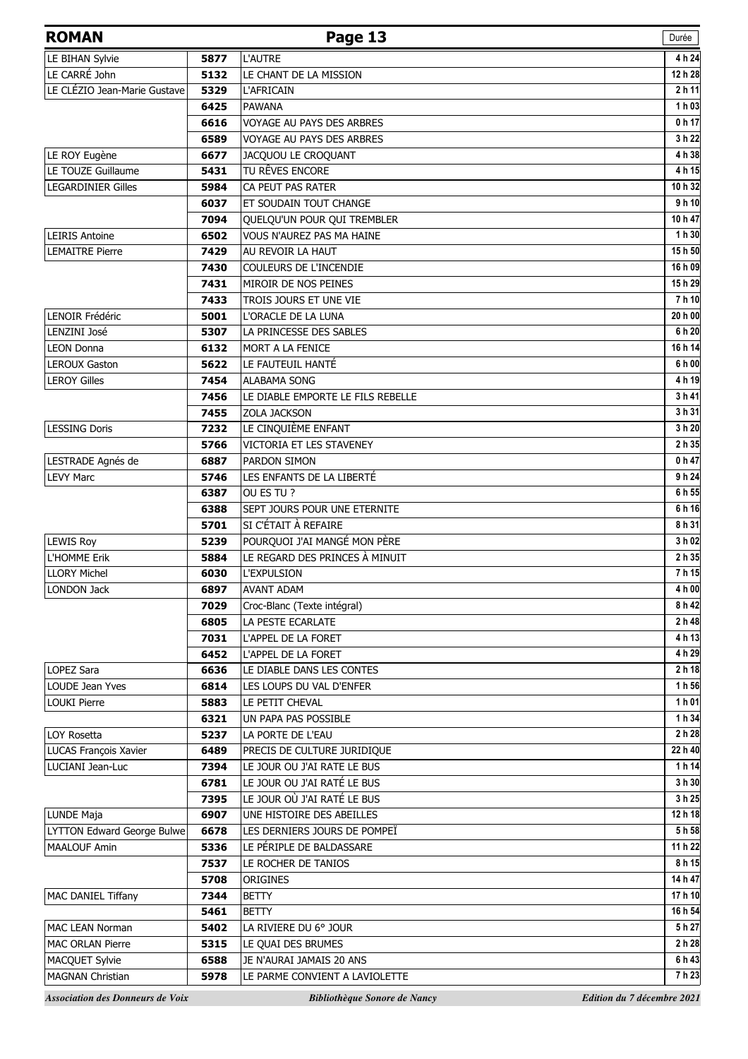| ROMAN | | Page 13 | Durée |
|---|---|---|---|
| LE BIHAN Sylvie | 5877 | L'AUTRE | 4 h 24 |
| LE CARRÉ John | 5132 | LE CHANT DE LA MISSION | 12 h 28 |
| LE CLÉZIO Jean-Marie Gustave | 5329 | L'AFRICAIN | 2 h 11 |
| | 6425 | PAWANA | 1 h 03 |
| | 6616 | VOYAGE AU PAYS DES ARBRES | 0 h 17 |
| | 6589 | VOYAGE AU PAYS DES ARBRES | 3 h 22 |
| LE ROY Eugène | 6677 | JACQUOU LE CROQUANT | 4 h 38 |
| LE TOUZE Guillaume | 5431 | TU RÊVES ENCORE | 4 h 15 |
| LEGARDINIER Gilles | 5984 | CA PEUT PAS RATER | 10 h 32 |
| | 6037 | ET SOUDAIN TOUT CHANGE | 9 h 10 |
| | 7094 | QUELQU'UN POUR QUI TREMBLER | 10 h 47 |
| LEIRIS Antoine | 6502 | VOUS N'AUREZ PAS MA HAINE | 1 h 30 |
| LEMAITRE Pierre | 7429 | AU REVOIR LA HAUT | 15 h 50 |
| | 7430 | COULEURS DE L'INCENDIE | 16 h 09 |
| | 7431 | MIROIR DE NOS PEINES | 15 h 29 |
| | 7433 | TROIS JOURS ET UNE VIE | 7 h 10 |
| LENOIR Frédéric | 5001 | L'ORACLE DE LA LUNA | 20 h 00 |
| LENZINI José | 5307 | LA PRINCESSE DES SABLES | 6 h 20 |
| LEON Donna | 6132 | MORT A LA FENICE | 16 h 14 |
| LEROUX Gaston | 5622 | LE FAUTEUIL HANTÉ | 6 h 00 |
| LEROY Gilles | 7454 | ALABAMA SONG | 4 h 19 |
| | 7456 | LE DIABLE EMPORTE LE FILS REBELLE | 3 h 41 |
| | 7455 | ZOLA JACKSON | 3 h 31 |
| LESSING Doris | 7232 | LE CINQUIÈME ENFANT | 3 h 20 |
| | 5766 | VICTORIA ET LES STAVENEY | 2 h 35 |
| LESTRADE Agnés de | 6887 | PARDON SIMON | 0 h 47 |
| LEVY Marc | 5746 | LES ENFANTS DE LA LIBERTÉ | 9 h 24 |
| | 6387 | OU ES TU ? | 6 h 55 |
| | 6388 | SEPT JOURS POUR UNE ETERNITE | 6 h 16 |
| | 5701 | SI C'ÉTAIT À REFAIRE | 8 h 31 |
| LEWIS Roy | 5239 | POURQUOI J'AI MANGÉ MON PÈRE | 3 h 02 |
| L'HOMME Erik | 5884 | LE REGARD DES PRINCES À MINUIT | 2 h 35 |
| LLORY Michel | 6030 | L'EXPULSION | 7 h 15 |
| LONDON Jack | 6897 | AVANT ADAM | 4 h 00 |
| | 7029 | Croc-Blanc (Texte intégral) | 8 h 42 |
| | 6805 | LA PESTE ECARLATE | 2 h 48 |
| | 7031 | L'APPEL DE LA FORET | 4 h 13 |
| | 6452 | L'APPEL DE LA FORET | 4 h 29 |
| LOPEZ Sara | 6636 | LE DIABLE DANS LES CONTES | 2 h 18 |
| LOUDE Jean Yves | 6814 | LES LOUPS DU VAL D'ENFER | 1 h 56 |
| LOUKI Pierre | 5883 | LE PETIT CHEVAL | 1 h 01 |
| | 6321 | UN PAPA PAS POSSIBLE | 1 h 34 |
| LOY Rosetta | 5237 | LA PORTE DE L'EAU | 2 h 28 |
| LUCAS François Xavier | 6489 | PRECIS DE CULTURE JURIDIQUE | 22 h 40 |
| LUCIANI Jean-Luc | 7394 | LE JOUR OU J'AI RATE LE BUS | 1 h 14 |
| | 6781 | LE JOUR OU J'AI RATÉ LE BUS | 3 h 30 |
| | 7395 | LE JOUR OÙ J'AI RATÉ LE BUS | 3 h 25 |
| LUNDE Maja | 6907 | UNE HISTOIRE DES ABEILLES | 12 h 18 |
| LYTTON Edward George Bulwe | 6678 | LES DERNIERS JOURS DE POMPEÏ | 5 h 58 |
| MAALOUF Amin | 5336 | LE PÉRIPLE DE BALDASSARE | 11 h 22 |
| | 7537 | LE ROCHER DE TANIOS | 8 h 15 |
| | 5708 | ORIGINES | 14 h 47 |
| MAC DANIEL Tiffany | 7344 | BETTY | 17 h 10 |
| | 5461 | BETTY | 16 h 54 |
| MAC LEAN Norman | 5402 | LA RIVIERE DU 6° JOUR | 5 h 27 |
| MAC ORLAN Pierre | 5315 | LE QUAI DES BRUMES | 2 h 28 |
| MACQUET Sylvie | 6588 | JE N'AURAI JAMAIS 20 ANS | 6 h 43 |
| MAGNAN Christian | 5978 | LE PARME CONVIENT A LAVIOLETTE | 7 h 23 |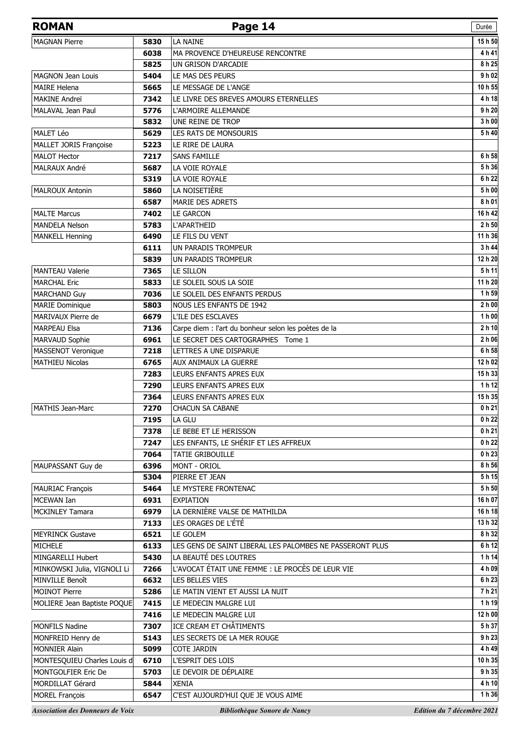| ROMAN | | | Durée |
|---|---|---|---|
| MAGNAN Pierre | 5830 | LA NAINE | 15 h 50 |
| | 6038 | MA PROVENCE D'HEUREUSE RENCONTRE | 4 h 41 |
| | 5825 | UN GRISON D'ARCADIE | 8 h 25 |
| MAGNON Jean Louis | 5404 | LE MAS DES PEURS | 9 h 02 |
| MAIRE Helena | 5665 | LE MESSAGE DE L'ANGE | 10 h 55 |
| MAKINE Andreï | 7342 | LE LIVRE DES BREVES AMOURS ETERNELLES | 4 h 18 |
| MALAVAL Jean Paul | 5776 | L'ARMOIRE ALLEMANDE | 9 h 20 |
| | 5832 | UNE REINE DE TROP | 3 h 00 |
| MALET Léo | 5629 | LES RATS DE MONSOURIS | 5 h 40 |
| MALLET JORIS Françoise | 5223 | LE RIRE DE LAURA | |
| MALOT Hector | 7217 | SANS FAMILLE | 6 h 58 |
| MALRAUX André | 5687 | LA VOIE ROYALE | 5 h 36 |
| | 5319 | LA VOIE ROYALE | 6 h 22 |
| MALROUX Antonin | 5860 | LA NOISETIÈRE | 5 h 00 |
| | 6587 | MARIE DES ADRETS | 8 h 01 |
| MALTE Marcus | 7402 | LE GARCON | 16 h 42 |
| MANDELA Nelson | 5783 | L'APARTHEID | 2 h 50 |
| MANKELL Henning | 6490 | LE FILS DU VENT | 11 h 36 |
| | 6111 | UN PARADIS TROMPEUR | 3 h 44 |
| | 5839 | UN PARADIS TROMPEUR | 12 h 20 |
| MANTEAU Valerie | 7365 | LE SILLON | 5 h 11 |
| MARCHAL Eric | 5833 | LE SOLEIL SOUS LA SOIE | 11 h 20 |
| MARCHAND Guy | 7036 | LE SOLEIL DES ENFANTS PERDUS | 1 h 59 |
| MARIE Dominique | 5803 | NOUS LES ENFANTS DE 1942 | 2 h 00 |
| MARIVAUX Pierre de | 6679 | L'ILE DES ESCLAVES | 1 h 00 |
| MARPEAU Elsa | 7136 | Carpe diem : l'art du bonheur selon les poètes de la | 2 h 10 |
| MARVAUD Sophie | 6961 | LE SECRET DES CARTOGRAPHES Tome 1 | 2 h 06 |
| MASSENOT Veronique | 7218 | LETTRES A UNE DISPARUE | 6 h 58 |
| MATHIEU Nicolas | 6765 | AUX ANIMAUX LA GUERRE | 12 h 02 |
| | 7283 | LEURS ENFANTS APRES EUX | 15 h 33 |
| | 7290 | LEURS ENFANTS APRES EUX | 1 h 12 |
| | 7364 | LEURS ENFANTS APRES EUX | 15 h 35 |
| MATHIS Jean-Marc | 7270 | CHACUN SA CABANE | 0 h 21 |
| | 7195 | LA GLU | 0 h 22 |
| | 7378 | LE BEBE ET LE HERISSON | 0 h 21 |
| | 7247 | LES ENFANTS, LE SHÉRIF ET LES AFFREUX | 0 h 22 |
| | 7064 | TATIE GRIBOUILLE | 0 h 23 |
| MAUPASSANT Guy de | 6396 | MONT - ORIOL | 8 h 56 |
| | 5304 | PIERRE ET JEAN | 5 h 15 |
| MAURIAC François | 5464 | LE MYSTERE FRONTENAC | 5 h 50 |
| MCEWAN Ian | 6931 | EXPIATION | 16 h 07 |
| MCKINLEY Tamara | 6979 | LA DERNIÈRE VALSE DE MATHILDA | 16 h 18 |
| | 7133 | LES ORAGES DE L'ÉTÉ | 13 h 32 |
| MEYRINCK Gustave | 6521 | LE GOLEM | 8 h 32 |
| MICHELE | 6133 | LES GENS DE SAINT LIBERAL LES PALOMBES NE PASSERONT PLUS | 6 h 12 |
| MINGARELLI Hubert | 5430 | LA BEAUTÉ DES LOUTRES | 1 h 14 |
| MINKOWSKI Julia, VIGNOLI Li | 7266 | L'AVOCAT ÉTAIT UNE FEMME : LE PROCÈS DE LEUR VIE | 4 h 09 |
| MINVILLE Benoît | 6632 | LES BELLES VIES | 6 h 23 |
| MOINOT Pierre | 5286 | LE MATIN VIENT ET AUSSI LA NUIT | 7 h 21 |
| MOLIERE Jean Baptiste POQUE | 7415 | LE MEDECIN MALGRE LUI | 1 h 19 |
| | 7416 | LE MEDECIN MALGRE LUI | 12 h 00 |
| MONFILS Nadine | 7307 | ICE CREAM ET CHÂTIMENTS | 5 h 37 |
| MONFREID Henry de | 5143 | LES SECRETS DE LA MER ROUGE | 9 h 23 |
| MONNIER Alain | 5099 | COTE JARDIN | 4 h 49 |
| MONTESQUIEU Charles Louis d | 6710 | L'ESPRIT DES LOIS | 10 h 35 |
| MONTGOLFIER Eric De | 5703 | LE DEVOIR DE DÉPLAIRE | 9 h 35 |
| MORDILLAT Gérard | 5844 | XENIA | 4 h 10 |
| MOREL François | 6547 | C'EST AUJOURD'HUI QUE JE VOUS AIME | 1 h 36 |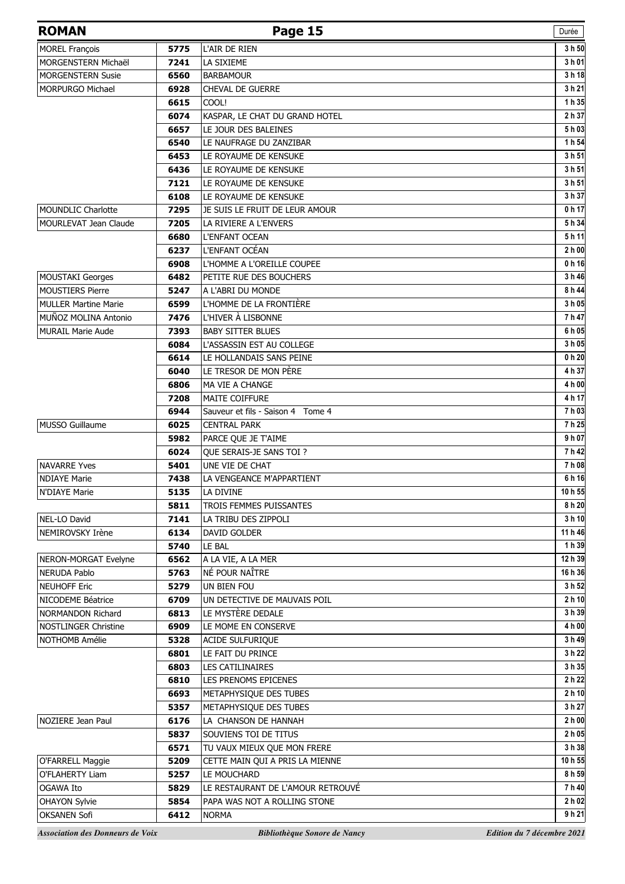| ROMAN | | Page 15 | Durée |
|---|---|---|---|
| MOREL François | 5775 | L'AIR DE RIEN | 3 h 50 |
| MORGENSTERN Michaël | 7241 | LA SIXIEME | 3 h 01 |
| MORGENSTERN Susie | 6560 | BARBAMOUR | 3 h 18 |
| MORPURGO Michael | 6928 | CHEVAL DE GUERRE | 3 h 21 |
| | 6615 | COOL! | 1 h 35 |
| | 6074 | KASPAR, LE CHAT DU GRAND HOTEL | 2 h 37 |
| | 6657 | LE JOUR DES BALEINES | 5 h 03 |
| | 6540 | LE NAUFRAGE DU ZANZIBAR | 1 h 54 |
| | 6453 | LE ROYAUME DE KENSUKE | 3 h 51 |
| | 6436 | LE ROYAUME DE KENSUKE | 3 h 51 |
| | 7121 | LE ROYAUME DE KENSUKE | 3 h 51 |
| | 6108 | LE ROYAUME DE KENSUKE | 3 h 37 |
| MOUNDLIC Charlotte | 7295 | JE SUIS LE FRUIT DE LEUR AMOUR | 0 h 17 |
| MOURLEVAT Jean Claude | 7205 | LA RIVIERE A L'ENVERS | 5 h 34 |
| | 6680 | L'ENFANT OCEAN | 5 h 11 |
| | 6237 | L'ENFANT OCÉAN | 2 h 00 |
| | 6908 | L'HOMME A L'OREILLE COUPEE | 0 h 16 |
| MOUSTAKI Georges | 6482 | PETITE RUE DES BOUCHERS | 3 h 46 |
| MOUSTIERS Pierre | 5247 | A L'ABRI DU MONDE | 8 h 44 |
| MULLER Martine Marie | 6599 | L'HOMME DE LA FRONTIÈRE | 3 h 05 |
| MUÑOZ MOLINA Antonio | 7476 | L'HIVER À LISBONNE | 7 h 47 |
| MURAIL Marie Aude | 7393 | BABY SITTER BLUES | 6 h 05 |
| | 6084 | L'ASSASSIN EST AU COLLEGE | 3 h 05 |
| | 6614 | LE HOLLANDAIS SANS PEINE | 0 h 20 |
| | 6040 | LE TRESOR DE MON PÈRE | 4 h 37 |
| | 6806 | MA VIE A CHANGE | 4 h 00 |
| | 7208 | MAITE COIFFURE | 4 h 17 |
| | 6944 | Sauveur et fils - Saison 4 Tome 4 | 7 h 03 |
| MUSSO Guillaume | 6025 | CENTRAL PARK | 7 h 25 |
| | 5982 | PARCE QUE JE T'AIME | 9 h 07 |
| | 6024 | QUE SERAIS-JE SANS TOI ? | 7 h 42 |
| NAVARRE Yves | 5401 | UNE VIE DE CHAT | 7 h 08 |
| NDIAYE Marie | 7438 | LA VENGEANCE M'APPARTIENT | 6 h 16 |
| N'DIAYE Marie | 5135 | LA DIVINE | 10 h 55 |
| | 5811 | TROIS FEMMES PUISSANTES | 8 h 20 |
| NEL-LO David | 7141 | LA TRIBU DES ZIPPOLI | 3 h 10 |
| NEMIROVSKY Irène | 6134 | DAVID GOLDER | 11 h 46 |
| | 5740 | LE BAL | 1 h 39 |
| NERON-MORGAT Evelyne | 6562 | A LA VIE, A LA MER | 12 h 39 |
| NERUDA Pablo | 5763 | NÉ POUR NAÎTRE | 16 h 36 |
| NEUHOFF Eric | 5279 | UN BIEN FOU | 3 h 52 |
| NICODEME Béatrice | 6709 | UN DETECTIVE DE MAUVAIS POIL | 2 h 10 |
| NORMANDON Richard | 6813 | LE MYSTÈRE DEDALE | 3 h 39 |
| NOSTLINGER Christine | 6909 | LE MOME EN CONSERVE | 4 h 00 |
| NOTHOMB Amélie | 5328 | ACIDE SULFURIQUE | 3 h 49 |
| | 6801 | LE FAIT DU PRINCE | 3 h 22 |
| | 6803 | LES CATILINAIRES | 3 h 35 |
| | 6810 | LES PRENOMS EPICENES | 2 h 22 |
| | 6693 | METAPHYSIQUE DES TUBES | 2 h 10 |
| | 5357 | METAPHYSIQUE DES TUBES | 3 h 27 |
| NOZIERE Jean Paul | 6176 | LA CHANSON DE HANNAH | 2 h 00 |
| | 5837 | SOUVIENS TOI DE TITUS | 2 h 05 |
| | 6571 | TU VAUX MIEUX QUE MON FRERE | 3 h 38 |
| O'FARRELL Maggie | 5209 | CETTE MAIN QUI A PRIS LA MIENNE | 10 h 55 |
| O'FLAHERTY Liam | 5257 | LE MOUCHARD | 8 h 59 |
| OGAWA Ito | 5829 | LE RESTAURANT DE L'AMOUR RETROUVÉ | 7 h 40 |
| OHAYON Sylvie | 5854 | PAPA WAS NOT A ROLLING STONE | 2 h 02 |
| OKSANEN Sofi | 6412 | NORMA | 9 h 21 |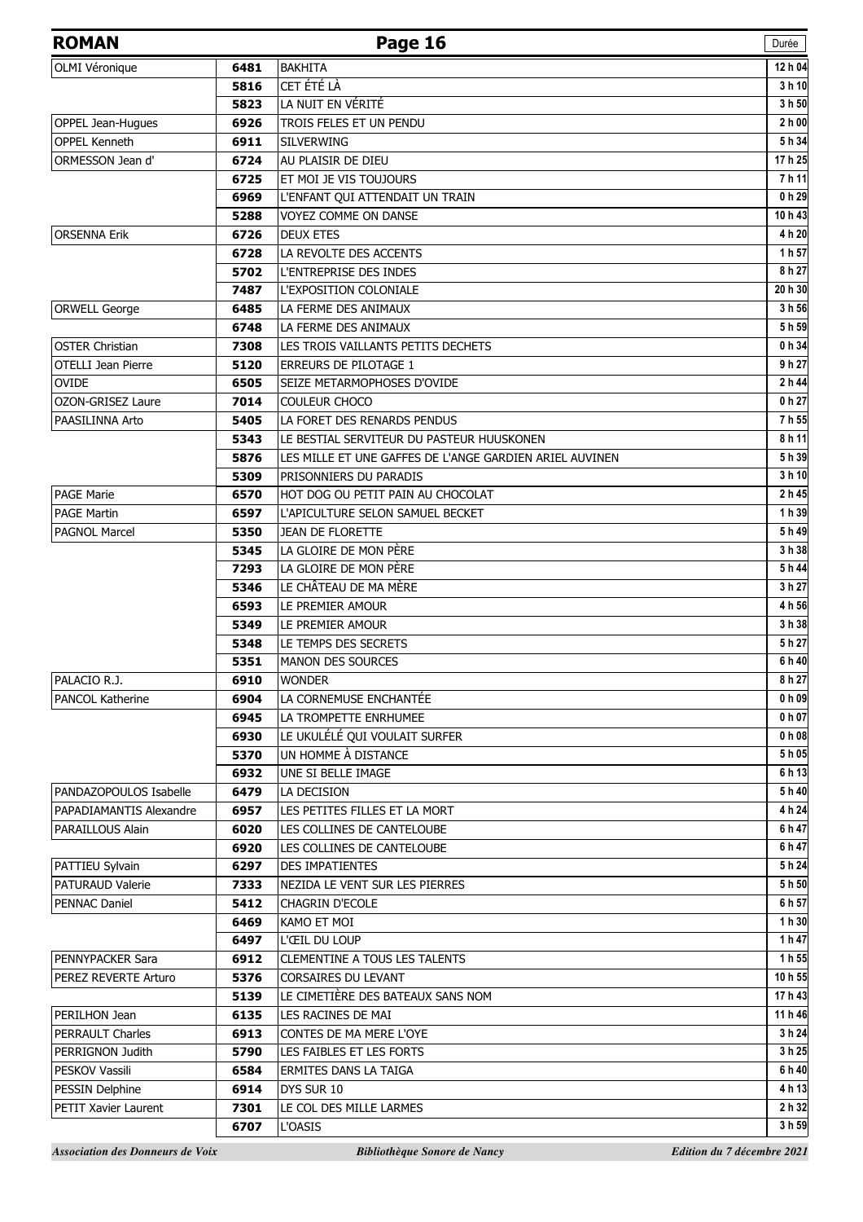| ROMAN | | Page 16 | Durée |
|---|---|---|---|
| OLMI Véronique | 6481 | BAKHITA | 12 h 04 |
| | 5816 | CET ÉTÉ LÀ | 3 h 10 |
| | 5823 | LA NUIT EN VÉRITÉ | 3 h 50 |
| OPPEL Jean-Hugues | 6926 | TROIS FELES ET UN PENDU | 2 h 00 |
| OPPEL Kenneth | 6911 | SILVERWING | 5 h 34 |
| ORMESSON Jean d' | 6724 | AU PLAISIR DE DIEU | 17 h 25 |
| | 6725 | ET MOI JE VIS TOUJOURS | 7 h 11 |
| | 6969 | L'ENFANT QUI ATTENDAIT UN TRAIN | 0 h 29 |
| | 5288 | VOYEZ COMME ON DANSE | 10 h 43 |
| ORSENNA Erik | 6726 | DEUX ETES | 4 h 20 |
| | 6728 | LA REVOLTE DES ACCENTS | 1 h 57 |
| | 5702 | L'ENTREPRISE DES INDES | 8 h 27 |
| | 7487 | L'EXPOSITION COLONIALE | 20 h 30 |
| ORWELL George | 6485 | LA FERME DES ANIMAUX | 3 h 56 |
| | 6748 | LA FERME DES ANIMAUX | 5 h 59 |
| OSTER Christian | 7308 | LES TROIS VAILLANTS PETITS DECHETS | 0 h 34 |
| OTELLI Jean Pierre | 5120 | ERREURS DE PILOTAGE 1 | 9 h 27 |
| OVIDE | 6505 | SEIZE METARMOPHOSES D'OVIDE | 2 h 44 |
| OZON-GRISEZ Laure | 7014 | COULEUR CHOCO | 0 h 27 |
| PAASILINNA Arto | 5405 | LA FORET DES RENARDS PENDUS | 7 h 55 |
| | 5343 | LE BESTIAL SERVITEUR DU PASTEUR HUUSKONEN | 8 h 11 |
| | 5876 | LES MILLE ET UNE GAFFES DE L'ANGE GARDIEN ARIEL AUVINEN | 5 h 39 |
| | 5309 | PRISONNIERS DU PARADIS | 3 h 10 |
| PAGE Marie | 6570 | HOT DOG OU PETIT PAIN AU CHOCOLAT | 2 h 45 |
| PAGE Martin | 6597 | L'APICULTURE SELON SAMUEL BECKET | 1 h 39 |
| PAGNOL Marcel | 5350 | JEAN DE FLORETTE | 5 h 49 |
| | 5345 | LA GLOIRE DE MON PÈRE | 3 h 38 |
| | 7293 | LA GLOIRE DE MON PÈRE | 5 h 44 |
| | 5346 | LE CHÂTEAU DE MA MÈRE | 3 h 27 |
| | 6593 | LE PREMIER AMOUR | 4 h 56 |
| | 5349 | LE PREMIER AMOUR | 3 h 38 |
| | 5348 | LE TEMPS DES SECRETS | 5 h 27 |
| | 5351 | MANON DES SOURCES | 6 h 40 |
| PALACIO R.J. | 6910 | WONDER | 8 h 27 |
| PANCOL Katherine | 6904 | LA CORNEMUSE ENCHANTÉE | 0 h 09 |
| | 6945 | LA TROMPETTE ENRHUMEE | 0 h 07 |
| | 6930 | LE UKULÉLÉ QUI VOULAIT SURFER | 0 h 08 |
| | 5370 | UN HOMME À DISTANCE | 5 h 05 |
| | 6932 | UNE SI BELLE IMAGE | 6 h 13 |
| PANDAZOPOULOS Isabelle | 6479 | LA DECISION | 5 h 40 |
| PAPADIAMANTIS Alexandre | 6957 | LES PETITES FILLES ET LA MORT | 4 h 24 |
| PARAILLOUS Alain | 6020 | LES COLLINES DE CANTELOUBE | 6 h 47 |
| | 6920 | LES COLLINES DE CANTELOUBE | 6 h 47 |
| PATTIEU Sylvain | 6297 | DES IMPATIENTES | 5 h 24 |
| PATURAUD Valerie | 7333 | NEZIDA LE VENT SUR LES PIERRES | 5 h 50 |
| PENNAC Daniel | 5412 | CHAGRIN D'ECOLE | 6 h 57 |
| | 6469 | KAMO ET MOI | 1 h 30 |
| | 6497 | L'ŒIL DU LOUP | 1 h 47 |
| PENNYPACKER Sara | 6912 | CLEMENTINE A TOUS LES TALENTS | 1 h 55 |
| PEREZ REVERTE Arturo | 5376 | CORSAIRES DU LEVANT | 10 h 55 |
| | 5139 | LE CIMETIÈRE DES BATEAUX SANS NOM | 17 h 43 |
| PERILHON Jean | 6135 | LES RACINES DE MAI | 11 h 46 |
| PERRAULT Charles | 6913 | CONTES DE MA MERE L'OYE | 3 h 24 |
| PERRIGNON Judith | 5790 | LES FAIBLES ET LES FORTS | 3 h 25 |
| PESKOV Vassili | 6584 | ERMITES DANS LA TAIGA | 6 h 40 |
| PESSIN Delphine | 6914 | DYS SUR 10 | 4 h 13 |
| PETIT Xavier Laurent | 7301 | LE COL DES MILLE LARMES | 2 h 32 |
| | 6707 | L'OASIS | 3 h 59 |

*Association des Donneurs de Voix* — *Bibliothèque Sonore de Nancy* — *Edition du 7 décembre 2021*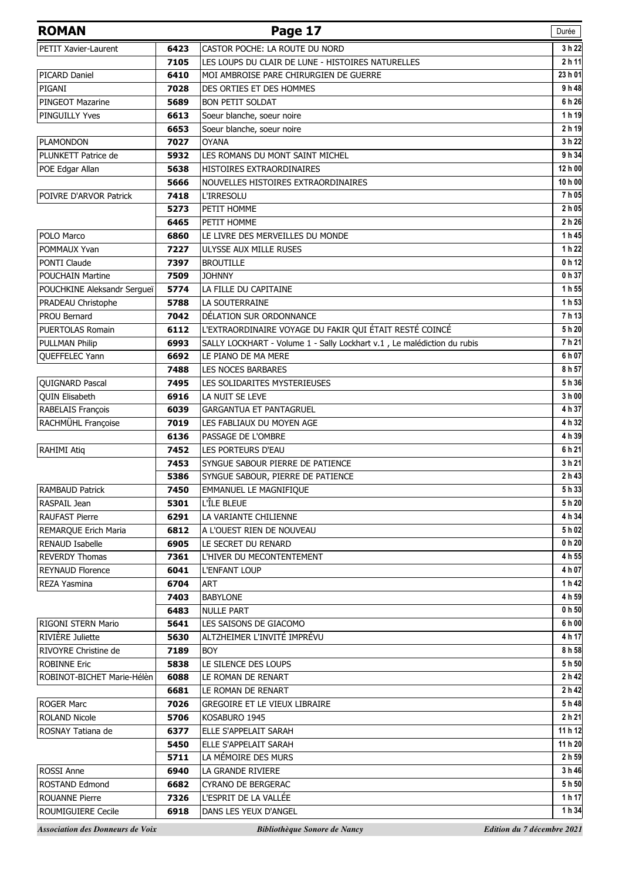| ROMAN | | Page 17 | Durée |
|---|---|---|---|
| PETIT Xavier-Laurent | 6423 | CASTOR POCHE: LA ROUTE DU NORD | 3 h 22 |
| | 7105 | LES LOUPS DU CLAIR DE LUNE - HISTOIRES NATURELLES | 2 h 11 |
| PICARD Daniel | 6410 | MOI AMBROISE PARE CHIRURGIEN DE GUERRE | 23 h 01 |
| PIGANI | 7028 | DES ORTIES ET DES HOMMES | 9 h 48 |
| PINGEOT Mazarine | 5689 | BON PETIT SOLDAT | 6 h 26 |
| PINGUILLY Yves | 6613 | Soeur blanche, soeur noire | 1 h 19 |
| | 6653 | Soeur blanche, soeur noire | 2 h 19 |
| PLAMONDON | 7027 | OYANA | 3 h 22 |
| PLUNKETT Patrice de | 5932 | LES ROMANS DU MONT SAINT MICHEL | 9 h 34 |
| POE Edgar Allan | 5638 | HISTOIRES EXTRAORDINAIRES | 12 h 00 |
| | 5666 | NOUVELLES HISTOIRES EXTRAORDINAIRES | 10 h 00 |
| POIVRE D'ARVOR Patrick | 7418 | L'IRRESOLU | 7 h 05 |
| | 5273 | PETIT HOMME | 2 h 05 |
| | 6465 | PETIT HOMME | 2 h 26 |
| POLO Marco | 6860 | LE LIVRE DES MERVEILLES DU MONDE | 1 h 45 |
| POMMAUX Yvan | 7227 | ULYSSE AUX MILLE RUSES | 1 h 22 |
| PONTI Claude | 7397 | BROUTILLE | 0 h 12 |
| POUCHAIN Martine | 7509 | JOHNNY | 0 h 37 |
| POUCHKINE Aleksandr Sergueï | 5774 | LA FILLE DU CAPITAINE | 1 h 55 |
| PRADEAU Christophe | 5788 | LA SOUTERRAINE | 1 h 53 |
| PROU Bernard | 7042 | DÉLATION SUR ORDONNANCE | 7 h 13 |
| PUERTOLAS Romain | 6112 | L'EXTRAORDINAIRE VOYAGE DU FAKIR QUI ÉTAIT RESTÉ COINCÉ | 5 h 20 |
| PULLMAN Philip | 6993 | SALLY LOCKHART - Volume 1 - Sally Lockhart v.1 , Le malédiction du rubis | 7 h 21 |
| QUEFFELEC Yann | 6692 | LE PIANO DE MA MERE | 6 h 07 |
| | 7488 | LES NOCES BARBARES | 8 h 57 |
| QUIGNARD Pascal | 7495 | LES SOLIDARITES MYSTERIEUSES | 5 h 36 |
| QUIN Elisabeth | 6916 | LA NUIT SE LEVE | 3 h 00 |
| RABELAIS François | 6039 | GARGANTUA ET PANTAGRUEL | 4 h 37 |
| RACHMÜHL Françoise | 7019 | LES FABLIAUX DU MOYEN AGE | 4 h 32 |
| | 6136 | PASSAGE DE L'OMBRE | 4 h 39 |
| RAHIMI Atiq | 7452 | LES PORTEURS D'EAU | 6 h 21 |
| | 7453 | SYNGUE SABOUR PIERRE DE PATIENCE | 3 h 21 |
| | 5386 | SYNGUE SABOUR, PIERRE DE PATIENCE | 2 h 43 |
| RAMBAUD Patrick | 7450 | EMMANUEL LE MAGNIFIQUE | 5 h 33 |
| RASPAIL Jean | 5301 | L'ÎLE BLEUE | 5 h 20 |
| RAUFAST Pierre | 6291 | LA VARIANTE CHILIENNE | 4 h 34 |
| REMARQUE Erich Maria | 6812 | A L'OUEST RIEN DE NOUVEAU | 5 h 02 |
| RENAUD Isabelle | 6905 | LE SECRET DU RENARD | 0 h 20 |
| REVERDY Thomas | 7361 | L'HIVER DU MECONTENTEMENT | 4 h 55 |
| REYNAUD Florence | 6041 | L'ENFANT LOUP | 4 h 07 |
| REZA Yasmina | 6704 | ART | 1 h 42 |
| | 7403 | BABYLONE | 4 h 59 |
| | 6483 | NULLE PART | 0 h 50 |
| RIGONI STERN Mario | 5641 | LES SAISONS DE GIACOMO | 6 h 00 |
| RIVIÈRE Juliette | 5630 | ALTZHEIMER L'INVITÉ IMPRÉVU | 4 h 17 |
| RIVOYRE Christine de | 7189 | BOY | 8 h 58 |
| ROBINNE Eric | 5838 | LE SILENCE DES LOUPS | 5 h 50 |
| ROBINOT-BICHET Marie-Hélèn | 6088 | LE ROMAN DE RENART | 2 h 42 |
| | 6681 | LE ROMAN DE RENART | 2 h 42 |
| ROGER Marc | 7026 | GREGOIRE ET LE VIEUX LIBRAIRE | 5 h 48 |
| ROLAND Nicole | 5706 | KOSABURO 1945 | 2 h 21 |
| ROSNAY Tatiana de | 6377 | ELLE S'APPELAIT SARAH | 11 h 12 |
| | 5450 | ELLE S'APPELAIT SARAH | 11 h 20 |
| | 5711 | LA MÉMOIRE DES MURS | 2 h 59 |
| ROSSI Anne | 6940 | LA GRANDE RIVIERE | 3 h 46 |
| ROSTAND Edmond | 6682 | CYRANO DE BERGERAC | 5 h 50 |
| ROUANNE Pierre | 7326 | L'ESPRIT DE LA VALLÉE | 1 h 17 |
| ROUMIGUIERE Cecile | 6918 | DANS LES YEUX D'ANGEL | 1 h 34 |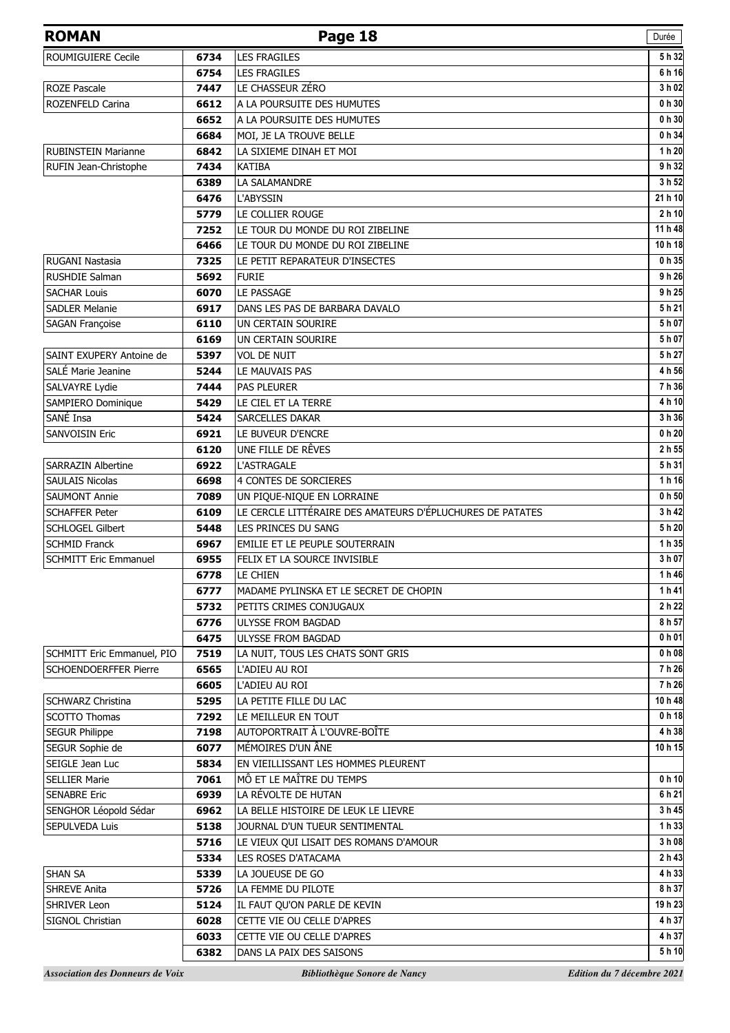| ROMAN | Page 18 | | Durée |
|---|---|---|---|
| ROUMIGUIERE Cecile | 6734 | LES FRAGILES | 5 h 32 |
| | 6754 | LES FRAGILES | 6 h 16 |
| ROZE Pascale | 7447 | LE CHASSEUR ZÉRO | 3 h 02 |
| ROZENFELD Carina | 6612 | A LA POURSUITE DES HUMUTES | 0 h 30 |
| | 6652 | A LA POURSUITE DES HUMUTES | 0 h 30 |
| | 6684 | MOI, JE LA TROUVE BELLE | 0 h 34 |
| RUBINSTEIN Marianne | 6842 | LA SIXIEME DINAH ET MOI | 1 h 20 |
| RUFIN Jean-Christophe | 7434 | KATIBA | 9 h 32 |
| | 6389 | LA SALAMANDRE | 3 h 52 |
| | 6476 | L'ABYSSIN | 21 h 10 |
| | 5779 | LE COLLIER ROUGE | 2 h 10 |
| | 7252 | LE TOUR DU MONDE DU ROI ZIBELINE | 11 h 48 |
| | 6466 | LE TOUR DU MONDE DU ROI ZIBELINE | 10 h 18 |
| RUGANI Nastasia | 7325 | LE PETIT REPARATEUR D'INSECTES | 0 h 35 |
| RUSHDIE Salman | 5692 | FURIE | 9 h 26 |
| SACHAR Louis | 6070 | LE PASSAGE | 9 h 25 |
| SADLER Melanie | 6917 | DANS LES PAS DE BARBARA DAVALO | 5 h 21 |
| SAGAN Françoise | 6110 | UN CERTAIN SOURIRE | 5 h 07 |
| | 6169 | UN CERTAIN SOURIRE | 5 h 07 |
| SAINT EXUPERY Antoine de | 5397 | VOL DE NUIT | 5 h 27 |
| SALÉ Marie Jeanine | 5244 | LE MAUVAIS PAS | 4 h 56 |
| SALVAYRE Lydie | 7444 | PAS PLEURER | 7 h 36 |
| SAMPIERO Dominique | 5429 | LE CIEL ET LA TERRE | 4 h 10 |
| SANÉ Insa | 5424 | SARCELLES DAKAR | 3 h 36 |
| SANVOISIN Eric | 6921 | LE BUVEUR D'ENCRE | 0 h 20 |
| | 6120 | UNE FILLE DE RÊVES | 2 h 55 |
| SARRAZIN Albertine | 6922 | L'ASTRAGALE | 5 h 31 |
| SAULAIS Nicolas | 6698 | 4 CONTES DE SORCIERES | 1 h 16 |
| SAUMONT Annie | 7089 | UN PIQUE-NIQUE EN LORRAINE | 0 h 50 |
| SCHAFFER Peter | 6109 | LE CERCLE LITTÉRAIRE DES AMATEURS D'ÉPLUCHURES DE PATATES | 3 h 42 |
| SCHLOGEL Gilbert | 5448 | LES PRINCES DU SANG | 5 h 20 |
| SCHMID Franck | 6967 | EMILIE ET LE PEUPLE SOUTERRAIN | 1 h 35 |
| SCHMITT Eric Emmanuel | 6955 | FELIX ET LA SOURCE INVISIBLE | 3 h 07 |
| | 6778 | LE CHIEN | 1 h 46 |
| | 6777 | MADAME PYLINSKA ET LE SECRET DE CHOPIN | 1 h 41 |
| | 5732 | PETITS CRIMES CONJUGAUX | 2 h 22 |
| | 6776 | ULYSSE FROM BAGDAD | 8 h 57 |
| | 6475 | ULYSSE FROM BAGDAD | 0 h 01 |
| SCHMITT Eric Emmanuel, PIO | 7519 | LA NUIT, TOUS LES CHATS SONT GRIS | 0 h 08 |
| SCHOENDOERFFER Pierre | 6565 | L'ADIEU AU ROI | 7 h 26 |
| | 6605 | L'ADIEU AU ROI | 7 h 26 |
| SCHWARZ Christina | 5295 | LA PETITE FILLE DU LAC | 10 h 48 |
| SCOTTO Thomas | 7292 | LE MEILLEUR EN TOUT | 0 h 18 |
| SEGUR Philippe | 7198 | AUTOPORTRAIT À L'OUVRE-BOÎTE | 4 h 38 |
| SEGUR Sophie de | 6077 | MÉMOIRES D'UN ÂNE | 10 h 15 |
| SEIGLE Jean Luc | 5834 | EN VIEILLISSANT LES HOMMES PLEURENT | |
| SELLIER Marie | 7061 | MÔ ET LE MAÎTRE DU TEMPS | 0 h 10 |
| SENABRE Eric | 6939 | LA RÉVOLTE DE HUTAN | 6 h 21 |
| SENGHOR Léopold Sédar | 6962 | LA BELLE HISTOIRE DE LEUK LE LIEVRE | 3 h 45 |
| SEPULVEDA Luis | 5138 | JOURNAL D'UN TUEUR SENTIMENTAL | 1 h 33 |
| | 5716 | LE VIEUX QUI LISAIT DES ROMANS D'AMOUR | 3 h 08 |
| | 5334 | LES ROSES D'ATACAMA | 2 h 43 |
| SHAN SA | 5339 | LA JOUEUSE DE GO | 4 h 33 |
| SHREVE Anita | 5726 | LA FEMME DU PILOTE | 8 h 37 |
| SHRIVER Leon | 5124 | IL FAUT QU'ON PARLE DE KEVIN | 19 h 23 |
| SIGNOL Christian | 6028 | CETTE VIE OU CELLE D'APRES | 4 h 37 |
| | 6033 | CETTE VIE OU CELLE D'APRES | 4 h 37 |
| | 6382 | DANS LA PAIX DES SAISONS | 5 h 10 |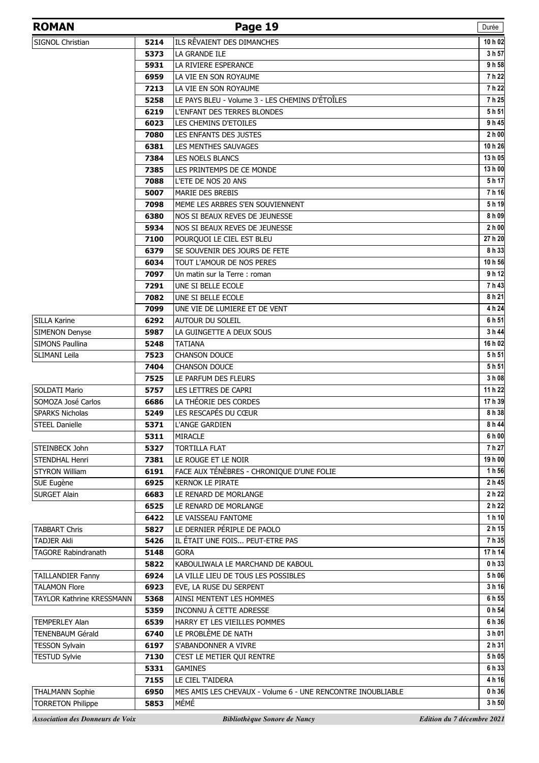## ROMAN

| | | | Durée |
|---|---|---|---|
| SIGNOL Christian | 5214 | ILS RÊVAIENT DES DIMANCHES | 10 h 02 |
| | 5373 | LA GRANDE ILE | 3 h 57 |
| | 5931 | LA RIVIERE ESPERANCE | 9 h 58 |
| | 6959 | LA VIE EN SON ROYAUME | 7 h 22 |
| | 7213 | LA VIE EN SON ROYAUME | 7 h 22 |
| | 5258 | LE PAYS BLEU - Volume 3 - LES CHEMINS D'ÉTOÎLES | 7 h 25 |
| | 6219 | L'ENFANT DES TERRES BLONDES | 5 h 51 |
| | 6023 | LES CHEMINS D'ETOILES | 9 h 45 |
| | 7080 | LES ENFANTS DES JUSTES | 2 h 00 |
| | 6381 | LES MENTHES SAUVAGES | 10 h 26 |
| | 7384 | LES NOELS BLANCS | 13 h 05 |
| | 7385 | LES PRINTEMPS DE CE MONDE | 13 h 00 |
| | 7088 | L'ETE DE NOS 20 ANS | 5 h 17 |
| | 5007 | MARIE DES BREBIS | 7 h 16 |
| | 7098 | MEME LES ARBRES S'EN SOUVIENNENT | 5 h 19 |
| | 6380 | NOS SI BEAUX REVES DE JEUNESSE | 8 h 09 |
| | 5934 | NOS SI BEAUX REVES DE JEUNESSE | 2 h 00 |
| | 7100 | POURQUOI LE CIEL EST BLEU | 27 h 20 |
| | 6379 | SE SOUVENIR DES JOURS DE FETE | 8 h 33 |
| | 6034 | TOUT L'AMOUR DE NOS PERES | 10 h 56 |
| | 7097 | Un matin sur la Terre : roman | 9 h 12 |
| | 7291 | UNE SI BELLE ECOLE | 7 h 43 |
| | 7082 | UNE SI BELLE ECOLE | 8 h 21 |
| | 7099 | UNE VIE DE LUMIERE ET DE VENT | 4 h 24 |
| SILLA Karine | 6292 | AUTOUR DU SOLEIL | 6 h 51 |
| SIMENON Denyse | 5987 | LA GUINGETTE A DEUX SOUS | 3 h 44 |
| SIMONS Paullina | 5248 | TATIANA | 16 h 02 |
| SLIMANI Leila | 7523 | CHANSON DOUCE | 5 h 51 |
| | 7404 | CHANSON DOUCE | 5 h 51 |
| | 7525 | LE PARFUM DES FLEURS | 3 h 08 |
| SOLDATI Mario | 5757 | LES LETTRES DE CAPRI | 11 h 22 |
| SOMOZA José Carlos | 6686 | LA THÉORIE DES CORDES | 17 h 39 |
| SPARKS Nicholas | 5249 | LES RESCAPÉS DU CŒUR | 8 h 38 |
| STEEL Danielle | 5371 | L'ANGE GARDIEN | 8 h 44 |
| | 5311 | MIRACLE | 6 h 00 |
| STEINBECK John | 5327 | TORTILLA FLAT | 7 h 27 |
| STENDHAL Henri | 7381 | LE ROUGE ET LE NOIR | 19 h 00 |
| STYRON William | 6191 | FACE AUX TÉNÈBRES - CHRONIQUE D'UNE FOLIE | 1 h 56 |
| SUE Eugène | 6925 | KERNOK LE PIRATE | 2 h 45 |
| SURGET Alain | 6683 | LE RENARD DE MORLANGE | 2 h 22 |
| | 6525 | LE RENARD DE MORLANGE | 2 h 22 |
| | 6422 | LE VAISSEAU FANTOME | 1 h 10 |
| TABBART Chris | 5827 | LE DERNIER PÉRIPLE DE PAOLO | 2 h 15 |
| TADJER Akli | 5426 | IL ÉTAIT UNE FOIS... PEUT-ETRE PAS | 7 h 35 |
| TAGORE Rabindranath | 5148 | GORA | 17 h 14 |
| | 5822 | KABOULIWALA LE MARCHAND DE KABOUL | 0 h 33 |
| TAILLANDIER Fanny | 6924 | LA VILLE LIEU DE TOUS LES POSSIBLES | 5 h 06 |
| TALAMON Flore | 6923 | EVE, LA RUSE DU SERPENT | 3 h 16 |
| TAYLOR Kathrine KRESSMANN | 5368 | AINSI MENTENT LES HOMMES | 6 h 55 |
| | 5359 | INCONNU À CETTE ADRESSE | 0 h 54 |
| TEMPERLEY Alan | 6539 | HARRY ET LES VIEILLES POMMES | 6 h 36 |
| TENENBAUM Gérald | 6740 | LE PROBLÈME DE NATH | 3 h 01 |
| TESSON Sylvain | 6197 | S'ABANDONNER A VIVRE | 2 h 31 |
| TESTUD Sylvie | 7130 | C'EST LE METIER QUI RENTRE | 5 h 05 |
| | 5331 | GAMINES | 6 h 33 |
| | 7155 | LE CIEL T'AIDERA | 4 h 16 |
| THALMANN Sophie | 6950 | MES AMIS LES CHEVAUX - Volume 6 - UNE RENCONTRE INOUBLIABLE | 0 h 36 |
| TORRETON Philippe | 5853 | MÉMÉ | 3 h 50 |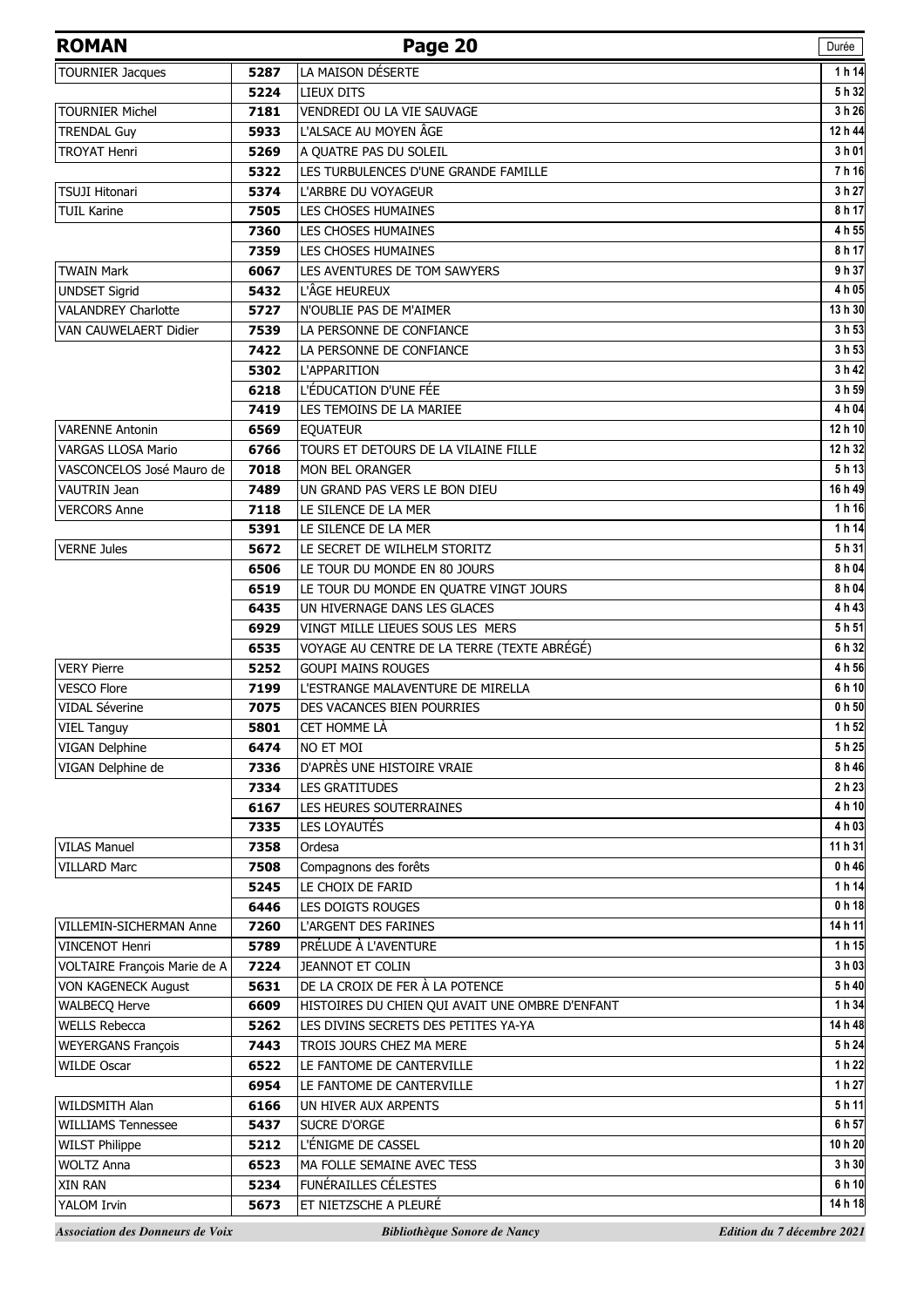| ROMAN | | Page 20 | Durée |
|---|---|---|---|
| TOURNIER Jacques | 5287 | LA MAISON DÉSERTE | 1 h 14 |
| | 5224 | LIEUX DITS | 5 h 32 |
| TOURNIER Michel | 7181 | VENDREDI OU LA VIE SAUVAGE | 3 h 26 |
| TRENDAL Guy | 5933 | L'ALSACE AU MOYEN ÂGE | 12 h 44 |
| TROYAT Henri | 5269 | A QUATRE PAS DU SOLEIL | 3 h 01 |
| | 5322 | LES TURBULENCES D'UNE GRANDE FAMILLE | 7 h 16 |
| TSUJI Hitonari | 5374 | L'ARBRE DU VOYAGEUR | 3 h 27 |
| TUIL Karine | 7505 | LES CHOSES HUMAINES | 8 h 17 |
| | 7360 | LES CHOSES HUMAINES | 4 h 55 |
| | 7359 | LES CHOSES HUMAINES | 8 h 17 |
| TWAIN Mark | 6067 | LES AVENTURES DE TOM SAWYERS | 9 h 37 |
| UNDSET Sigrid | 5432 | L'ÂGE HEUREUX | 4 h 05 |
| VALANDREY Charlotte | 5727 | N'OUBLIE PAS DE M'AIMER | 13 h 30 |
| VAN CAUWELAERT Didier | 7539 | LA PERSONNE DE CONFIANCE | 3 h 53 |
| | 7422 | LA PERSONNE DE CONFIANCE | 3 h 53 |
| | 5302 | L'APPARITION | 3 h 42 |
| | 6218 | L'ÉDUCATION D'UNE FÉE | 3 h 59 |
| | 7419 | LES TEMOINS DE LA MARIEE | 4 h 04 |
| VARENNE Antonin | 6569 | EQUATEUR | 12 h 10 |
| VARGAS LLOSA Mario | 6766 | TOURS ET DETOURS DE LA VILAINE FILLE | 12 h 32 |
| VASCONCELOS José Mauro de | 7018 | MON BEL ORANGER | 5 h 13 |
| VAUTRIN Jean | 7489 | UN GRAND PAS VERS LE BON DIEU | 16 h 49 |
| VERCORS Anne | 7118 | LE SILENCE DE LA MER | 1 h 16 |
| | 5391 | LE SILENCE DE LA MER | 1 h 14 |
| VERNE Jules | 5672 | LE SECRET DE WILHELM STORITZ | 5 h 31 |
| | 6506 | LE TOUR DU MONDE EN 80 JOURS | 8 h 04 |
| | 6519 | LE TOUR DU MONDE EN QUATRE VINGT JOURS | 8 h 04 |
| | 6435 | UN HIVERNAGE DANS LES GLACES | 4 h 43 |
| | 6929 | VINGT MILLE LIEUES SOUS LES MERS | 5 h 51 |
| | 6535 | VOYAGE AU CENTRE DE LA TERRE (TEXTE ABRÉGÉ) | 6 h 32 |
| VERY Pierre | 5252 | GOUPI MAINS ROUGES | 4 h 56 |
| VESCO Flore | 7199 | L'ESTRANGE MALAVENTURE DE MIRELLA | 6 h 10 |
| VIDAL Séverine | 7075 | DES VACANCES BIEN POURRIES | 0 h 50 |
| VIEL Tanguy | 5801 | CET HOMME LÀ | 1 h 52 |
| VIGAN Delphine | 6474 | NO ET MOI | 5 h 25 |
| VIGAN Delphine de | 7336 | D'APRÈS UNE HISTOIRE VRAIE | 8 h 46 |
| | 7334 | LES GRATITUDES | 2 h 23 |
| | 6167 | LES HEURES SOUTERRAINES | 4 h 10 |
| | 7335 | LES LOYAUTÉS | 4 h 03 |
| VILAS Manuel | 7358 | Ordesa | 11 h 31 |
| VILLARD Marc | 7508 | Compagnons des forêts | 0 h 46 |
| | 5245 | LE CHOIX DE FARID | 1 h 14 |
| | 6446 | LES DOIGTS ROUGES | 0 h 18 |
| VILLEMIN-SICHERMAN Anne | 7260 | L'ARGENT DES FARINES | 14 h 11 |
| VINCENOT Henri | 5789 | PRÉLUDE À L'AVENTURE | 1 h 15 |
| VOLTAIRE François Marie de A | 7224 | JEANNOT ET COLIN | 3 h 03 |
| VON KAGENECK August | 5631 | DE LA CROIX DE FER À LA POTENCE | 5 h 40 |
| WALBECQ Herve | 6609 | HISTOIRES DU CHIEN QUI AVAIT UNE OMBRE D'ENFANT | 1 h 34 |
| WELLS Rebecca | 5262 | LES DIVINS SECRETS DES PETITES YA-YA | 14 h 48 |
| WEYERGANS François | 7443 | TROIS JOURS CHEZ MA MERE | 5 h 24 |
| WILDE Oscar | 6522 | LE FANTOME DE CANTERVILLE | 1 h 22 |
| | 6954 | LE FANTOME DE CANTERVILLE | 1 h 27 |
| WILDSMITH Alan | 6166 | UN HIVER AUX ARPENTS | 5 h 11 |
| WILLIAMS Tennessee | 5437 | SUCRE D'ORGE | 6 h 57 |
| WILST Philippe | 5212 | L'ÉNIGME DE CASSEL | 10 h 20 |
| WOLTZ Anna | 6523 | MA FOLLE SEMAINE AVEC TESS | 3 h 30 |
| XIN RAN | 5234 | FUNÉRAILLES CÉLESTES | 6 h 10 |
| YALOM Irvin | 5673 | ET NIETZSCHE A PLEURÉ | 14 h 18 |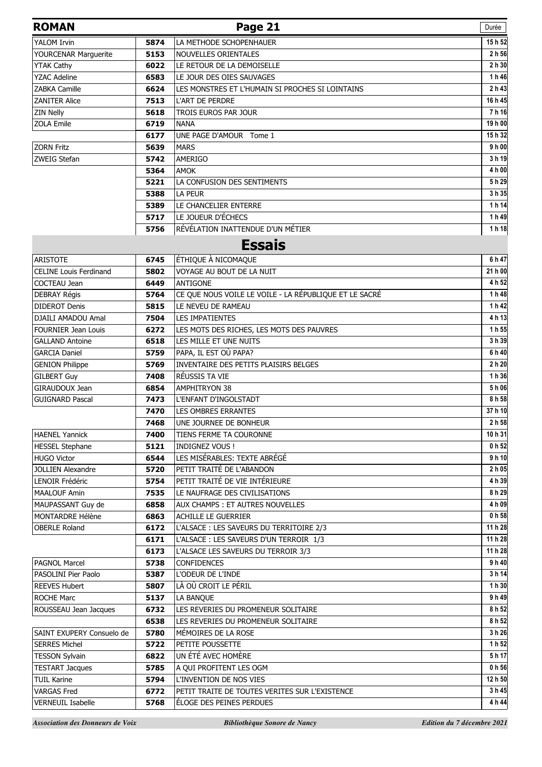| ROMAN | | Page 21 | Durée |
|---|---|---|---|
| YALOM Irvin | 5874 | LA METHODE SCHOPENHAUER | 15 h 52 |
| YOURCENAR Marguerite | 5153 | NOUVELLES ORIENTALES | 2 h 56 |
| YTAK Cathy | 6022 | LE RETOUR DE LA DEMOISELLE | 2 h 30 |
| YZAC Adeline | 6583 | LE JOUR DES OIES SAUVAGES | 1 h 46 |
| ZABKA Camille | 6624 | LES MONSTRES ET L'HUMAIN SI PROCHES SI LOINTAINS | 2 h 43 |
| ZANITER Alice | 7513 | L'ART DE PERDRE | 16 h 45 |
| ZIN Nelly | 5618 | TROIS EUROS PAR JOUR | 7 h 16 |
| ZOLA Emile | 6719 | NANA | 19 h 00 |
| | 6177 | UNE PAGE D'AMOUR Tome 1 | 15 h 32 |
| ZORN Fritz | 5639 | MARS | 9 h 00 |
| ZWEIG Stefan | 5742 | AMERIGO | 3 h 19 |
| | 5364 | AMOK | 4 h 00 |
| | 5221 | LA CONFUSION DES SENTIMENTS | 5 h 29 |
| | 5388 | LA PEUR | 3 h 35 |
| | 5389 | LE CHANCELIER ENTERRE | 1 h 14 |
| | 5717 | LE JOUEUR D'ÉCHECS | 1 h 49 |
| | 5756 | RÉVÉLATION INATTENDUE D'UN MÉTIER | 1 h 18 |

## Essais

| Auteur | N° | Titre | Durée |
|---|---|---|---|
| ARISTOTE | 6745 | ÉTHIQUE À NICOMAQUE | 6 h 47 |
| CELINE Louis Ferdinand | 5802 | VOYAGE AU BOUT DE LA NUIT | 21 h 00 |
| COCTEAU Jean | 6449 | ANTIGONE | 4 h 52 |
| DEBRAY Régis | 5764 | CE QUE NOUS VOILE LE VOILE - LA RÉPUBLIQUE ET LE SACRÉ | 1 h 48 |
| DIDEROT Denis | 5815 | LE NEVEU DE RAMEAU | 1 h 42 |
| DJAILI AMADOU Amal | 7504 | LES IMPATIENTES | 4 h 13 |
| FOURNIER Jean Louis | 6272 | LES MOTS DES RICHES, LES MOTS DES PAUVRES | 1 h 55 |
| GALLAND Antoine | 6518 | LES MILLE ET UNE NUITS | 3 h 39 |
| GARCIA Daniel | 5759 | PAPA, IL EST OÙ PAPA? | 6 h 40 |
| GENION Philippe | 5769 | INVENTAIRE DES PETITS PLAISIRS BELGES | 2 h 20 |
| GILBERT Guy | 7408 | RÉUSSIS TA VIE | 1 h 36 |
| GIRAUDOUX Jean | 6854 | AMPHITRYON 38 | 5 h 06 |
| GUIGNARD Pascal | 7473 | L'ENFANT D'INGOLSTADT | 8 h 58 |
| | 7470 | LES OMBRES ERRANTES | 37 h 10 |
| | 7468 | UNE JOURNEE DE BONHEUR | 2 h 58 |
| HAENEL Yannick | 7400 | TIENS FERME TA COURONNE | 10 h 31 |
| HESSEL Stephane | 5121 | INDIGNEZ VOUS ! | 0 h 52 |
| HUGO Victor | 6544 | LES MISÉRABLES: TEXTE ABRÉGÉ | 9 h 10 |
| JOLLIEN Alexandre | 5720 | PETIT TRAITÉ DE L'ABANDON | 2 h 05 |
| LENOIR Frédéric | 5754 | PETIT TRAITÉ DE VIE INTÉRIEURE | 4 h 39 |
| MAALOUF Amin | 7535 | LE NAUFRAGE DES CIVILISATIONS | 8 h 29 |
| MAUPASSANT Guy de | 6858 | AUX CHAMPS : ET AUTRES NOUVELLES | 4 h 09 |
| MONTARDRE Hélène | 6863 | ACHILLE LE GUERRIER | 0 h 58 |
| OBERLE Roland | 6172 | L'ALSACE : LES SAVEURS DU TERRITOIRE 2/3 | 11 h 28 |
| | 6171 | L'ALSACE : LES SAVEURS D'UN TERROIR 1/3 | 11 h 28 |
| | 6173 | L'ALSACE LES SAVEURS DU TERROIR 3/3 | 11 h 28 |
| PAGNOL Marcel | 5738 | CONFIDENCES | 9 h 40 |
| PASOLINI Pier Paolo | 5387 | L'ODEUR DE L'INDE | 3 h 14 |
| REEVES Hubert | 5807 | LÀ OÙ CROIT LE PÉRIL | 1 h 30 |
| ROCHE Marc | 5137 | LA BANQUE | 9 h 49 |
| ROUSSEAU Jean Jacques | 6732 | LES REVERIES DU PROMENEUR SOLITAIRE | 8 h 52 |
| | 6538 | LES REVERIES DU PROMENEUR SOLITAIRE | 8 h 52 |
| SAINT EXUPERY Consuelo de | 5780 | MÉMOIRES DE LA ROSE | 3 h 26 |
| SERRES Michel | 5722 | PETITE POUSSETTE | 1 h 52 |
| TESSON Sylvain | 6822 | UN ÉTÉ AVEC HOMÈRE | 5 h 17 |
| TESTART Jacques | 5785 | A QUI PROFITENT LES OGM | 0 h 56 |
| TUIL Karine | 5794 | L'INVENTION DE NOS VIES | 12 h 50 |
| VARGAS Fred | 6772 | PETIT TRAITE DE TOUTES VERITES SUR L'EXISTENCE | 3 h 45 |
| VERNEUIL Isabelle | 5768 | ÉLOGE DES PEINES PERDUES | 4 h 44 |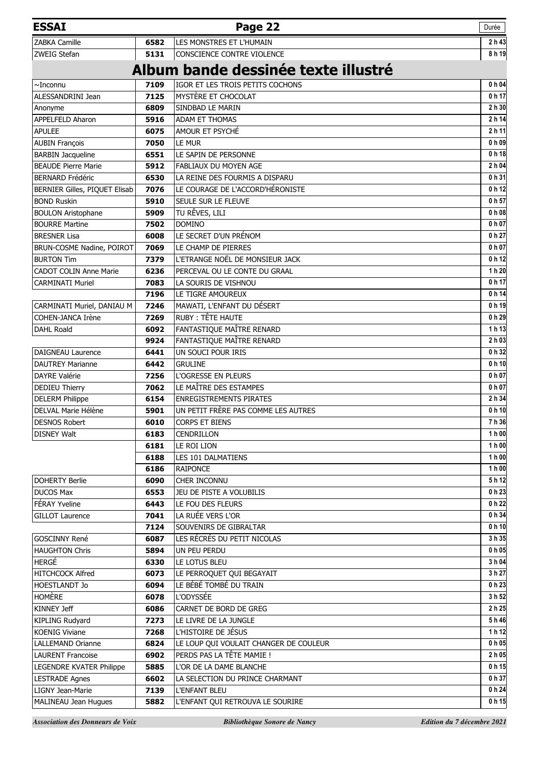| ESSAI | | | Durée |
|---|---|---|---|
| ZABKA Camille | 6582 | LES MONSTRES ET L'HUMAIN | 2 h 43 |
| ZWEIG Stefan | 5131 | CONSCIENCE CONTRE VIOLENCE | 8 h 19 |

## Album bande dessinée texte illustré

| Auteur | N° | Titre | Durée |
|---|---|---|---|
| ~Inconnu | 7109 | IGOR ET LES TROIS PETITS COCHONS | 0 h 04 |
| ALESSANDRINI Jean | 7125 | MYSTÈRE ET CHOCOLAT | 0 h 17 |
| Anonyme | 6809 | SINDBAD LE MARIN | 2 h 30 |
| APPELFELD Aharon | 5916 | ADAM ET THOMAS | 2 h 14 |
| APULEE | 6075 | AMOUR ET PSYCHÉ | 2 h 11 |
| AUBIN François | 7050 | LE MUR | 0 h 09 |
| BARBIN Jacqueline | 6551 | LE SAPIN DE PERSONNE | 0 h 18 |
| BEAUDE Pierre Marie | 5912 | FABLIAUX DU MOYEN AGE | 2 h 04 |
| BERNARD Frédéric | 6530 | LA REINE DES FOURMIS A DISPARU | 0 h 31 |
| BERNIER Gilles, PIQUET Elisab | 7076 | LE COURAGE DE L'ACCORD'HÉRONISTE | 0 h 12 |
| BOND Ruskin | 5910 | SEULE SUR LE FLEUVE | 0 h 57 |
| BOULON Aristophane | 5909 | TU RÊVES, LILI | 0 h 08 |
| BOURRE Martine | 7502 | DOMINO | 0 h 07 |
| BRESNER Lisa | 6008 | LE SECRET D'UN PRÉNOM | 0 h 27 |
| BRUN-COSME Nadine, POIROT | 7069 | LE CHAMP DE PIERRES | 0 h 07 |
| BURTON Tim | 7379 | L'ETRANGE NOËL DE MONSIEUR JACK | 0 h 12 |
| CADOT COLIN Anne Marie | 6236 | PERCEVAL OU LE CONTE DU GRAAL | 1 h 20 |
| CARMINATI Muriel | 7083 | LA SOURIS DE VISHNOU | 0 h 17 |
| | 7196 | LE TIGRE AMOUREUX | 0 h 14 |
| CARMINATI Muriel, DANIAU M | 7246 | MAWATI, L'ENFANT DU DÉSERT | 0 h 19 |
| COHEN-JANCA Irène | 7269 | RUBY : TÊTE HAUTE | 0 h 29 |
| DAHL Roald | 6092 | FANTASTIQUE MAÎTRE RENARD | 1 h 13 |
| | 9924 | FANTASTIQUE MAÎTRE RENARD | 2 h 03 |
| DAIGNEAU Laurence | 6441 | UN SOUCI POUR IRIS | 0 h 32 |
| DAUTREY Marianne | 6442 | GRULINE | 0 h 10 |
| DAYRE Valérie | 7256 | L'OGRESSE EN PLEURS | 0 h 07 |
| DEDIEU Thierry | 7062 | LE MAÎTRE DES ESTAMPES | 0 h 07 |
| DELERM Philippe | 6154 | ENREGISTREMENTS PIRATES | 2 h 34 |
| DELVAL Marie Hélène | 5901 | UN PETIT FRÈRE PAS COMME LES AUTRES | 0 h 10 |
| DESNOS Robert | 6010 | CORPS ET BIENS | 7 h 36 |
| DISNEY Walt | 6183 | CENDRILLON | 1 h 00 |
| | 6181 | LE ROI LION | 1 h 00 |
| | 6188 | LES 101 DALMATIENS | 1 h 00 |
| | 6186 | RAIPONCE | 1 h 00 |
| DOHERTY Berlie | 6090 | CHER INCONNU | 5 h 12 |
| DUCOS Max | 6553 | JEU DE PISTE A VOLUBILIS | 0 h 23 |
| FÉRAY Yveline | 6443 | LE FOU DES FLEURS | 0 h 22 |
| GILLOT Laurence | 7041 | LA RUÉE VERS L'OR | 0 h 34 |
| | 7124 | SOUVENIRS DE GIBRALTAR | 0 h 10 |
| GOSCINNY René | 6087 | LES RÉCRÉS DU PETIT NICOLAS | 3 h 35 |
| HAUGHTON Chris | 5894 | UN PEU PERDU | 0 h 05 |
| HERGÉ | 6330 | LE LOTUS BLEU | 3 h 04 |
| HITCHCOCK Alfred | 6073 | LE PERROQUET QUI BEGAYAIT | 3 h 27 |
| HOESTLANDT Jo | 6094 | LE BÉBÉ TOMBÉ DU TRAIN | 0 h 23 |
| HOMÈRE | 6078 | L'ODYSSÉE | 3 h 52 |
| KINNEY Jeff | 6086 | CARNET DE BORD DE GREG | 2 h 25 |
| KIPLING Rudyard | 7273 | LE LIVRE DE LA JUNGLE | 5 h 46 |
| KOENIG Viviane | 7268 | L'HISTOIRE DE JÉSUS | 1 h 12 |
| LALLEMAND Orianne | 6824 | LE LOUP QUI VOULAIT CHANGER DE COULEUR | 0 h 05 |
| LAURENT Francoise | 6902 | PERDS PAS LA TÊTE MAMIE ! | 2 h 05 |
| LEGENDRE KVATER Philippe | 5885 | L'OR DE LA DAME BLANCHE | 0 h 15 |
| LESTRADE Agnes | 6602 | LA SELECTION DU PRINCE CHARMANT | 0 h 37 |
| LIGNY Jean-Marie | 7139 | L'ENFANT BLEU | 0 h 24 |
| MALINEAU Jean Hugues | 5882 | L'ENFANT QUI RETROUVA LE SOURIRE | 0 h 15 |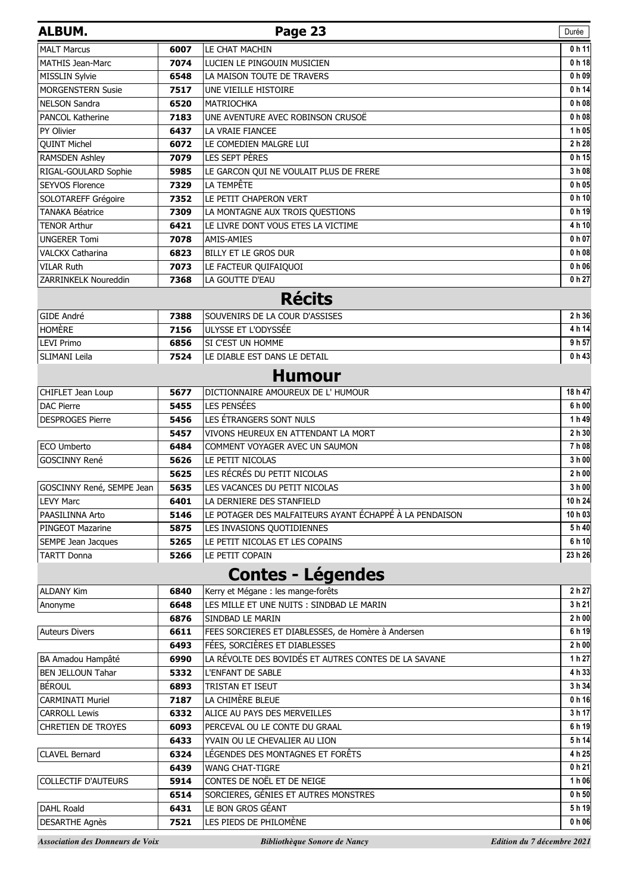| ALBUM. | | | Durée |
|---|---|---|---|
| MALT Marcus | 6007 | LE CHAT MACHIN | 0 h 11 |
| MATHIS Jean-Marc | 7074 | LUCIEN LE PINGOUIN MUSICIEN | 0 h 18 |
| MISSLIN Sylvie | 6548 | LA MAISON TOUTE DE TRAVERS | 0 h 09 |
| MORGENSTERN Susie | 7517 | UNE VIEILLE HISTOIRE | 0 h 14 |
| NELSON Sandra | 6520 | MATRIOCHKA | 0 h 08 |
| PANCOL Katherine | 7183 | UNE AVENTURE AVEC ROBINSON CRUSOË | 0 h 08 |
| PY Olivier | 6437 | LA VRAIE FIANCEE | 1 h 05 |
| QUINT Michel | 6072 | LE COMEDIEN MALGRE LUI | 2 h 28 |
| RAMSDEN Ashley | 7079 | LES SEPT PÈRES | 0 h 15 |
| RIGAL-GOULARD Sophie | 5985 | LE GARCON QUI NE VOULAIT PLUS DE FRERE | 3 h 08 |
| SEYVOS Florence | 7329 | LA TEMPÊTE | 0 h 05 |
| SOLOTAREFF Grégoire | 7352 | LE PETIT CHAPERON VERT | 0 h 10 |
| TANAKA Béatrice | 7309 | LA MONTAGNE AUX TROIS QUESTIONS | 0 h 19 |
| TENOR Arthur | 6421 | LE LIVRE DONT VOUS ETES LA VICTIME | 4 h 10 |
| UNGERER Tomi | 7078 | AMIS-AMIES | 0 h 07 |
| VALCKX Catharina | 6823 | BILLY ET LE GROS DUR | 0 h 08 |
| VILAR Ruth | 7073 | LE FACTEUR QUIFAIQUOI | 0 h 06 |
| ZARRINKELK Noureddin | 7368 | LA GOUTTE D'EAU | 0 h 27 |

## Récits

| | | | |
|---|---|---|---|
| GIDE André | 7388 | SOUVENIRS DE LA COUR D'ASSISES | 2 h 36 |
| HOMÈRE | 7156 | ULYSSE ET L'ODYSSÉE | 4 h 14 |
| LEVI Primo | 6856 | SI C'EST UN HOMME | 9 h 57 |
| SLIMANI Leila | 7524 | LE DIABLE EST DANS LE DETAIL | 0 h 43 |

## Humour

| | | | |
|---|---|---|---|
| CHIFLET Jean Loup | 5677 | DICTIONNAIRE AMOUREUX DE L' HUMOUR | 18 h 47 |
| DAC Pierre | 5455 | LES PENSÉES | 6 h 00 |
| DESPROGES Pierre | 5456 | LES ÉTRANGERS SONT NULS | 1 h 49 |
| | 5457 | VIVONS HEUREUX EN ATTENDANT LA MORT | 2 h 30 |
| ECO Umberto | 6484 | COMMENT VOYAGER AVEC UN SAUMON | 7 h 08 |
| GOSCINNY René | 5626 | LE PETIT NICOLAS | 3 h 00 |
| | 5625 | LES RÉCRÉS DU PETIT NICOLAS | 2 h 00 |
| GOSCINNY René, SEMPE Jean | 5635 | LES VACANCES DU PETIT NICOLAS | 3 h 00 |
| LEVY Marc | 6401 | LA DERNIERE DES STANFIELD | 10 h 24 |
| PAASILINNA Arto | 5146 | LE POTAGER DES MALFAITEURS AYANT ÉCHAPPÉ À LA PENDAISON | 10 h 03 |
| PINGEOT Mazarine | 5875 | LES INVASIONS QUOTIDIENNES | 5 h 40 |
| SEMPE Jean Jacques | 5265 | LE PETIT NICOLAS ET LES COPAINS | 6 h 10 |
| TARTT Donna | 5266 | LE PETIT COPAIN | 23 h 26 |

## Contes - Légendes

| | | | |
|---|---|---|---|
| ALDANY Kim | 6840 | Kerry et Mégane : les mange-forêts | 2 h 27 |
| Anonyme | 6648 | LES MILLE ET UNE NUITS : SINDBAD LE MARIN | 3 h 21 |
| | 6876 | SINDBAD LE MARIN | 2 h 00 |
| Auteurs Divers | 6611 | FEES SORCIERES ET DIABLESSES, de Homère à Andersen | 6 h 19 |
| | 6493 | FÉES, SORCIÈRES ET DIABLESSES | 2 h 00 |
| BA Amadou Hampâté | 6990 | LA RÉVOLTE DES BOVIDÉS ET AUTRES CONTES DE LA SAVANE | 1 h 27 |
| BEN JELLOUN Tahar | 5332 | L'ENFANT DE SABLE | 4 h 33 |
| BÉROUL | 6893 | TRISTAN ET ISEUT | 3 h 34 |
| CARMINATI Muriel | 7187 | LA CHIMÈRE BLEUE | 0 h 16 |
| CARROLL Lewis | 6332 | ALICE AU PAYS DES MERVEILLES | 3 h 17 |
| CHRETIEN DE TROYES | 6093 | PERCEVAL OU LE CONTE DU GRAAL | 6 h 19 |
| | 6433 | YVAIN OU LE CHEVALIER AU LION | 5 h 14 |
| CLAVEL Bernard | 6324 | LÉGENDES DES MONTAGNES ET FORÊTS | 4 h 25 |
| | 6439 | WANG CHAT-TIGRE | 0 h 21 |
| COLLECTIF D'AUTEURS | 5914 | CONTES DE NOËL ET DE NEIGE | 1 h 06 |
| | 6514 | SORCIERES, GÉNIES ET AUTRES MONSTRES | 0 h 50 |
| DAHL Roald | 6431 | LE BON GROS GÉANT | 5 h 19 |
| DESARTHE Agnès | 7521 | LES PIEDS DE PHILOMÈNE | 0 h 06 |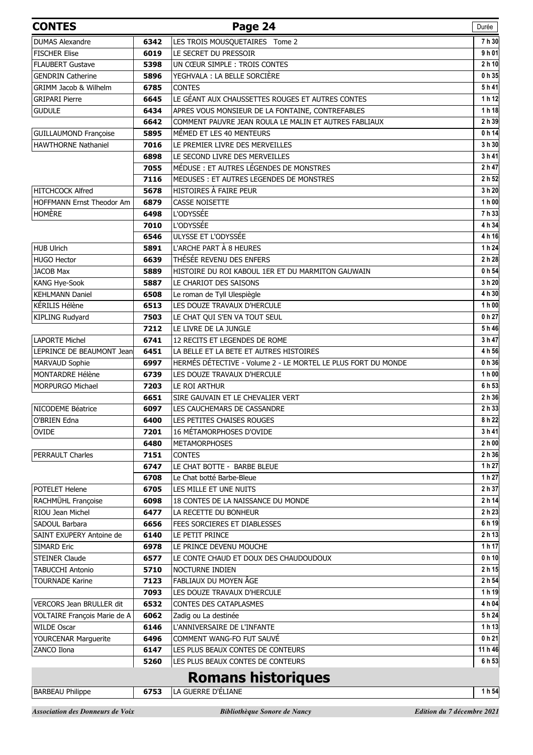## CONTES

| | | | Durée |
|---|---|---|---|
| DUMAS Alexandre | **6342** | LES TROIS MOUSQUETAIRES Tome 2 | **7 h 30** |
| FISCHER Elise | **6019** | LE SECRET DU PRESSOIR | **9 h 01** |
| FLAUBERT Gustave | **5398** | UN CŒUR SIMPLE : TROIS CONTES | **2 h 10** |
| GENDRIN Catherine | **5896** | YEGHVALA : LA BELLE SORCIÈRE | **0 h 35** |
| GRIMM Jacob & Wilhelm | **6785** | CONTES | **5 h 41** |
| GRIPARI Pierre | **6645** | LE GÉANT AUX CHAUSSETTES ROUGES ET AUTRES CONTES | **1 h 12** |
| GUDULE | **6434** | APRES VOUS MONSIEUR DE LA FONTAINE, CONTREFABLES | **1 h 18** |
| | **6642** | COMMENT PAUVRE JEAN ROULA LE MALIN ET AUTRES FABLIAUX | **2 h 39** |
| GUILLAUMOND Françoise | **5895** | MÉMED ET LES 40 MENTEURS | **0 h 14** |
| HAWTHORNE Nathaniel | **7016** | LE PREMIER LIVRE DES MERVEILLES | **3 h 30** |
| | **6898** | LE SECOND LIVRE DES MERVEILLES | **3 h 41** |
| | **7055** | MÉDUSE : ET AUTRES LÉGENDES DE MONSTRES | **2 h 47** |
| | **7116** | MEDUSES : ET AUTRES LEGENDES DE MONSTRES | **2 h 52** |
| HITCHCOCK Alfred | **5678** | HISTOIRES À FAIRE PEUR | **3 h 20** |
| HOFFMANN Ernst Theodor Am | **6879** | CASSE NOISETTE | **1 h 00** |
| HOMÈRE | **6498** | L'ODYSSÉE | **7 h 33** |
| | **7010** | L'ODYSSÉE | **4 h 34** |
| | **6546** | ULYSSE ET L'ODYSSÉE | **4 h 16** |
| HUB Ulrich | **5891** | L'ARCHE PART À 8 HEURES | **1 h 24** |
| HUGO Hector | **6639** | THÉSÉE REVENU DES ENFERS | **2 h 28** |
| JACOB Max | **5889** | HISTOIRE DU ROI KABOUL 1ER ET DU MARMITON GAUWAIN | **0 h 54** |
| KANG Hye-Sook | **5887** | LE CHARIOT DES SAISONS | **3 h 20** |
| KEHLMANN Daniel | **6508** | Le roman de Tyll Ulespiègle | **4 h 30** |
| KÉRILIS Hélène | **6513** | LES DOUZE TRAVAUX D'HERCULE | **1 h 00** |
| KIPLING Rudyard | **7503** | LE CHAT QUI S'EN VA TOUT SEUL | **0 h 27** |
| | **7212** | LE LIVRE DE LA JUNGLE | **5 h 46** |
| LAPORTE Michel | **6741** | 12 RECITS ET LEGENDES DE ROME | **3 h 47** |
| LEPRINCE DE BEAUMONT Jean | **6451** | LA BELLE ET LA BETE ET AUTRES HISTOIRES | **4 h 56** |
| MARVAUD Sophie | **6997** | HERMÉS DÉTECTIVE - Volume 2 - LE MORTEL LE PLUS FORT DU MONDE | **0 h 36** |
| MONTARDRE Hélène | **6739** | LES DOUZE TRAVAUX D'HERCULE | **1 h 00** |
| MORPURGO Michael | **7203** | LE ROI ARTHUR | **6 h 53** |
| | **6651** | SIRE GAUVAIN ET LE CHEVALIER VERT | **2 h 36** |
| NICODEME Béatrice | **6097** | LES CAUCHEMARS DE CASSANDRE | **2 h 33** |
| O'BRIEN Edna | **6400** | LES PETITES CHAISES ROUGES | **8 h 22** |
| OVIDE | **7201** | 16 MÉTAMORPHOSES D'OVIDE | **3 h 41** |
| | **6480** | METAMORPHOSES | **2 h 00** |
| PERRAULT Charles | **7151** | CONTES | **2 h 36** |
| | **6747** | LE CHAT BOTTE - BARBE BLEUE | **1 h 27** |
| | **6708** | Le Chat botté Barbe-Bleue | **1 h 27** |
| POTELET Helene | **6705** | LES MILLE ET UNE NUITS | **2 h 37** |
| RACHMÜHL Françoise | **6098** | 18 CONTES DE LA NAISSANCE DU MONDE | **2 h 14** |
| RIOU Jean Michel | **6477** | LA RECETTE DU BONHEUR | **2 h 23** |
| SADOUL Barbara | **6656** | FEES SORCIERES ET DIABLESSES | **6 h 19** |
| SAINT EXUPERY Antoine de | **6140** | LE PETIT PRINCE | **2 h 13** |
| SIMARD Eric | **6978** | LE PRINCE DEVENU MOUCHE | **1 h 17** |
| STEINER Claude | **6577** | LE CONTE CHAUD ET DOUX DES CHAUDOUDOUX | **0 h 10** |
| TABUCCHI Antonio | **5710** | NOCTURNE INDIEN | **2 h 15** |
| TOURNADE Karine | **7123** | FABLIAUX DU MOYEN ÂGE | **2 h 54** |
| | **7093** | LES DOUZE TRAVAUX D'HERCULE | **1 h 19** |
| VERCORS Jean BRULLER dit | **6532** | CONTES DES CATAPLASMES | **4 h 04** |
| VOLTAIRE François Marie de A | **6062** | Zadig ou La destinée | **5 h 24** |
| WILDE Oscar | **6146** | L'ANNIVERSAIRE DE L'INFANTE | **1 h 13** |
| YOURCENAR Marguerite | **6496** | COMMENT WANG-FO FUT SAUVÉ | **0 h 21** |
| ZANCO Ilona | **6147** | LES PLUS BEAUX CONTES DE CONTEURS | **11 h 46** |
| | **5260** | LES PLUS BEAUX CONTES DE CONTEURS | **6 h 53** |

# Romans historiques

| | | | |
|---|---|---|---|
| BARBEAU Philippe | **6753** | LA GUERRE D'ÉLIANE | **1 h 54** |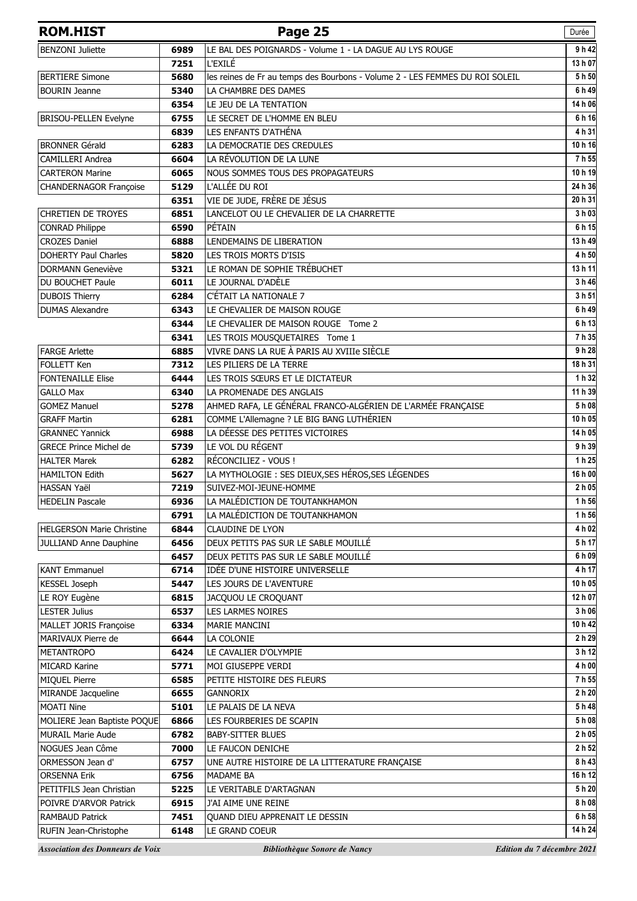| ROM.HIST | | | Durée |
|---|---|---|---|
| BENZONI Juliette | 6989 | LE BAL DES POIGNARDS - Volume 1 - LA DAGUE AU LYS ROUGE | 9 h 42 |
| | 7251 | L'EXILÉ | 13 h 07 |
| BERTIERE Simone | 5680 | les reines de Fr au temps des Bourbons - Volume 2 - LES FEMMES DU ROI SOLEIL | 5 h 50 |
| BOURIN Jeanne | 5340 | LA CHAMBRE DES DAMES | 6 h 49 |
| | 6354 | LE JEU DE LA TENTATION | 14 h 06 |
| BRISOU-PELLEN Evelyne | 6755 | LE SECRET DE L'HOMME EN BLEU | 6 h 16 |
| | 6839 | LES ENFANTS D'ATHÉNA | 4 h 31 |
| BRONNER Gérald | 6283 | LA DEMOCRATIE DES CREDULES | 10 h 16 |
| CAMILLERI Andrea | 6604 | LA RÉVOLUTION DE LA LUNE | 7 h 55 |
| CARTERON Marine | 6065 | NOUS SOMMES TOUS DES PROPAGATEURS | 10 h 19 |
| CHANDERNAGOR Françoise | 5129 | L'ALLÉE DU ROI | 24 h 36 |
| | 6351 | VIE DE JUDE, FRÈRE DE JÉSUS | 20 h 31 |
| CHRETIEN DE TROYES | 6851 | LANCELOT OU LE CHEVALIER DE LA CHARRETTE | 3 h 03 |
| CONRAD Philippe | 6590 | PÉTAIN | 6 h 15 |
| CROZES Daniel | 6888 | LENDEMAINS DE LIBERATION | 13 h 49 |
| DOHERTY Paul Charles | 5820 | LES TROIS MORTS D'ISIS | 4 h 50 |
| DORMANN Geneviève | 5321 | LE ROMAN DE SOPHIE TRÉBUCHET | 13 h 11 |
| DU BOUCHET Paule | 6011 | LE JOURNAL D'ADÈLE | 3 h 46 |
| DUBOIS Thierry | 6284 | C'ÉTAIT LA NATIONALE 7 | 3 h 51 |
| DUMAS Alexandre | 6343 | LE CHEVALIER DE MAISON ROUGE | 6 h 49 |
| | 6344 | LE CHEVALIER DE MAISON ROUGE Tome 2 | 6 h 13 |
| | 6341 | LES TROIS MOUSQUETAIRES Tome 1 | 7 h 35 |
| FARGE Arlette | 6885 | VIVRE DANS LA RUE À PARIS AU XVIIIe SIÈCLE | 9 h 28 |
| FOLLETT Ken | 7312 | LES PILIERS DE LA TERRE | 18 h 31 |
| FONTENAILLE Elise | 6444 | LES TROIS SŒURS ET LE DICTATEUR | 1 h 32 |
| GALLO Max | 6340 | LA PROMENADE DES ANGLAIS | 11 h 39 |
| GOMEZ Manuel | 5278 | AHMED RAFA, LE GÉNÉRAL FRANCO-ALGÉRIEN DE L'ARMÉE FRANÇAISE | 5 h 08 |
| GRAFF Martin | 6281 | COMME L'Allemagne ? LE BIG BANG LUTHÉRIEN | 10 h 05 |
| GRANNEC Yannick | 6988 | LA DÉESSE DES PETITES VICTOIRES | 14 h 05 |
| GRECE Prince Michel de | 5739 | LE VOL DU RÉGENT | 9 h 39 |
| HALTER Marek | 6282 | RÉCONCILIEZ - VOUS ! | 1 h 25 |
| HAMILTON Edith | 5627 | LA MYTHOLOGIE : SES DIEUX,SES HÉROS,SES LÉGENDES | 16 h 00 |
| HASSAN Yaël | 7219 | SUIVEZ-MOI-JEUNE-HOMME | 2 h 05 |
| HEDELIN Pascale | 6936 | LA MALÉDICTION DE TOUTANKHAMON | 1 h 56 |
| | 6791 | LA MALÉDICTION DE TOUTANKHAMON | 1 h 56 |
| HELGERSON Marie Christine | 6844 | CLAUDINE DE LYON | 4 h 02 |
| JULLIAND Anne Dauphine | 6456 | DEUX PETITS PAS SUR LE SABLE MOUILLÉ | 5 h 17 |
| | 6457 | DEUX PETITS PAS SUR LE SABLE MOUILLÉ | 6 h 09 |
| KANT Emmanuel | 6714 | IDÉE D'UNE HISTOIRE UNIVERSELLE | 4 h 17 |
| KESSEL Joseph | 5447 | LES JOURS DE L'AVENTURE | 10 h 05 |
| LE ROY Eugène | 6815 | JACQUOU LE CROQUANT | 12 h 07 |
| LESTER Julius | 6537 | LES LARMES NOIRES | 3 h 06 |
| MALLET JORIS Françoise | 6334 | MARIE MANCINI | 10 h 42 |
| MARIVAUX Pierre de | 6644 | LA COLONIE | 2 h 29 |
| METANTROPO | 6424 | LE CAVALIER D'OLYMPIE | 3 h 12 |
| MICARD Karine | 5771 | MOI GIUSEPPE VERDI | 4 h 00 |
| MIQUEL Pierre | 6585 | PETITE HISTOIRE DES FLEURS | 7 h 55 |
| MIRANDE Jacqueline | 6655 | GANNORIX | 2 h 20 |
| MOATI Nine | 5101 | LE PALAIS DE LA NEVA | 5 h 48 |
| MOLIERE Jean Baptiste POQUE | 6866 | LES FOURBERIES DE SCAPIN | 5 h 08 |
| MURAIL Marie Aude | 6782 | BABY-SITTER BLUES | 2 h 05 |
| NOGUES Jean Côme | 7000 | LE FAUCON DENICHE | 2 h 52 |
| ORMESSON Jean d' | 6757 | UNE AUTRE HISTOIRE DE LA LITTERATURE FRANÇAISE | 8 h 43 |
| ORSENNA Erik | 6756 | MADAME BA | 16 h 12 |
| PETITFILS Jean Christian | 5225 | LE VERITABLE D'ARTAGNAN | 5 h 20 |
| POIVRE D'ARVOR Patrick | 6915 | J'AI AIME UNE REINE | 8 h 08 |
| RAMBAUD Patrick | 7451 | QUAND DIEU APPRENAIT LE DESSIN | 6 h 58 |
| RUFIN Jean-Christophe | 6148 | LE GRAND COEUR | 14 h 24 |

*Association des Donneurs de Voix* — *Bibliothèque Sonore de Nancy* — *Edition du 7 décembre 2021*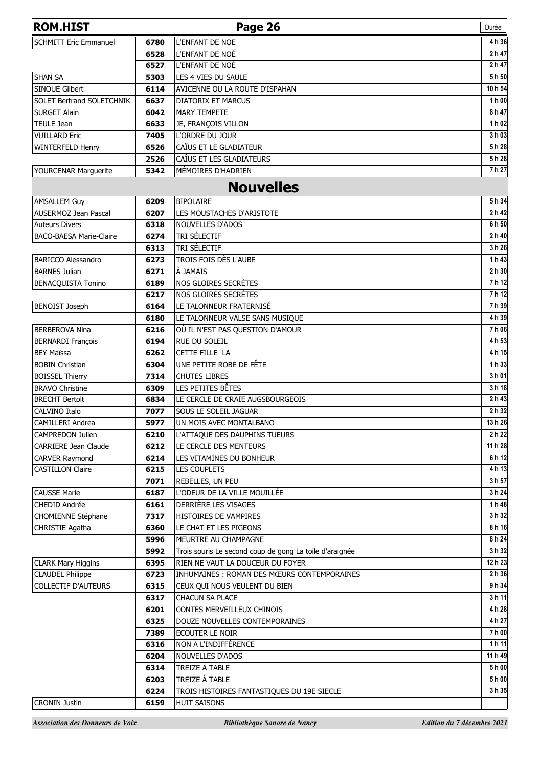| ROM.HIST | | | Durée |
|---|---|---|---|
| SCHMITT Eric Emmanuel | 6780 | L'ENFANT DE NOE | 4 h 36 |
| | 6528 | L'ENFANT DE NOÉ | 2 h 47 |
| | 6527 | L'ENFANT DE NOÉ | 2 h 47 |
| SHAN SA | 5303 | LES 4 VIES DU SAULE | 5 h 50 |
| SINOUE Gilbert | 6114 | AVICENNE OU LA ROUTE D'ISPAHAN | 10 h 54 |
| SOLET Bertrand SOLETCHNIK | 6637 | DIATORIX ET MARCUS | 1 h 00 |
| SURGET Alain | 6042 | MARY TEMPETE | 8 h 47 |
| TEULE Jean | 6633 | JE, FRANÇOIS VILLON | 1 h 02 |
| VUILLARD Eric | 7405 | L'ORDRE DU JOUR | 3 h 03 |
| WINTERFELD Henry | 6526 | CAÏUS ET LE GLADIATEUR | 5 h 28 |
| | 2526 | CAÏUS ET LES GLADIATEURS | 5 h 28 |
| YOURCENAR Marguerite | 5342 | MÉMOIRES D'HADRIEN | 7 h 27 |

## Nouvelles

| Auteur | N° | Titre | Durée |
|---|---|---|---|
| AMSALLEM Guy | 6209 | BIPOLAIRE | 5 h 34 |
| AUSERMOZ Jean Pascal | 6207 | LES MOUSTACHES D'ARISTOTE | 2 h 42 |
| Auteurs Divers | 6318 | NOUVELLES D'ADOS | 6 h 50 |
| BACO-BAESA Marie-Claire | 6274 | TRI SÉLECTIF | 2 h 40 |
| | 6313 | TRI SÉLECTIF | 3 h 26 |
| BARICCO Alessandro | 6273 | TROIS FOIS DÈS L'AUBE | 1 h 43 |
| BARNES Julian | 6271 | À JAMAIS | 2 h 30 |
| BENACQUISTA Tonino | 6189 | NOS GLOIRES SECRÈTES | 7 h 12 |
| | 6217 | NOS GLOIRES SECRÈTES | 7 h 12 |
| BENOIST Joseph | 6164 | LE TALONNEUR FRATERNISÉ | 7 h 39 |
| | 6180 | LE TALONNEUR VALSE SANS MUSIQUE | 4 h 39 |
| BERBEROVA Nina | 6216 | OÙ IL N'EST PAS QUESTION D'AMOUR | 7 h 06 |
| BERNARDI François | 6194 | RUE DU SOLEIL | 4 h 53 |
| BEY Maïssa | 6262 | CETTE FILLE LA | 4 h 15 |
| BOBIN Christian | 6304 | UNE PETITE ROBE DE FÊTE | 1 h 33 |
| BOISSEL Thierry | 7314 | CHUTES LIBRES | 3 h 01 |
| BRAVO Christine | 6309 | LES PETITES BÊTES | 3 h 18 |
| BRECHT Bertolt | 6834 | LE CERCLE DE CRAIE AUGSBOURGEOIS | 2 h 43 |
| CALVINO Italo | 7077 | SOUS LE SOLEIL JAGUAR | 2 h 32 |
| CAMILLERI Andrea | 5977 | UN MOIS AVEC MONTALBANO | 13 h 26 |
| CAMPREDON Julien | 6210 | L'ATTAQUE DES DAUPHINS TUEURS | 2 h 22 |
| CARRIERE Jean Claude | 6212 | LE CERCLE DES MENTEURS | 11 h 28 |
| CARVER Raymond | 6214 | LES VITAMINES DU BONHEUR | 6 h 12 |
| CASTILLON Claire | 6215 | LES COUPLETS | 4 h 13 |
| | 7071 | REBELLES, UN PEU | 3 h 57 |
| CAUSSE Marie | 6187 | L'ODEUR DE LA VILLE MOUILLÉE | 3 h 24 |
| CHEDID Andrée | 6161 | DERRIÈRE LES VISAGES | 1 h 48 |
| CHOMIENNE Stéphane | 7317 | HISTOIRES DE VAMPIRES | 3 h 32 |
| CHRISTIE Agatha | 6360 | LE CHAT ET LES PIGEONS | 8 h 16 |
| | 5996 | MEURTRE AU CHAMPAGNE | 8 h 24 |
| | 5992 | Trois souris Le second coup de gong La toile d'araignée | 3 h 32 |
| CLARK Mary Higgins | 6395 | RIEN NE VAUT LA DOUCEUR DU FOYER | 12 h 23 |
| CLAUDEL Philippe | 6723 | INHUMAINES : ROMAN DES MŒURS CONTEMPORAINES | 2 h 36 |
| COLLECTIF D'AUTEURS | 6315 | CEUX QUI NOUS VEULENT DU BIEN | 9 h 34 |
| | 6317 | CHACUN SA PLACE | 3 h 11 |
| | 6201 | CONTES MERVEILLEUX CHINOIS | 4 h 28 |
| | 6325 | DOUZE NOUVELLES CONTEMPORAINES | 4 h 27 |
| | 7389 | ECOUTER LE NOIR | 7 h 00 |
| | 6316 | NON A L'INDIFFÉRENCE | 1 h 11 |
| | 6204 | NOUVELLES D'ADOS | 11 h 49 |
| | 6314 | TREIZE A TABLE | 5 h 00 |
| | 6203 | TREIZE À TABLE | 5 h 00 |
| | 6224 | TROIS HISTOIRES FANTASTIQUES DU 19E SIECLE | 3 h 35 |
| CRONIN Justin | 6159 | HUIT SAISONS | |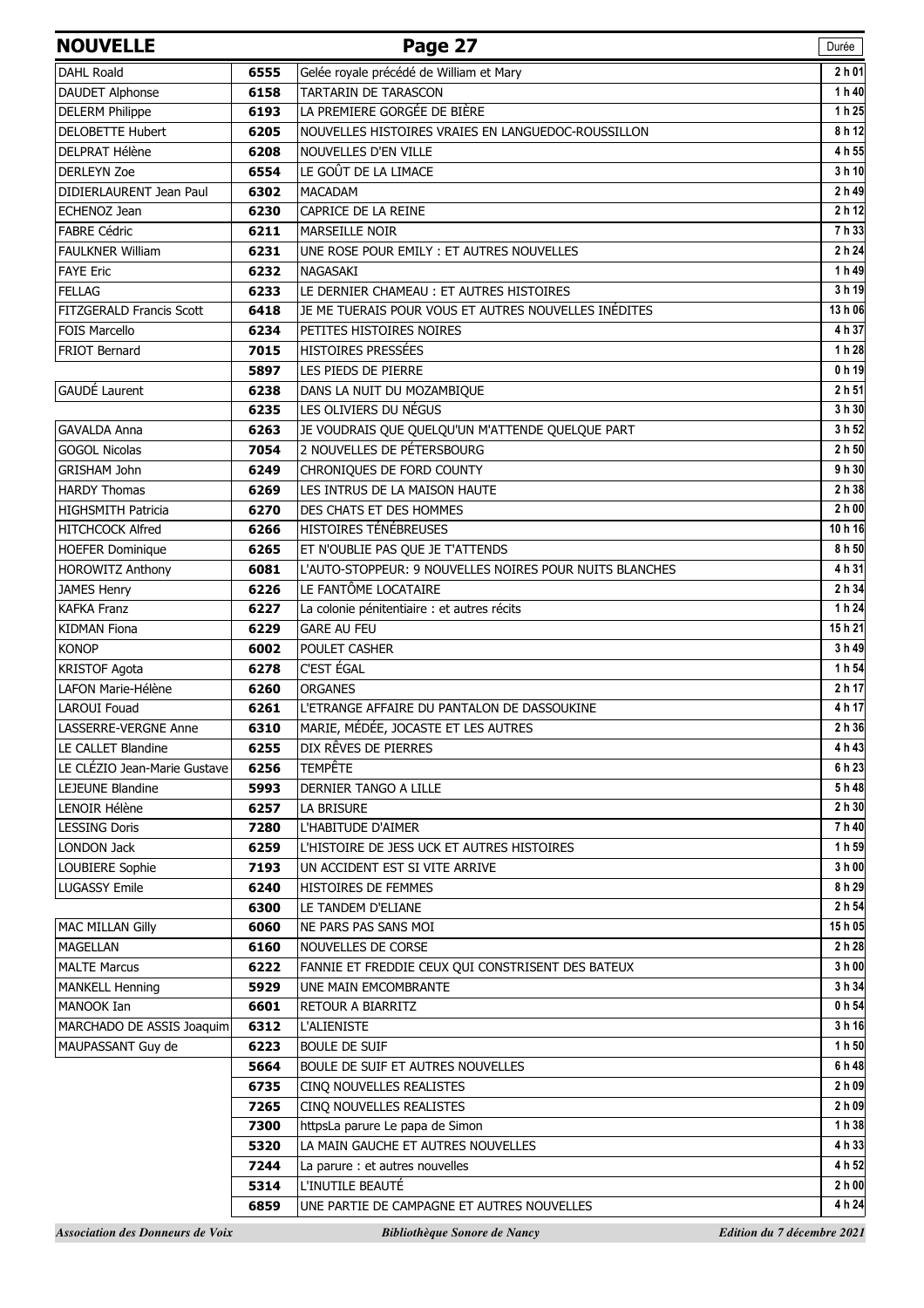| NOUVELLE | | Page 27 | Durée |
|---|---|---|---|
| DAHL Roald | 6555 | Gelée royale précédé de William et Mary | 2 h 01 |
| DAUDET Alphonse | 6158 | TARTARIN DE TARASCON | 1 h 40 |
| DELERM Philippe | 6193 | LA PREMIERE GORGÉE DE BIÈRE | 1 h 25 |
| DELOBETTE Hubert | 6205 | NOUVELLES HISTOIRES VRAIES EN LANGUEDOC-ROUSSILLON | 8 h 12 |
| DELPRAT Hélène | 6208 | NOUVELLES D'EN VILLE | 4 h 55 |
| DERLEYN Zoe | 6554 | LE GOÛT DE LA LIMACE | 3 h 10 |
| DIDIERLAURENT Jean Paul | 6302 | MACADAM | 2 h 49 |
| ECHENOZ Jean | 6230 | CAPRICE DE LA REINE | 2 h 12 |
| FABRE Cédric | 6211 | MARSEILLE NOIR | 7 h 33 |
| FAULKNER William | 6231 | UNE ROSE POUR EMILY : ET AUTRES NOUVELLES | 2 h 24 |
| FAYE Eric | 6232 | NAGASAKI | 1 h 49 |
| FELLAG | 6233 | LE DERNIER CHAMEAU : ET AUTRES HISTOIRES | 3 h 19 |
| FITZGERALD Francis Scott | 6418 | JE ME TUERAIS POUR VOUS ET AUTRES NOUVELLES INÉDITES | 13 h 06 |
| FOIS Marcello | 6234 | PETITES HISTOIRES NOIRES | 4 h 37 |
| FRIOT Bernard | 7015 | HISTOIRES PRESSÉES | 1 h 28 |
| | 5897 | LES PIEDS DE PIERRE | 0 h 19 |
| GAUDÉ Laurent | 6238 | DANS LA NUIT DU MOZAMBIQUE | 2 h 51 |
| | 6235 | LES OLIVIERS DU NÉGUS | 3 h 30 |
| GAVALDA Anna | 6263 | JE VOUDRAIS QUE QUELQU'UN M'ATTENDE QUELQUE PART | 3 h 52 |
| GOGOL Nicolas | 7054 | 2 NOUVELLES DE PÉTERSBOURG | 2 h 50 |
| GRISHAM John | 6249 | CHRONIQUES DE FORD COUNTY | 9 h 30 |
| HARDY Thomas | 6269 | LES INTRUS DE LA MAISON HAUTE | 2 h 38 |
| HIGHSMITH Patricia | 6270 | DES CHATS ET DES HOMMES | 2 h 00 |
| HITCHCOCK Alfred | 6266 | HISTOIRES TÉNÉBREUSES | 10 h 16 |
| HOEFER Dominique | 6265 | ET N'OUBLIE PAS QUE JE T'ATTENDS | 8 h 50 |
| HOROWITZ Anthony | 6081 | L'AUTO-STOPPEUR: 9 NOUVELLES NOIRES POUR NUITS BLANCHES | 4 h 31 |
| JAMES Henry | 6226 | LE FANTÔME LOCATAIRE | 2 h 34 |
| KAFKA Franz | 6227 | La colonie pénitentiaire : et autres récits | 1 h 24 |
| KIDMAN Fiona | 6229 | GARE AU FEU | 15 h 21 |
| KONOP | 6002 | POULET CASHER | 3 h 49 |
| KRISTOF Agota | 6278 | C'EST ÉGAL | 1 h 54 |
| LAFON Marie-Hélène | 6260 | ORGANES | 2 h 17 |
| LAROUI Fouad | 6261 | L'ETRANGE AFFAIRE DU PANTALON DE DASSOUKINE | 4 h 17 |
| LASSERRE-VERGNE Anne | 6310 | MARIE, MÉDÉE, JOCASTE ET LES AUTRES | 2 h 36 |
| LE CALLET Blandine | 6255 | DIX RÊVES DE PIERRES | 4 h 43 |
| LE CLÉZIO Jean-Marie Gustave | 6256 | TEMPÊTE | 6 h 23 |
| LEJEUNE Blandine | 5993 | DERNIER TANGO A LILLE | 5 h 48 |
| LENOIR Hélène | 6257 | LA BRISURE | 2 h 30 |
| LESSING Doris | 7280 | L'HABITUDE D'AIMER | 7 h 40 |
| LONDON Jack | 6259 | L'HISTOIRE DE JESS UCK ET AUTRES HISTOIRES | 1 h 59 |
| LOUBIERE Sophie | 7193 | UN ACCIDENT EST SI VITE ARRIVE | 3 h 00 |
| LUGASSY Emile | 6240 | HISTOIRES DE FEMMES | 8 h 29 |
| | 6300 | LE TANDEM D'ELIANE | 2 h 54 |
| MAC MILLAN Gilly | 6060 | NE PARS PAS SANS MOI | 15 h 05 |
| MAGELLAN | 6160 | NOUVELLES DE CORSE | 2 h 28 |
| MALTE Marcus | 6222 | FANNIE ET FREDDIE CEUX QUI CONSTRISENT DES BATEUX | 3 h 00 |
| MANKELL Henning | 5929 | UNE MAIN EMCOMBRANTE | 3 h 34 |
| MANOOK Ian | 6601 | RETOUR A BIARRITZ | 0 h 54 |
| MARCHADO DE ASSIS Joaquim | 6312 | L'ALIENISTE | 3 h 16 |
| MAUPASSANT Guy de | 6223 | BOULE DE SUIF | 1 h 50 |
| | 5664 | BOULE DE SUIF ET AUTRES NOUVELLES | 6 h 48 |
| | 6735 | CINQ NOUVELLES REALISTES | 2 h 09 |
| | 7265 | CINQ NOUVELLES REALISTES | 2 h 09 |
| | 7300 | httpsLa parure Le papa de Simon | 1 h 38 |
| | 5320 | LA MAIN GAUCHE ET AUTRES NOUVELLES | 4 h 33 |
| | 7244 | La parure : et autres nouvelles | 4 h 52 |
| | 5314 | L'INUTILE BEAUTÉ | 2 h 00 |
| | 6859 | UNE PARTIE DE CAMPAGNE ET AUTRES NOUVELLES | 4 h 24 |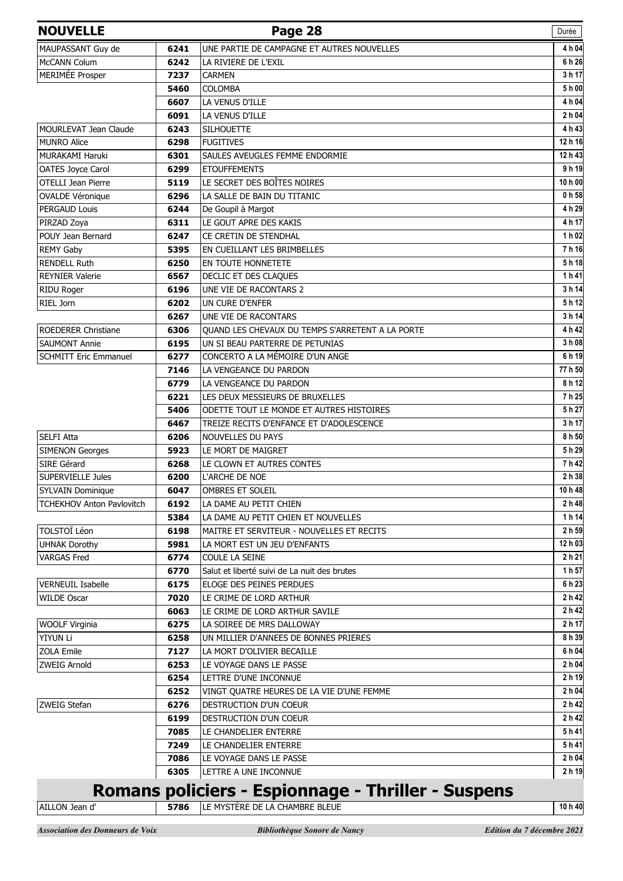## NOUVELLE

| | | | Durée |
|---|---|---|---|
| MAUPASSANT Guy de | **6241** | UNE PARTIE DE CAMPAGNE ET AUTRES NOUVELLES | **4 h 04** |
| McCANN Colum | **6242** | LA RIVIERE DE L'EXIL | **6 h 26** |
| MERIMÉE Prosper | **7237** | CARMEN | **3 h 17** |
| | **5460** | COLOMBA | **5 h 00** |
| | **6607** | LA VENUS D'ILLE | **4 h 04** |
| | **6091** | LA VENUS D'ILLE | **2 h 04** |
| MOURLEVAT Jean Claude | **6243** | SILHOUETTE | **4 h 43** |
| MUNRO Alice | **6298** | FUGITIVES | **12 h 16** |
| MURAKAMI Haruki | **6301** | SAULES AVEUGLES FEMME ENDORMIE | **12 h 43** |
| OATES Joyce Carol | **6299** | ETOUFFEMENTS | **9 h 19** |
| OTELLI Jean Pierre | **5119** | LE SECRET DES BOÎTES NOIRES | **10 h 00** |
| OVALDE Véronique | **6296** | LA SALLE DE BAIN DU TITANIC | **0 h 58** |
| PERGAUD Louis | **6244** | De Goupil à Margot | **4 h 29** |
| PIRZAD Zoya | **6311** | LE GOUT APRE DES KAKIS | **4 h 17** |
| POUY Jean Bernard | **6247** | CE CRETIN DE STENDHAL | **1 h 02** |
| REMY Gaby | **5395** | EN CUEILLANT LES BRIMBELLES | **7 h 16** |
| RENDELL Ruth | **6250** | EN TOUTE HONNETETE | **5 h 18** |
| REYNIER Valerie | **6567** | DECLIC ET DES CLAQUES | **1 h 41** |
| RIDU Roger | **6196** | UNE VIE DE RACONTARS 2 | **3 h 14** |
| RIEL Jorn | **6202** | UN CURE D'ENFER | **5 h 12** |
| | **6267** | UNE VIE DE RACONTARS | **3 h 14** |
| ROEDERER Christiane | **6306** | QUAND LES CHEVAUX DU TEMPS S'ARRETENT A LA PORTE | **4 h 42** |
| SAUMONT Annie | **6195** | UN SI BEAU PARTERRE DE PETUNIAS | **3 h 08** |
| SCHMITT Eric Emmanuel | **6277** | CONCERTO A LA MÉMOIRE D'UN ANGE | **6 h 19** |
| | **7146** | LA VENGEANCE DU PARDON | **77 h 50** |
| | **6779** | LA VENGEANCE DU PARDON | **8 h 12** |
| | **6221** | LES DEUX MESSIEURS DE BRUXELLES | **7 h 25** |
| | **5406** | ODETTE TOUT LE MONDE ET AUTRES HISTOIRES | **5 h 27** |
| | **6467** | TREIZE RECITS D'ENFANCE ET D'ADOLESCENCE | **3 h 17** |
| SELFI Atta | **6206** | NOUVELLES DU PAYS | **8 h 50** |
| SIMENON Georges | **5923** | LE MORT DE MAIGRET | **5 h 29** |
| SIRE Gérard | **6268** | LE CLOWN ET AUTRES CONTES | **7 h 42** |
| SUPERVIELLE Jules | **6200** | L'ARCHE DE NOE | **2 h 38** |
| SYLVAIN Dominique | **6047** | OMBRES ET SOLEIL | **10 h 48** |
| TCHEKHOV Anton Pavlovitch | **6192** | LA DAME AU PETIT CHIEN | **2 h 48** |
| | **5384** | LA DAME AU PETIT CHIEN ET NOUVELLES | **1 h 14** |
| TOLSTOÏ Léon | **6198** | MAITRE ET SERVITEUR - NOUVELLES ET RECITS | **2 h 59** |
| UHNAK Dorothy | **5981** | LA MORT EST UN JEU D'ENFANTS | **12 h 03** |
| VARGAS Fred | **6774** | COULE LA SEINE | **2 h 21** |
| | **6770** | Salut et liberté suivi de La nuit des brutes | **1 h 57** |
| VERNEUIL Isabelle | **6175** | ELOGE DES PEINES PERDUES | **6 h 23** |
| WILDE Oscar | **7020** | LE CRIME DE LORD ARTHUR | **2 h 42** |
| | **6063** | LE CRIME DE LORD ARTHUR SAVILE | **2 h 42** |
| WOOLF Virginia | **6275** | LA SOIREE DE MRS DALLOWAY | **2 h 17** |
| YIYUN Li | **6258** | UN MILLIER D'ANNEES DE BONNES PRIERES | **8 h 39** |
| ZOLA Emile | **7127** | LA MORT D'OLIVIER BECAILLE | **6 h 04** |
| ZWEIG Arnold | **6253** | LE VOYAGE DANS LE PASSE | **2 h 04** |
| | **6254** | LETTRE D'UNE INCONNUE | **2 h 19** |
| | **6252** | VINGT QUATRE HEURES DE LA VIE D'UNE FEMME | **2 h 04** |
| ZWEIG Stefan | **6276** | DESTRUCTION D'UN COEUR | **2 h 42** |
| | **6199** | DESTRUCTION D'UN COEUR | **2 h 42** |
| | **7085** | LE CHANDELIER ENTERRE | **5 h 41** |
| | **7249** | LE CHANDELIER ENTERRE | **5 h 41** |
| | **7086** | LE VOYAGE DANS LE PASSE | **2 h 04** |
| | **6305** | LETTRE A UNE INCONNUE | **2 h 19** |

## Romans policiers - Espionnage - Thriller - Suspens

| | | | |
|---|---|---|---|
| AILLON Jean d' | **5786** | LE MYSTÈRE DE LA CHAMBRE BLEUE | **10 h 40** |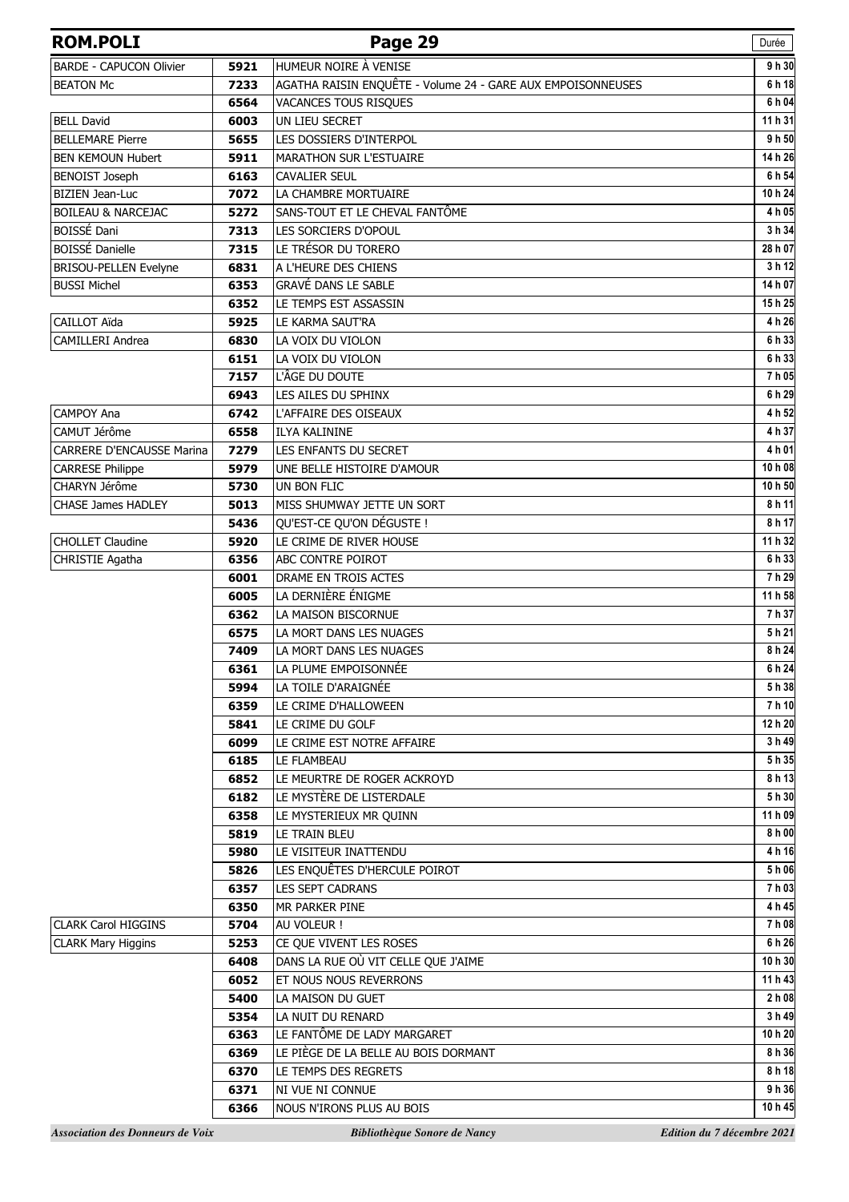| ROM.POLI | | Page 29 | Durée |
|---|---|---|---|
| BARDE - CAPUCON Olivier | 5921 | HUMEUR NOIRE À VENISE | 9 h 30 |
| BEATON Mc | 7233 | AGATHA RAISIN ENQUÊTE - Volume 24 - GARE AUX EMPOISONNEUSES | 6 h 18 |
| | 6564 | VACANCES TOUS RISQUES | 6 h 04 |
| BELL David | 6003 | UN LIEU SECRET | 11 h 31 |
| BELLEMARE Pierre | 5655 | LES DOSSIERS D'INTERPOL | 9 h 50 |
| BEN KEMOUN Hubert | 5911 | MARATHON SUR L'ESTUAIRE | 14 h 26 |
| BENOIST Joseph | 6163 | CAVALIER SEUL | 6 h 54 |
| BIZIEN Jean-Luc | 7072 | LA CHAMBRE MORTUAIRE | 10 h 24 |
| BOILEAU & NARCEJAC | 5272 | SANS-TOUT ET LE CHEVAL FANTÔME | 4 h 05 |
| BOISSÉ Dani | 7313 | LES SORCIERS D'OPOUL | 3 h 34 |
| BOISSÉ Danielle | 7315 | LE TRÉSOR DU TORERO | 28 h 07 |
| BRISOU-PELLEN Evelyne | 6831 | A L'HEURE DES CHIENS | 3 h 12 |
| BUSSI Michel | 6353 | GRAVÉ DANS LE SABLE | 14 h 07 |
| | 6352 | LE TEMPS EST ASSASSIN | 15 h 25 |
| CAILLOT Aïda | 5925 | LE KARMA SAUT'RA | 4 h 26 |
| CAMILLERI Andrea | 6830 | LA VOIX DU VIOLON | 6 h 33 |
| | 6151 | LA VOIX DU VIOLON | 6 h 33 |
| | 7157 | L'ÂGE DU DOUTE | 7 h 05 |
| | 6943 | LES AILES DU SPHINX | 6 h 29 |
| CAMPOY Ana | 6742 | L'AFFAIRE DES OISEAUX | 4 h 52 |
| CAMUT Jérôme | 6558 | ILYA KALININE | 4 h 37 |
| CARRERE D'ENCAUSSE Marina | 7279 | LES ENFANTS DU SECRET | 4 h 01 |
| CARRESE Philippe | 5979 | UNE BELLE HISTOIRE D'AMOUR | 10 h 08 |
| CHARYN Jérôme | 5730 | UN BON FLIC | 10 h 50 |
| CHASE James HADLEY | 5013 | MISS SHUMWAY JETTE UN SORT | 8 h 11 |
| | 5436 | QU'EST-CE QU'ON DÉGUSTE ! | 8 h 17 |
| CHOLLET Claudine | 5920 | LE CRIME DE RIVER HOUSE | 11 h 32 |
| CHRISTIE Agatha | 6356 | ABC CONTRE POIROT | 6 h 33 |
| | 6001 | DRAME EN TROIS ACTES | 7 h 29 |
| | 6005 | LA DERNIÈRE ÉNIGME | 11 h 58 |
| | 6362 | LA MAISON BISCORNUE | 7 h 37 |
| | 6575 | LA MORT DANS LES NUAGES | 5 h 21 |
| | 7409 | LA MORT DANS LES NUAGES | 8 h 24 |
| | 6361 | LA PLUME EMPOISONNÉE | 6 h 24 |
| | 5994 | LA TOILE D'ARAIGNÉE | 5 h 38 |
| | 6359 | LE CRIME D'HALLOWEEN | 7 h 10 |
| | 5841 | LE CRIME DU GOLF | 12 h 20 |
| | 6099 | LE CRIME EST NOTRE AFFAIRE | 3 h 49 |
| | 6185 | LE FLAMBEAU | 5 h 35 |
| | 6852 | LE MEURTRE DE ROGER ACKROYD | 8 h 13 |
| | 6182 | LE MYSTÈRE DE LISTERDALE | 5 h 30 |
| | 6358 | LE MYSTERIEUX MR QUINN | 11 h 09 |
| | 5819 | LE TRAIN BLEU | 8 h 00 |
| | 5980 | LE VISITEUR INATTENDU | 4 h 16 |
| | 5826 | LES ENQUÊTES D'HERCULE POIROT | 5 h 06 |
| | 6357 | LES SEPT CADRANS | 7 h 03 |
| | 6350 | MR PARKER PINE | 4 h 45 |
| CLARK Carol HIGGINS | 5704 | AU VOLEUR ! | 7 h 08 |
| CLARK Mary Higgins | 5253 | CE QUE VIVENT LES ROSES | 6 h 26 |
| | 6408 | DANS LA RUE OÙ VIT CELLE QUE J'AIME | 10 h 30 |
| | 6052 | ET NOUS NOUS REVERRONS | 11 h 43 |
| | 5400 | LA MAISON DU GUET | 2 h 08 |
| | 5354 | LA NUIT DU RENARD | 3 h 49 |
| | 6363 | LE FANTÔME DE LADY MARGARET | 10 h 20 |
| | 6369 | LE PIÈGE DE LA BELLE AU BOIS DORMANT | 8 h 36 |
| | 6370 | LE TEMPS DES REGRETS | 8 h 18 |
| | 6371 | NI VUE NI CONNUE | 9 h 36 |
| | 6366 | NOUS N'IRONS PLUS AU BOIS | 10 h 45 |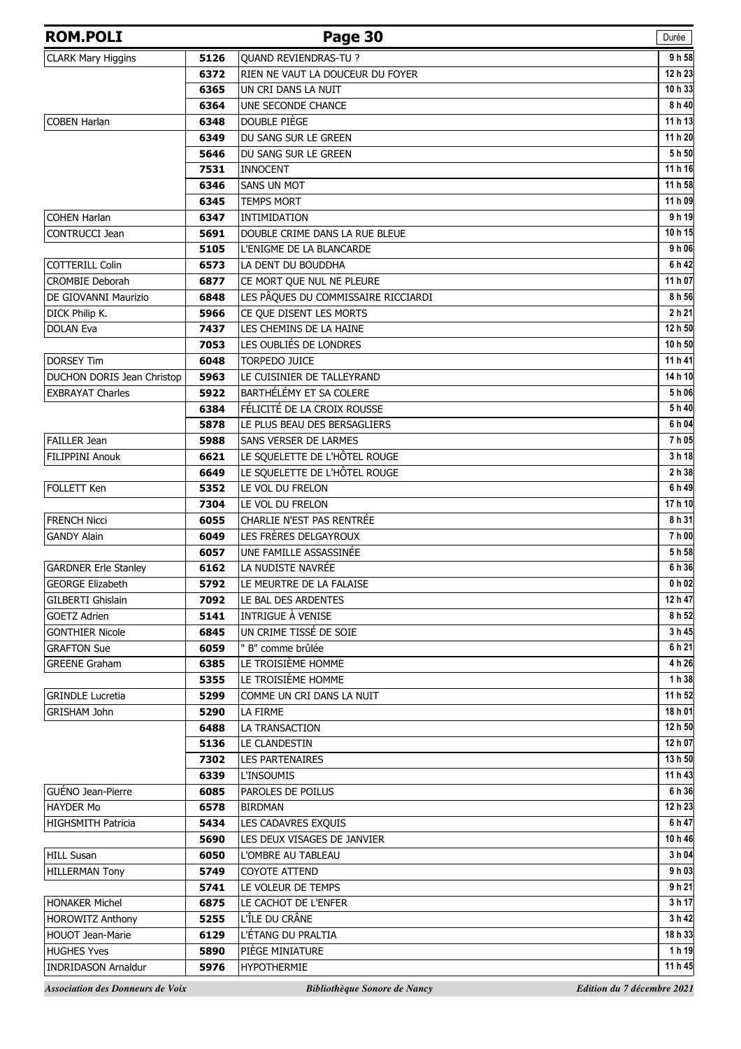| ROM.POLI | | Page 30 | Durée |
|---|---|---|---|
| CLARK Mary Higgins | 5126 | QUAND REVIENDRAS-TU ? | 9 h 58 |
| | 6372 | RIEN NE VAUT LA DOUCEUR DU FOYER | 12 h 23 |
| | 6365 | UN CRI DANS LA NUIT | 10 h 33 |
| | 6364 | UNE SECONDE CHANCE | 8 h 40 |
| COBEN Harlan | 6348 | DOUBLE PIÈGE | 11 h 13 |
| | 6349 | DU SANG SUR LE GREEN | 11 h 20 |
| | 5646 | DU SANG SUR LE GREEN | 5 h 50 |
| | 7531 | INNOCENT | 11 h 16 |
| | 6346 | SANS UN MOT | 11 h 58 |
| | 6345 | TEMPS MORT | 11 h 09 |
| COHEN Harlan | 6347 | INTIMIDATION | 9 h 19 |
| CONTRUCCI Jean | 5691 | DOUBLE CRIME DANS LA RUE BLEUE | 10 h 15 |
| | 5105 | L'ENIGME DE LA BLANCARDE | 9 h 06 |
| COTTERILL Colin | 6573 | LA DENT DU BOUDDHA | 6 h 42 |
| CROMBIE Deborah | 6877 | CE MORT QUE NUL NE PLEURE | 11 h 07 |
| DE GIOVANNI Maurizio | 6848 | LES PÂQUES DU COMMISSAIRE RICCIARDI | 8 h 56 |
| DICK Philip K. | 5966 | CE QUE DISENT LES MORTS | 2 h 21 |
| DOLAN Eva | 7437 | LES CHEMINS DE LA HAINE | 12 h 50 |
| | 7053 | LES OUBLIÉS DE LONDRES | 10 h 50 |
| DORSEY Tim | 6048 | TORPEDO JUICE | 11 h 41 |
| DUCHON DORIS Jean Christop | 5963 | LE CUISINIER DE TALLEYRAND | 14 h 10 |
| EXBRAYAT Charles | 5922 | BARTHÉLÉMY ET SA COLERE | 5 h 06 |
| | 6384 | FÉLICITÉ DE LA CROIX ROUSSE | 5 h 40 |
| | 5878 | LE PLUS BEAU DES BERSAGLIERS | 6 h 04 |
| FAILLER Jean | 5988 | SANS VERSER DE LARMES | 7 h 05 |
| FILIPPINI Anouk | 6621 | LE SQUELETTE DE L'HÔTEL ROUGE | 3 h 18 |
| | 6649 | LE SQUELETTE DE L'HÔTEL ROUGE | 2 h 38 |
| FOLLETT Ken | 5352 | LE VOL DU FRELON | 6 h 49 |
| | 7304 | LE VOL DU FRELON | 17 h 10 |
| FRENCH Nicci | 6055 | CHARLIE N'EST PAS RENTRÉE | 8 h 31 |
| GANDY Alain | 6049 | LES FRÈRES DELGAYROUX | 7 h 00 |
| | 6057 | UNE FAMILLE ASSASSINÉE | 5 h 58 |
| GARDNER Erle Stanley | 6162 | LA NUDISTE NAVRÉE | 6 h 36 |
| GEORGE Elizabeth | 5792 | LE MEURTRE DE LA FALAISE | 0 h 02 |
| GILBERTI Ghislain | 7092 | LE BAL DES ARDENTES | 12 h 47 |
| GOETZ Adrien | 5141 | INTRIGUE À VENISE | 8 h 52 |
| GONTHIER Nicole | 6845 | UN CRIME TISSÉ DE SOIE | 3 h 45 |
| GRAFTON Sue | 6059 | " B" comme brûlée | 6 h 21 |
| GREENE Graham | 6385 | LE TROISIÈME HOMME | 4 h 26 |
| | 5355 | LE TROISIÈME HOMME | 1 h 38 |
| GRINDLE Lucretia | 5299 | COMME UN CRI DANS LA NUIT | 11 h 52 |
| GRISHAM John | 5290 | LA FIRME | 18 h 01 |
| | 6488 | LA TRANSACTION | 12 h 50 |
| | 5136 | LE CLANDESTIN | 12 h 07 |
| | 7302 | LES PARTENAIRES | 13 h 50 |
| | 6339 | L'INSOUMIS | 11 h 43 |
| GUÉNO Jean-Pierre | 6085 | PAROLES DE POILUS | 6 h 36 |
| HAYDER Mo | 6578 | BIRDMAN | 12 h 23 |
| HIGHSMITH Patricia | 5434 | LES CADAVRES EXQUIS | 6 h 47 |
| | 5690 | LES DEUX VISAGES DE JANVIER | 10 h 46 |
| HILL Susan | 6050 | L'OMBRE AU TABLEAU | 3 h 04 |
| HILLERMAN Tony | 5749 | COYOTE ATTEND | 9 h 03 |
| | 5741 | LE VOLEUR DE TEMPS | 9 h 21 |
| HONAKER Michel | 6875 | LE CACHOT DE L'ENFER | 3 h 17 |
| HOROWITZ Anthony | 5255 | L'ÎLE DU CRÂNE | 3 h 42 |
| HOUOT Jean-Marie | 6129 | L'ÉTANG DU PRALTIA | 18 h 33 |
| HUGHES Yves | 5890 | PIÈGE MINIATURE | 1 h 19 |
| INDRIDASON Arnaldur | 5976 | HYPOTHERMIE | 11 h 45 |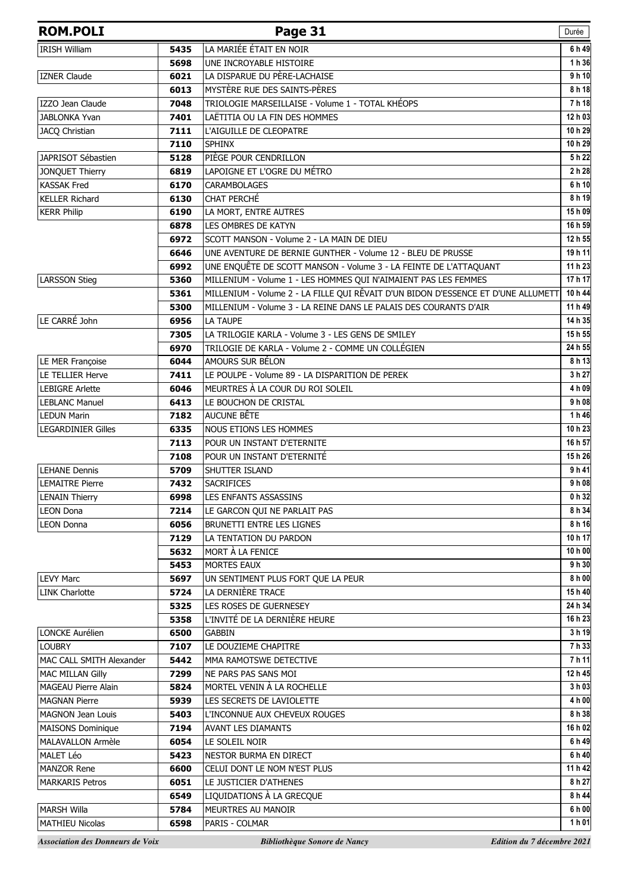| ROM.POLI | | Page 31 | Durée |
|---|---|---|---|
| IRISH William | 5435 | LA MARIÉE ÉTAIT EN NOIR | 6 h 49 |
| | 5698 | UNE INCROYABLE HISTOIRE | 1 h 36 |
| IZNER Claude | 6021 | LA DISPARUE DU PÈRE-LACHAISE | 9 h 10 |
| | 6013 | MYSTÈRE RUE DES SAINTS-PÈRES | 8 h 18 |
| IZZO Jean Claude | 7048 | TRIOLOGIE MARSEILLAISE - Volume 1 - TOTAL KHÉOPS | 7 h 18 |
| JABLONKA Yvan | 7401 | LAËTITIA OU LA FIN DES HOMMES | 12 h 03 |
| JACQ Christian | 7111 | L'AIGUILLE DE CLEOPATRE | 10 h 29 |
| | 7110 | SPHINX | 10 h 29 |
| JAPRISOT Sébastien | 5128 | PIÈGE POUR CENDRILLON | 5 h 22 |
| JONQUET Thierry | 6819 | LAPOIGNE ET L'OGRE DU MÉTRO | 2 h 28 |
| KASSAK Fred | 6170 | CARAMBOLAGES | 6 h 10 |
| KELLER Richard | 6130 | CHAT PERCHÉ | 8 h 19 |
| KERR Philip | 6190 | LA MORT, ENTRE AUTRES | 15 h 09 |
| | 6878 | LES OMBRES DE KATYN | 16 h 59 |
| | 6972 | SCOTT MANSON - Volume 2 - LA MAIN DE DIEU | 12 h 55 |
| | 6646 | UNE AVENTURE DE BERNIE GUNTHER - Volume 12 - BLEU DE PRUSSE | 19 h 11 |
| | 6992 | UNE ENQUÊTE DE SCOTT MANSON - Volume 3 - LA FEINTE DE L'ATTAQUANT | 11 h 23 |
| LARSSON Stieg | 5360 | MILLENIUM - Volume 1 - LES HOMMES QUI N'AIMAIENT PAS LES FEMMES | 17 h 17 |
| | 5361 | MILLENIUM - Volume 2 - LA FILLE QUI RÊVAIT D'UN BIDON D'ESSENCE ET D'UNE ALLUMETT | 10 h 44 |
| | 5300 | MILLENIUM - Volume 3 - LA REINE DANS LE PALAIS DES COURANTS D'AIR | 11 h 49 |
| LE CARRÉ John | 6956 | LA TAUPE | 14 h 35 |
| | 7305 | LA TRILOGIE KARLA - Volume 3 - LES GENS DE SMILEY | 15 h 55 |
| | 6970 | TRILOGIE DE KARLA - Volume 2 - COMME UN COLLÉGIEN | 24 h 55 |
| LE MER Françoise | 6044 | AMOURS SUR BÉLON | 8 h 13 |
| LE TELLIER Herve | 7411 | LE POULPE - Volume 89 - LA DISPARITION DE PEREK | 3 h 27 |
| LEBIGRE Arlette | 6046 | MEURTRES À LA COUR DU ROI SOLEIL | 4 h 09 |
| LEBLANC Manuel | 6413 | LE BOUCHON DE CRISTAL | 9 h 08 |
| LEDUN Marin | 7182 | AUCUNE BÊTE | 1 h 46 |
| LEGARDINIER Gilles | 6335 | NOUS ETIONS LES HOMMES | 10 h 23 |
| | 7113 | POUR UN INSTANT D'ETERNITE | 16 h 57 |
| | 7108 | POUR UN INSTANT D'ETERNITÉ | 15 h 26 |
| LEHANE Dennis | 5709 | SHUTTER ISLAND | 9 h 41 |
| LEMAITRE Pierre | 7432 | SACRIFICES | 9 h 08 |
| LENAIN Thierry | 6998 | LES ENFANTS ASSASSINS | 0 h 32 |
| LEON Dona | 7214 | LE GARCON QUI NE PARLAIT PAS | 8 h 34 |
| LEON Donna | 6056 | BRUNETTI ENTRE LES LIGNES | 8 h 16 |
| | 7129 | LA TENTATION DU PARDON | 10 h 17 |
| | 5632 | MORT À LA FENICE | 10 h 00 |
| | 5453 | MORTES EAUX | 9 h 30 |
| LEVY Marc | 5697 | UN SENTIMENT PLUS FORT QUE LA PEUR | 8 h 00 |
| LINK Charlotte | 5724 | LA DERNIÈRE TRACE | 15 h 40 |
| | 5325 | LES ROSES DE GUERNESEY | 24 h 34 |
| | 5358 | L'INVITÉ DE LA DERNIÈRE HEURE | 16 h 23 |
| LONCKE Aurélien | 6500 | GABBIN | 3 h 19 |
| LOUBRY | 7107 | LE DOUZIEME CHAPITRE | 7 h 33 |
| MAC CALL SMITH Alexander | 5442 | MMA RAMOTSWE DETECTIVE | 7 h 11 |
| MAC MILLAN Gilly | 7299 | NE PARS PAS SANS MOI | 12 h 45 |
| MAGEAU Pierre Alain | 5824 | MORTEL VENIN À LA ROCHELLE | 3 h 03 |
| MAGNAN Pierre | 5939 | LES SECRETS DE LAVIOLETTE | 4 h 00 |
| MAGNON Jean Louis | 5403 | L'INCONNUE AUX CHEVEUX ROUGES | 8 h 38 |
| MAISONS Dominique | 7194 | AVANT LES DIAMANTS | 16 h 02 |
| MALAVALLON Armèle | 6054 | LE SOLEIL NOIR | 6 h 49 |
| MALET Léo | 5423 | NESTOR BURMA EN DIRECT | 6 h 40 |
| MANZOR Rene | 6600 | CELUI DONT LE NOM N'EST PLUS | 11 h 42 |
| MARKARIS Petros | 6051 | LE JUSTICIER D'ATHENES | 8 h 27 |
| | 6549 | LIQUIDATIONS À LA GRECQUE | 8 h 44 |
| MARSH Willa | 5784 | MEURTRES AU MANOIR | 6 h 00 |
| MATHIEU Nicolas | 6598 | PARIS - COLMAR | 1 h 01 |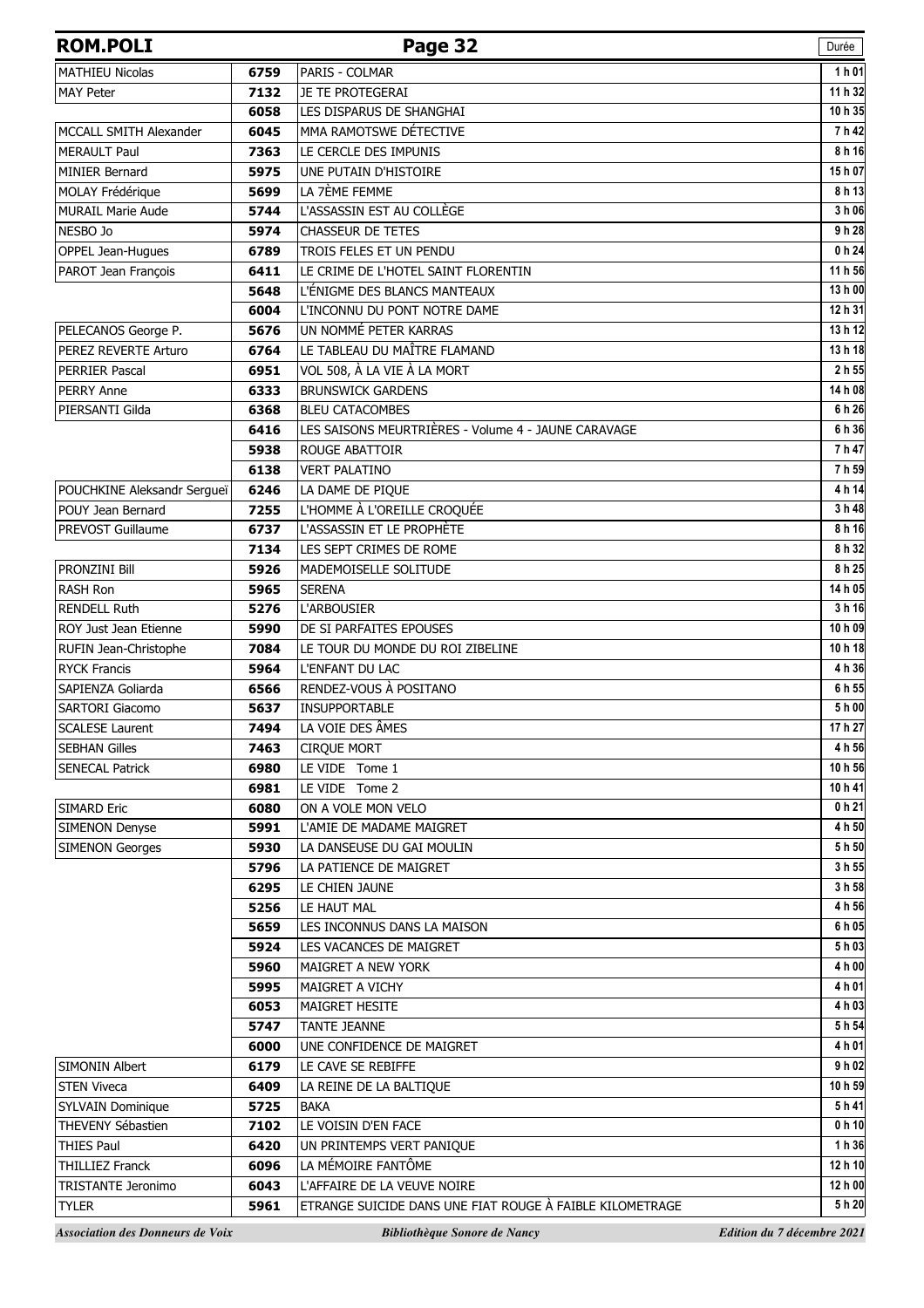| ROM.POLI | | Page 32 | Durée |
|---|---|---|---|
| MATHIEU Nicolas | 6759 | PARIS - COLMAR | 1 h 01 |
| MAY Peter | 7132 | JE TE PROTEGERAI | 11 h 32 |
| | 6058 | LES DISPARUS DE SHANGHAI | 10 h 35 |
| MCCALL SMITH Alexander | 6045 | MMA RAMOTSWE DÉTECTIVE | 7 h 42 |
| MERAULT Paul | 7363 | LE CERCLE DES IMPUNIS | 8 h 16 |
| MINIER Bernard | 5975 | UNE PUTAIN D'HISTOIRE | 15 h 07 |
| MOLAY Frédérique | 5699 | LA 7ÈME FEMME | 8 h 13 |
| MURAIL Marie Aude | 5744 | L'ASSASSIN EST AU COLLÈGE | 3 h 06 |
| NESBO Jo | 5974 | CHASSEUR DE TETES | 9 h 28 |
| OPPEL Jean-Hugues | 6789 | TROIS FELES ET UN PENDU | 0 h 24 |
| PAROT Jean François | 6411 | LE CRIME DE L'HOTEL SAINT FLORENTIN | 11 h 56 |
| | 5648 | L'ÉNIGME DES BLANCS MANTEAUX | 13 h 00 |
| | 6004 | L'INCONNU DU PONT NOTRE DAME | 12 h 31 |
| PELECANOS George P. | 5676 | UN NOMMÉ PETER KARRAS | 13 h 12 |
| PEREZ REVERTE Arturo | 6764 | LE TABLEAU DU MAÎTRE FLAMAND | 13 h 18 |
| PERRIER Pascal | 6951 | VOL 508, À LA VIE À LA MORT | 2 h 55 |
| PERRY Anne | 6333 | BRUNSWICK GARDENS | 14 h 08 |
| PIERSANTI Gilda | 6368 | BLEU CATACOMBES | 6 h 26 |
| | 6416 | LES SAISONS MEURTRIÈRES - Volume 4 - JAUNE CARAVAGE | 6 h 36 |
| | 5938 | ROUGE ABATTOIR | 7 h 47 |
| | 6138 | VERT PALATINO | 7 h 59 |
| POUCHKINE Aleksandr Sergueï | 6246 | LA DAME DE PIQUE | 4 h 14 |
| POUY Jean Bernard | 7255 | L'HOMME À L'OREILLE CROQUÉE | 3 h 48 |
| PREVOST Guillaume | 6737 | L'ASSASSIN ET LE PROPHÈTE | 8 h 16 |
| | 7134 | LES SEPT CRIMES DE ROME | 8 h 32 |
| PRONZINI Bill | 5926 | MADEMOISELLE SOLITUDE | 8 h 25 |
| RASH Ron | 5965 | SERENA | 14 h 05 |
| RENDELL Ruth | 5276 | L'ARBOUSIER | 3 h 16 |
| ROY Just Jean Etienne | 5990 | DE SI PARFAITES EPOUSES | 10 h 09 |
| RUFIN Jean-Christophe | 7084 | LE TOUR DU MONDE DU ROI ZIBELINE | 10 h 18 |
| RYCK Francis | 5964 | L'ENFANT DU LAC | 4 h 36 |
| SAPIENZA Goliarda | 6566 | RENDEZ-VOUS À POSITANO | 6 h 55 |
| SARTORI Giacomo | 5637 | INSUPPORTABLE | 5 h 00 |
| SCALESE Laurent | 7494 | LA VOIE DES ÂMES | 17 h 27 |
| SEBHAN Gilles | 7463 | CIRQUE MORT | 4 h 56 |
| SENECAL Patrick | 6980 | LE VIDE Tome 1 | 10 h 56 |
| | 6981 | LE VIDE Tome 2 | 10 h 41 |
| SIMARD Eric | 6080 | ON A VOLE MON VELO | 0 h 21 |
| SIMENON Denyse | 5991 | L'AMIE DE MADAME MAIGRET | 4 h 50 |
| SIMENON Georges | 5930 | LA DANSEUSE DU GAI MOULIN | 5 h 50 |
| | 5796 | LA PATIENCE DE MAIGRET | 3 h 55 |
| | 6295 | LE CHIEN JAUNE | 3 h 58 |
| | 5256 | LE HAUT MAL | 4 h 56 |
| | 5659 | LES INCONNUS DANS LA MAISON | 6 h 05 |
| | 5924 | LES VACANCES DE MAIGRET | 5 h 03 |
| | 5960 | MAIGRET A NEW YORK | 4 h 00 |
| | 5995 | MAIGRET A VICHY | 4 h 01 |
| | 6053 | MAIGRET HESITE | 4 h 03 |
| | 5747 | TANTE JEANNE | 5 h 54 |
| | 6000 | UNE CONFIDENCE DE MAIGRET | 4 h 01 |
| SIMONIN Albert | 6179 | LE CAVE SE REBIFFE | 9 h 02 |
| STEN Viveca | 6409 | LA REINE DE LA BALTIQUE | 10 h 59 |
| SYLVAIN Dominique | 5725 | BAKA | 5 h 41 |
| THEVENY Sébastien | 7102 | LE VOISIN D'EN FACE | 0 h 10 |
| THIES Paul | 6420 | UN PRINTEMPS VERT PANIQUE | 1 h 36 |
| THILLIEZ Franck | 6096 | LA MÉMOIRE FANTÔME | 12 h 10 |
| TRISTANTE Jeronimo | 6043 | L'AFFAIRE DE LA VEUVE NOIRE | 12 h 00 |
| TYLER | 5961 | ETRANGE SUICIDE DANS UNE FIAT ROUGE À FAIBLE KILOMETRAGE | 5 h 20 |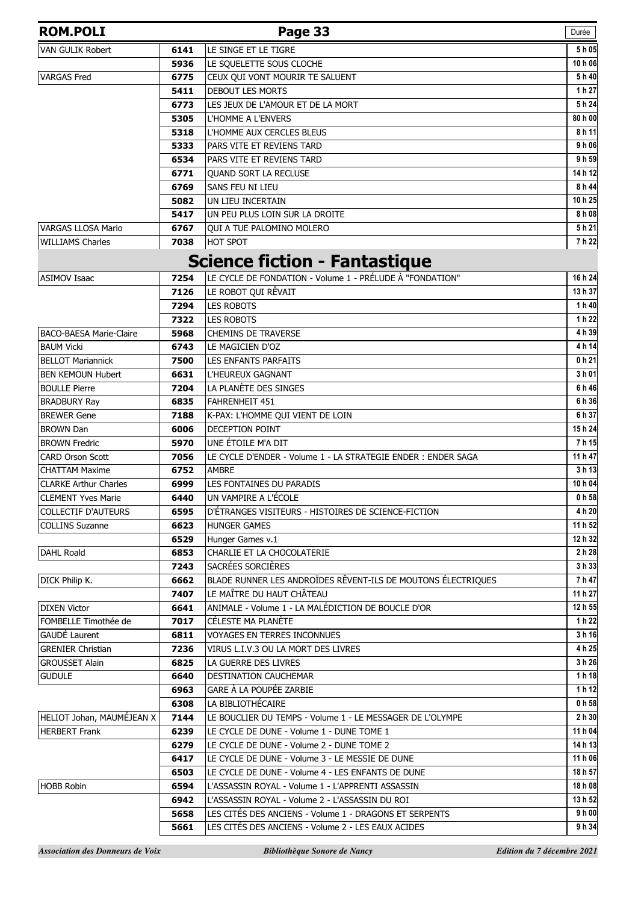| ROM.POLI | | Page 33 | Durée |
|---|---|---|---|
| VAN GULIK Robert | 6141 | LE SINGE ET LE TIGRE | 5 h 05 |
| | 5936 | LE SQUELETTE SOUS CLOCHE | 10 h 06 |
| VARGAS Fred | 6775 | CEUX QUI VONT MOURIR TE SALUENT | 5 h 40 |
| | 5411 | DEBOUT LES MORTS | 1 h 27 |
| | 6773 | LES JEUX DE L'AMOUR ET DE LA MORT | 5 h 24 |
| | 5305 | L'HOMME A L'ENVERS | 80 h 00 |
| | 5318 | L'HOMME AUX CERCLES BLEUS | 8 h 11 |
| | 5333 | PARS VITE ET REVIENS TARD | 9 h 06 |
| | 6534 | PARS VITE ET REVIENS TARD | 9 h 59 |
| | 6771 | QUAND SORT LA RECLUSE | 14 h 12 |
| | 6769 | SANS FEU NI LIEU | 8 h 44 |
| | 5082 | UN LIEU INCERTAIN | 10 h 25 |
| | 5417 | UN PEU PLUS LOIN SUR LA DROITE | 8 h 08 |
| VARGAS LLOSA Mario | 6767 | QUI A TUE PALOMINO MOLERO | 5 h 21 |
| WILLIAMS Charles | 7038 | HOT SPOT | 7 h 22 |

## Science fiction - Fantastique

| Auteur | N° | Titre | Durée |
|---|---|---|---|
| ASIMOV Isaac | 7254 | LE CYCLE DE FONDATION - Volume 1 - PRÉLUDE À "FONDATION" | 16 h 24 |
| | 7126 | LE ROBOT QUI RÊVAIT | 13 h 37 |
| | 7294 | LES ROBOTS | 1 h 40 |
| | 7322 | LES ROBOTS | 1 h 22 |
| BACO-BAESA Marie-Claire | 5968 | CHEMINS DE TRAVERSE | 4 h 39 |
| BAUM Vicki | 6743 | LE MAGICIEN D'OZ | 4 h 14 |
| BELLOT Mariannick | 7500 | LES ENFANTS PARFAITS | 0 h 21 |
| BEN KEMOUN Hubert | 6631 | L'HEUREUX GAGNANT | 3 h 01 |
| BOULLE Pierre | 7204 | LA PLANÈTE DES SINGES | 6 h 46 |
| BRADBURY Ray | 6835 | FAHRENHEIT 451 | 6 h 36 |
| BREWER Gene | 7188 | K-PAX: L'HOMME QUI VIENT DE LOIN | 6 h 37 |
| BROWN Dan | 6006 | DECEPTION POINT | 15 h 24 |
| BROWN Fredric | 5970 | UNE ÉTOILE M'A DIT | 7 h 15 |
| CARD Orson Scott | 7056 | LE CYCLE D'ENDER - Volume 1 - LA STRATEGIE ENDER : ENDER SAGA | 11 h 47 |
| CHATTAM Maxime | 6752 | AMBRE | 3 h 13 |
| CLARKE Arthur Charles | 6999 | LES FONTAINES DU PARADIS | 10 h 04 |
| CLEMENT Yves Marie | 6440 | UN VAMPIRE A L'ÉCOLE | 0 h 58 |
| COLLECTIF D'AUTEURS | 6595 | D'ÉTRANGES VISITEURS - HISTOIRES DE SCIENCE-FICTION | 4 h 20 |
| COLLINS Suzanne | 6623 | HUNGER GAMES | 11 h 52 |
| | 6529 | Hunger Games v.1 | 12 h 32 |
| DAHL Roald | 6853 | CHARLIE ET LA CHOCOLATERIE | 2 h 28 |
| | 7243 | SACRÉES SORCIÈRES | 3 h 33 |
| DICK Philip K. | 6662 | BLADE RUNNER LES ANDROÏDES RÊVENT-ILS DE MOUTONS ÉLECTRIQUES | 7 h 47 |
| | 7407 | LE MAÎTRE DU HAUT CHÂTEAU | 11 h 27 |
| DIXEN Victor | 6641 | ANIMALE - Volume 1 - LA MALÉDICTION DE BOUCLE D'OR | 12 h 55 |
| FOMBELLE Timothée de | 7017 | CÉLESTE MA PLANÈTE | 1 h 22 |
| GAUDÉ Laurent | 6811 | VOYAGES EN TERRES INCONNUES | 3 h 16 |
| GRENIER Christian | 7236 | VIRUS L.I.V.3 OU LA MORT DES LIVRES | 4 h 25 |
| GROUSSET Alain | 6825 | LA GUERRE DES LIVRES | 3 h 26 |
| GUDULE | 6640 | DESTINATION CAUCHEMAR | 1 h 18 |
| | 6963 | GARE À LA POUPÉE ZARBIE | 1 h 12 |
| | 6308 | LA BIBLIOTHÉCAIRE | 0 h 58 |
| HELIOT Johan, MAUMÉJEAN X | 7144 | LE BOUCLIER DU TEMPS - Volume 1 - LE MESSAGER DE L'OLYMPE | 2 h 30 |
| HERBERT Frank | 6239 | LE CYCLE DE DUNE - Volume 1 - DUNE TOME 1 | 11 h 04 |
| | 6279 | LE CYCLE DE DUNE - Volume 2 - DUNE TOME 2 | 14 h 13 |
| | 6417 | LE CYCLE DE DUNE - Volume 3 - LE MESSIE DE DUNE | 11 h 06 |
| | 6503 | LE CYCLE DE DUNE - Volume 4 - LES ENFANTS DE DUNE | 18 h 57 |
| HOBB Robin | 6594 | L'ASSASSIN ROYAL - Volume 1 - L'APPRENTI ASSASSIN | 18 h 08 |
| | 6942 | L'ASSASSIN ROYAL - Volume 2 - L'ASSASSIN DU ROI | 13 h 52 |
| | 5658 | LES CITÉS DES ANCIENS - Volume 1 - DRAGONS ET SERPENTS | 9 h 00 |
| | 5661 | LES CITÉS DES ANCIENS - Volume 2 - LES EAUX ACIDES | 9 h 34 |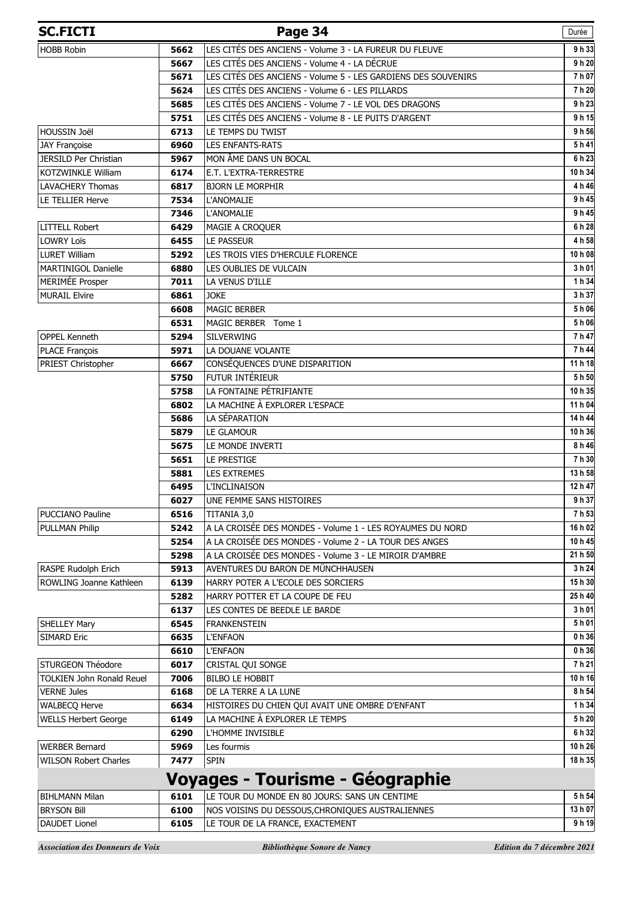| SC.FICTI | | Page 34 | Durée |
|---|---|---|---|
| HOBB Robin | 5662 | LES CITÉS DES ANCIENS - Volume 3 - LA FUREUR DU FLEUVE | 9 h 33 |
| | 5667 | LES CITÉS DES ANCIENS - Volume 4 - LA DÉCRUE | 9 h 20 |
| | 5671 | LES CITÉS DES ANCIENS - Volume 5 - LES GARDIENS DES SOUVENIRS | 7 h 07 |
| | 5624 | LES CITÉS DES ANCIENS - Volume 6 - LES PILLARDS | 7 h 20 |
| | 5685 | LES CITÉS DES ANCIENS - Volume 7 - LE VOL DES DRAGONS | 9 h 23 |
| | 5751 | LES CITÉS DES ANCIENS - Volume 8 - LE PUITS D'ARGENT | 9 h 15 |
| HOUSSIN Joël | 6713 | LE TEMPS DU TWIST | 9 h 56 |
| JAY Françoise | 6960 | LES ENFANTS-RATS | 5 h 41 |
| JERSILD Per Christian | 5967 | MON ÂME DANS UN BOCAL | 6 h 23 |
| KOTZWINKLE William | 6174 | E.T. L'EXTRA-TERRESTRE | 10 h 34 |
| LAVACHERY Thomas | 6817 | BJORN LE MORPHIR | 4 h 46 |
| LE TELLIER Herve | 7534 | L'ANOMALIE | 9 h 45 |
| | 7346 | L'ANOMALIE | 9 h 45 |
| LITTELL Robert | 6429 | MAGIE A CROQUER | 6 h 28 |
| LOWRY Loïs | 6455 | LE PASSEUR | 4 h 58 |
| LURET William | 5292 | LES TROIS VIES D'HERCULE FLORENCE | 10 h 08 |
| MARTINIGOL Danielle | 6880 | LES OUBLIES DE VULCAIN | 3 h 01 |
| MERIMÉE Prosper | 7011 | LA VENUS D'ILLE | 1 h 34 |
| MURAIL Elvire | 6861 | JOKE | 3 h 37 |
| | 6608 | MAGIC BERBER | 5 h 06 |
| | 6531 | MAGIC BERBER Tome 1 | 5 h 06 |
| OPPEL Kenneth | 5294 | SILVERWING | 7 h 47 |
| PLACE François | 5971 | LA DOUANE VOLANTE | 7 h 44 |
| PRIEST Christopher | 6667 | CONSÉQUENCES D'UNE DISPARITION | 11 h 18 |
| | 5750 | FUTUR INTÉRIEUR | 5 h 50 |
| | 5758 | LA FONTAINE PÉTRIFIANTE | 10 h 35 |
| | 6802 | LA MACHINE À EXPLORER L'ESPACE | 11 h 04 |
| | 5686 | LA SÉPARATION | 14 h 44 |
| | 5879 | LE GLAMOUR | 10 h 36 |
| | 5675 | LE MONDE INVERTI | 8 h 46 |
| | 5651 | LE PRESTIGE | 7 h 30 |
| | 5881 | LES EXTREMES | 13 h 58 |
| | 6495 | L'INCLINAISON | 12 h 47 |
| | 6027 | UNE FEMME SANS HISTOIRES | 9 h 37 |
| PUCCIANO Pauline | 6516 | TITANIA 3,0 | 7 h 53 |
| PULLMAN Philip | 5242 | A LA CROISÉE DES MONDES - Volume 1 - LES ROYAUMES DU NORD | 16 h 02 |
| | 5254 | A LA CROISÉE DES MONDES - Volume 2 - LA TOUR DES ANGES | 10 h 45 |
| | 5298 | A LA CROISÉE DES MONDES - Volume 3 - LE MIROIR D'AMBRE | 21 h 50 |
| RASPE Rudolph Erich | 5913 | AVENTURES DU BARON DE MÜNCHHAUSEN | 3 h 24 |
| ROWLING Joanne Kathleen | 6139 | HARRY POTER A L'ECOLE DES SORCIERS | 15 h 30 |
| | 5282 | HARRY POTTER ET LA COUPE DE FEU | 25 h 40 |
| | 6137 | LES CONTES DE BEEDLE LE BARDE | 3 h 01 |
| SHELLEY Mary | 6545 | FRANKENSTEIN | 5 h 01 |
| SIMARD Eric | 6635 | L'ENFAON | 0 h 36 |
| | 6610 | L'ENFAON | 0 h 36 |
| STURGEON Théodore | 6017 | CRISTAL QUI SONGE | 7 h 21 |
| TOLKIEN John Ronald Reuel | 7006 | BILBO LE HOBBIT | 10 h 16 |
| VERNE Jules | 6168 | DE LA TERRE A LA LUNE | 8 h 54 |
| WALBECQ Herve | 6634 | HISTOIRES DU CHIEN QUI AVAIT UNE OMBRE D'ENFANT | 1 h 34 |
| WELLS Herbert George | 6149 | LA MACHINE À EXPLORER LE TEMPS | 5 h 20 |
| | 6290 | L'HOMME INVISIBLE | 6 h 32 |
| WERBER Bernard | 5969 | Les fourmis | 10 h 26 |
| WILSON Robert Charles | 7477 | SPIN | 18 h 35 |

# Voyages - Tourisme - Géographie

| | | | |
|---|---|---|---|
| BIHLMANN Milan | 6101 | LE TOUR DU MONDE EN 80 JOURS: SANS UN CENTIME | 5 h 54 |
| BRYSON Bill | 6100 | NOS VOISINS DU DESSOUS,CHRONIQUES AUSTRALIENNES | 13 h 07 |
| DAUDET Lionel | 6105 | LE TOUR DE LA FRANCE, EXACTEMENT | 9 h 19 |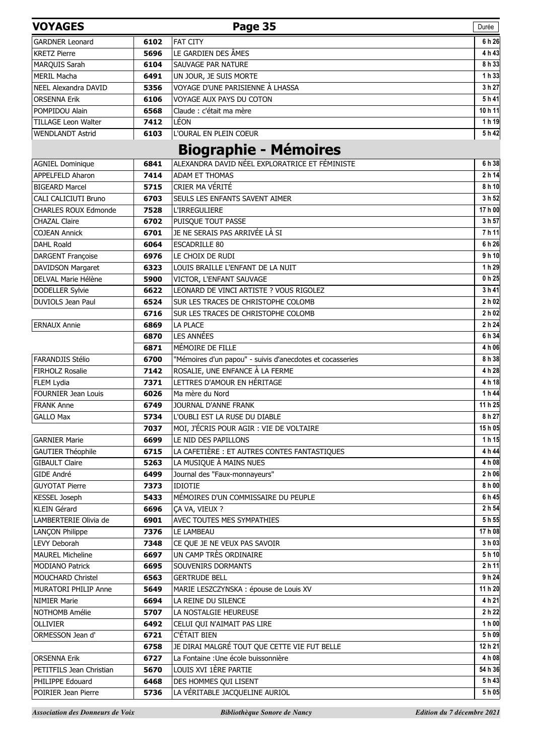| VOYAGES | | | Durée |
|---|---|---|---|
| GARDNER Leonard | 6102 | FAT CITY | 6 h 26 |
| KRETZ Pierre | 5696 | LE GARDIEN DES ÂMES | 4 h 43 |
| MARQUIS Sarah | 6104 | SAUVAGE PAR NATURE | 8 h 33 |
| MERIL Macha | 6491 | UN JOUR, JE SUIS MORTE | 1 h 33 |
| NEEL Alexandra DAVID | 5356 | VOYAGE D'UNE PARISIENNE À LHASSA | 3 h 27 |
| ORSENNA Erik | 6106 | VOYAGE AUX PAYS DU COTON | 5 h 41 |
| POMPIDOU Alain | 6568 | Claude : c'était ma mère | 10 h 11 |
| TILLAGE Leon Walter | 7412 | LÉON | 1 h 19 |
| WENDLANDT Astrid | 6103 | L'OURAL EN PLEIN COEUR | 5 h 42 |

## Biographie - Mémoires

| Auteur | N° | Titre | Durée |
|---|---|---|---|
| AGNIEL Dominique | 6841 | ALEXANDRA DAVID NÉEL EXPLORATRICE ET FÉMINISTE | 6 h 38 |
| APPELFELD Aharon | 7414 | ADAM ET THOMAS | 2 h 14 |
| BIGEARD Marcel | 5715 | CRIER MA VÉRITÉ | 8 h 10 |
| CALI CALICIUTI Bruno | 6703 | SEULS LES ENFANTS SAVENT AIMER | 3 h 52 |
| CHARLES ROUX Edmonde | 7528 | L'IRREGULIERE | 17 h 00 |
| CHAZAL Claire | 6702 | PUISQUE TOUT PASSE | 3 h 57 |
| COJEAN Annick | 6701 | JE NE SERAIS PAS ARRIVÉE LÀ SI | 7 h 11 |
| DAHL Roald | 6064 | ESCADRILLE 80 | 6 h 26 |
| DARGENT Françoise | 6976 | LE CHOIX DE RUDI | 9 h 10 |
| DAVIDSON Margaret | 6323 | LOUIS BRAILLE L'ENFANT DE LA NUIT | 1 h 29 |
| DELVAL Marie Hélène | 5900 | VICTOR, L'ENFANT SAUVAGE | 0 h 25 |
| DODELLER Sylvie | 6622 | LEONARD DE VINCI ARTISTE ? VOUS RIGOLEZ | 3 h 41 |
| DUVIOLS Jean Paul | 6524 | SUR LES TRACES DE CHRISTOPHE COLOMB | 2 h 02 |
| | 6716 | SUR LES TRACES DE CHRISTOPHE COLOMB | 2 h 02 |
| ERNAUX Annie | 6869 | LA PLACE | 2 h 24 |
| | 6870 | LES ANNÉES | 6 h 34 |
| | 6871 | MÉMOIRE DE FILLE | 4 h 06 |
| FARANDJIS Stélio | 6700 | "Mémoires d'un papou" - suivis d'anecdotes et cocasseries | 8 h 38 |
| FIRHOLZ Rosalie | 7142 | ROSALIE, UNE ENFANCE À LA FERME | 4 h 28 |
| FLEM Lydia | 7371 | LETTRES D'AMOUR EN HÉRITAGE | 4 h 18 |
| FOURNIER Jean Louis | 6026 | Ma mère du Nord | 1 h 44 |
| FRANK Anne | 6749 | JOURNAL D'ANNE FRANK | 11 h 25 |
| GALLO Max | 5734 | L'OUBLI EST LA RUSE DU DIABLE | 8 h 27 |
| | 7037 | MOI, J'ÉCRIS POUR AGIR : VIE DE VOLTAIRE | 15 h 05 |
| GARNIER Marie | 6699 | LE NID DES PAPILLONS | 1 h 15 |
| GAUTIER Théophile | 6715 | LA CAFETIÈRE : ET AUTRES CONTES FANTASTIQUES | 4 h 44 |
| GIBAULT Claire | 5263 | LA MUSIQUE À MAINS NUES | 4 h 08 |
| GIDE André | 6499 | Journal des "Faux-monnayeurs" | 2 h 06 |
| GUYOTAT Pierre | 7373 | IDIOTIE | 8 h 00 |
| KESSEL Joseph | 5433 | MÉMOIRES D'UN COMMISSAIRE DU PEUPLE | 6 h 45 |
| KLEIN Gérard | 6696 | ÇA VA, VIEUX ? | 2 h 54 |
| LAMBERTERIE Olivia de | 6901 | AVEC TOUTES MES SYMPATHIES | 5 h 55 |
| LANÇON Philippe | 7376 | LE LAMBEAU | 17 h 08 |
| LEVY Deborah | 7348 | CE QUE JE NE VEUX PAS SAVOIR | 3 h 03 |
| MAUREL Micheline | 6697 | UN CAMP TRÈS ORDINAIRE | 5 h 10 |
| MODIANO Patrick | 6695 | SOUVENIRS DORMANTS | 2 h 11 |
| MOUCHARD Christel | 6563 | GERTRUDE BELL | 9 h 24 |
| MURATORI PHILIP Anne | 5649 | MARIE LESZCZYNSKA : épouse de Louis XV | 11 h 20 |
| NIMIER Marie | 6694 | LA REINE DU SILENCE | 4 h 21 |
| NOTHOMB Amélie | 5707 | LA NOSTALGIE HEUREUSE | 2 h 22 |
| OLLIVIER | 6492 | CELUI QUI N'AIMAIT PAS LIRE | 1 h 00 |
| ORMESSON Jean d' | 6721 | C'ÉTAIT BIEN | 5 h 09 |
| | 6758 | JE DIRAI MALGRÉ TOUT QUE CETTE VIE FUT BELLE | 12 h 21 |
| ORSENNA Erik | 6727 | La Fontaine :Une école buissonnière | 4 h 08 |
| PETITFILS Jean Christian | 5670 | LOUIS XVI 1ÈRE PARTIE | 54 h 36 |
| PHILIPPE Edouard | 6468 | DES HOMMES QUI LISENT | 5 h 43 |
| POIRIER Jean Pierre | 5736 | LA VÉRITABLE JACQUELINE AURIOL | 5 h 05 |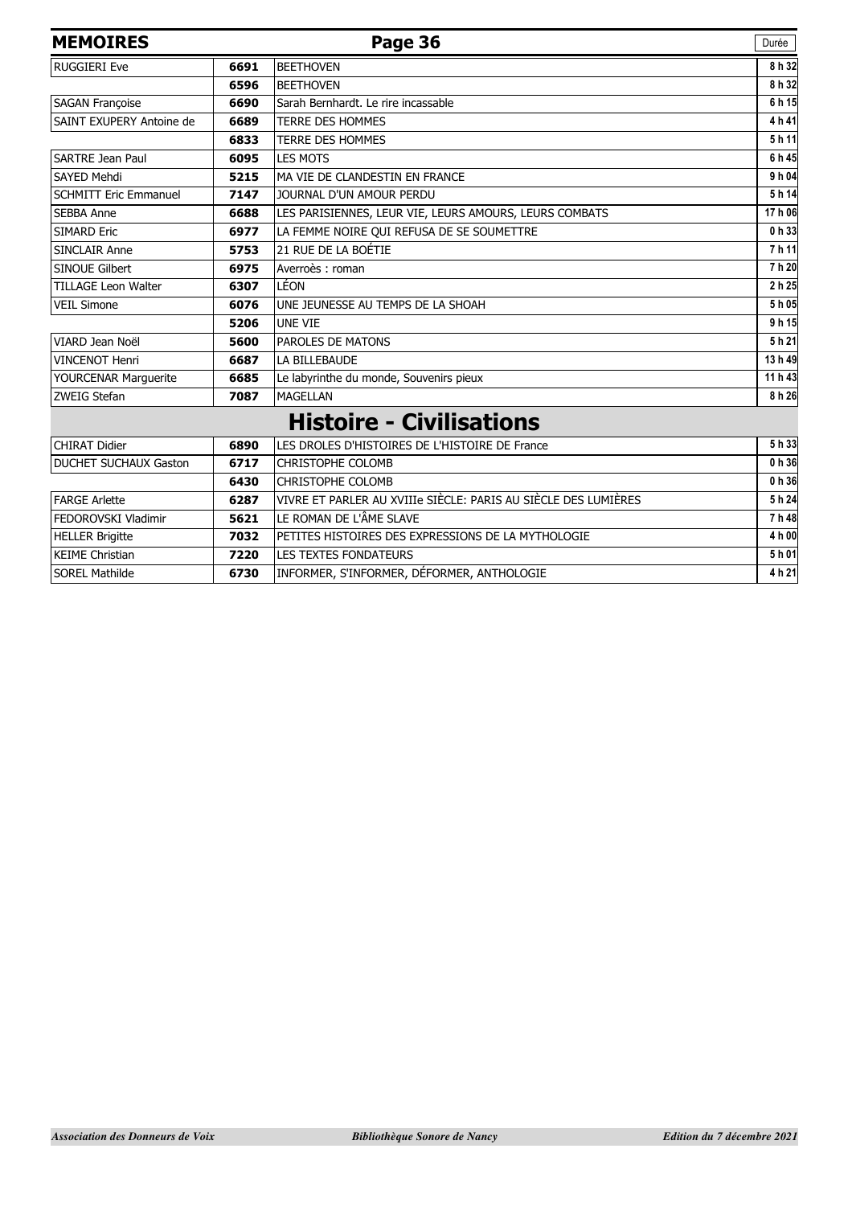## MEMOIRES

| | | | Durée |
|---|---|---|---|
| RUGGIERI Eve | **6691** | BEETHOVEN | 8 h 32 |
| | **6596** | BEETHOVEN | 8 h 32 |
| SAGAN Françoise | **6690** | Sarah Bernhardt. Le rire incassable | 6 h 15 |
| SAINT EXUPERY Antoine de | **6689** | TERRE DES HOMMES | 4 h 41 |
| | **6833** | TERRE DES HOMMES | 5 h 11 |
| SARTRE Jean Paul | **6095** | LES MOTS | 6 h 45 |
| SAYED Mehdi | **5215** | MA VIE DE CLANDESTIN EN FRANCE | 9 h 04 |
| SCHMITT Eric Emmanuel | **7147** | JOURNAL D'UN AMOUR PERDU | 5 h 14 |
| SEBBA Anne | **6688** | LES PARISIENNES, LEUR VIE, LEURS AMOURS, LEURS COMBATS | 17 h 06 |
| SIMARD Eric | **6977** | LA FEMME NOIRE QUI REFUSA DE SE SOUMETTRE | 0 h 33 |
| SINCLAIR Anne | **5753** | 21 RUE DE LA BOÉTIE | 7 h 11 |
| SINOUE Gilbert | **6975** | Averroès : roman | 7 h 20 |
| TILLAGE Leon Walter | **6307** | LÉON | 2 h 25 |
| VEIL Simone | **6076** | UNE JEUNESSE AU TEMPS DE LA SHOAH | 5 h 05 |
| | **5206** | UNE VIE | 9 h 15 |
| VIARD Jean Noël | **5600** | PAROLES DE MATONS | 5 h 21 |
| VINCENOT Henri | **6687** | LA BILLEBAUDE | 13 h 49 |
| YOURCENAR Marguerite | **6685** | Le labyrinthe du monde, Souvenirs pieux | 11 h 43 |
| ZWEIG Stefan | **7087** | MAGELLAN | 8 h 26 |

## Histoire - Civilisations

| | | | |
|---|---|---|---|
| CHIRAT Didier | **6890** | LES DROLES D'HISTOIRES DE L'HISTOIRE DE France | 5 h 33 |
| DUCHET SUCHAUX Gaston | **6717** | CHRISTOPHE COLOMB | 0 h 36 |
| | **6430** | CHRISTOPHE COLOMB | 0 h 36 |
| FARGE Arlette | **6287** | VIVRE ET PARLER AU XVIIIe SIÈCLE: PARIS AU SIÈCLE DES LUMIÈRES | 5 h 24 |
| FEDOROVSKI Vladimir | **5621** | LE ROMAN DE L'ÂME SLAVE | 7 h 48 |
| HELLER Brigitte | **7032** | PETITES HISTOIRES DES EXPRESSIONS DE LA MYTHOLOGIE | 4 h 00 |
| KEIME Christian | **7220** | LES TEXTES FONDATEURS | 5 h 01 |
| SOREL Mathilde | **6730** | INFORMER, S'INFORMER, DÉFORMER, ANTHOLOGIE | 4 h 21 |